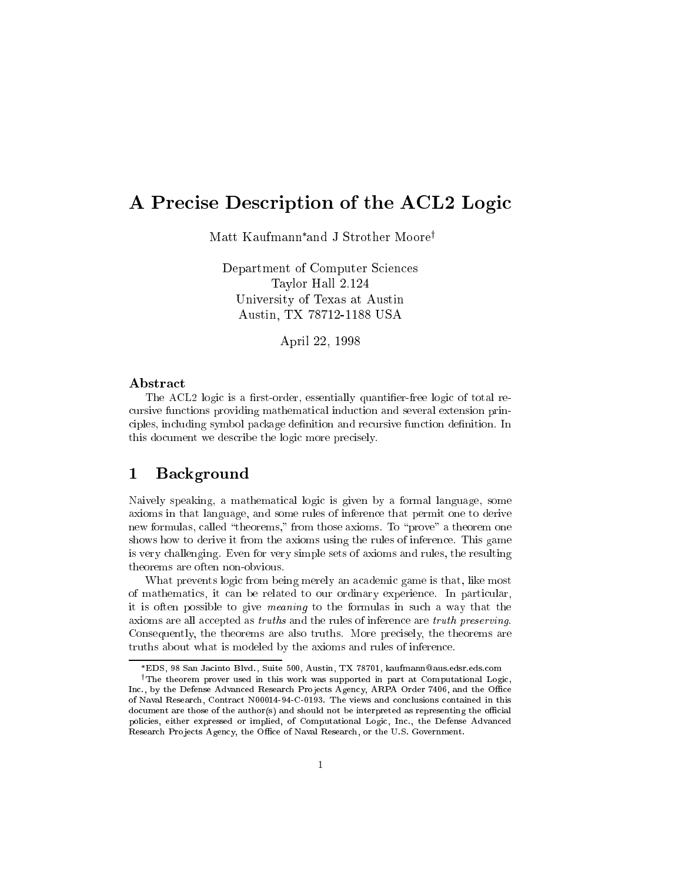# A Precise Description of the ACL2 Logic

Matt Kaufmann*and J Strother Moore[†]

Department of Computer Sciences
Taylor Hall 2.124
University of Texas at Austin
Austin, TX 78712-1188 USA

April 22, 1998

### Abstract

The ACL2 logic is a first-order, essentially quantifier-free logic of total recursive functions providing mathematical induction and several extension principles, including symbol package definition and recursive function definition. In this document we describe the logic more precisely.

## 1 Background

Naively speaking, a mathematical logic is given by a formal language, some axioms in that language, and some rules of inference that permit one to derive new formulas, called "theorems," from those axioms. To "prove" a theorem one shows how to derive it from the axioms using the rules of inference. This game is very challenging. Even for very simple sets of axioms and rules, the resulting theorems are often non-obvious.

What prevents logic from being merely an academic game is that, like most of mathematics, it can be related to our ordinary experience. In particular, it is often possible to give *meaning* to the formulas in such a way that the axioms are all accepted as *truths* and the rules of inference are *truth preserving*. Consequently, the theorems are also truths. More precisely, the theorems are truths about what is modeled by the axioms and rules of inference.

*EDS, 98 San Jacinto Blvd., Suite 500, Austin, TX 78701, kaufmann@aus.edsr.eds.com

[†]The theorem prover used in this work was supported in part at Computational Logic, Inc., by the Defense Advanced Research Projects Agency, ARPA Order 7406, and the Office of Naval Research, Contract N00014-94-C-0193. The views and conclusions contained in this document are those of the author(s) and should not be interpreted as representing the official policies, either expressed or implied, of Computational Logic, Inc., the Defense Advanced Research Projects Agency, the Office of Naval Research, or the U.S. Government.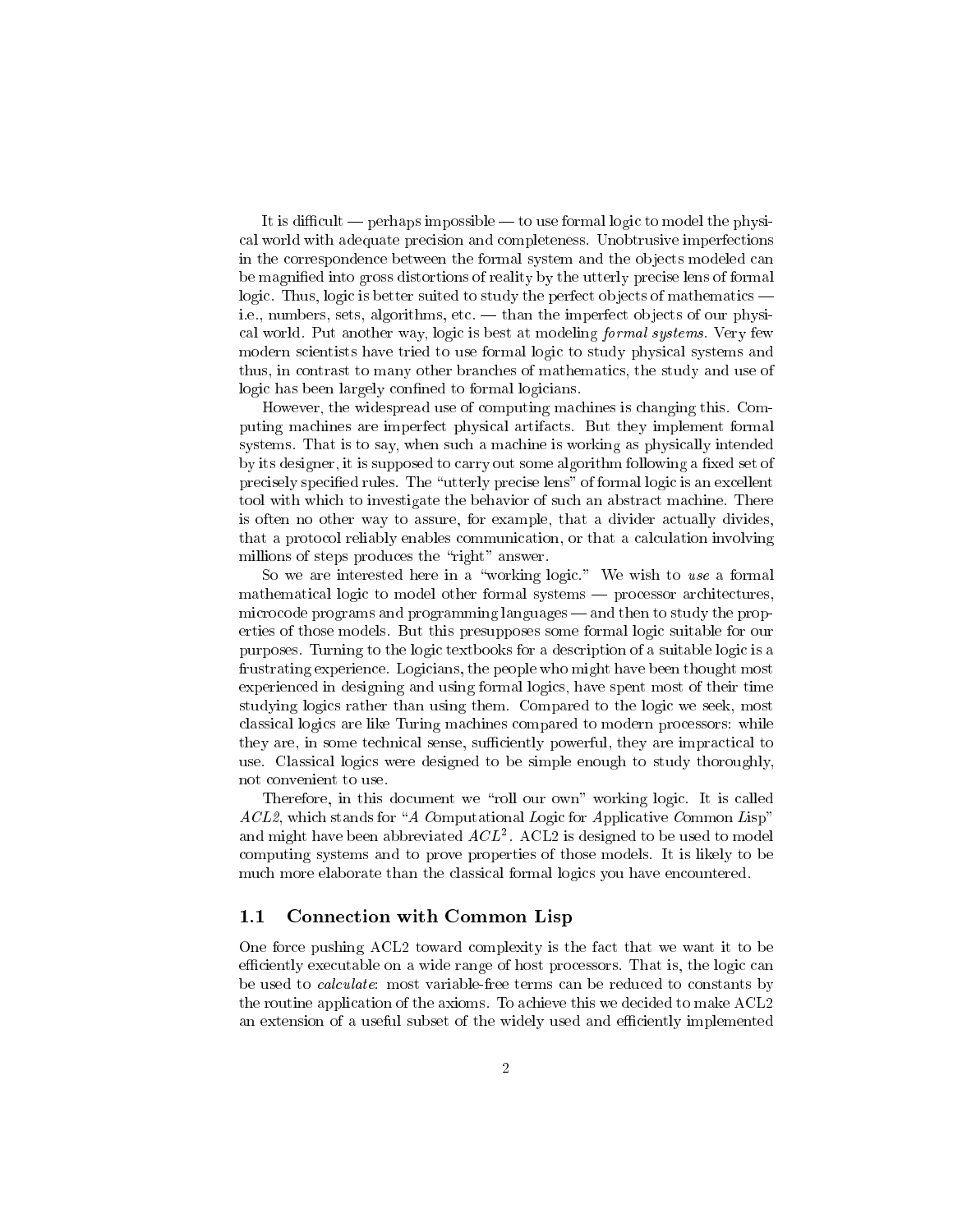It is difficult — perhaps impossible — to use formal logic to model the physical world with adequate precision and completeness. Unobtrusive imperfections in the correspondence between the formal system and the objects modeled can be magnified into gross distortions of reality by the utterly precise lens of formal logic. Thus, logic is better suited to study the perfect objects of mathematics — i.e., numbers, sets, algorithms, etc. — than the imperfect objects of our physical world. Put another way, logic is best at modeling *formal systems*. Very few modern scientists have tried to use formal logic to study physical systems and thus, in contrast to many other branches of mathematics, the study and use of logic has been largely confined to formal logicians.

However, the widespread use of computing machines is changing this. Computing machines are imperfect physical artifacts. But they implement formal systems. That is to say, when such a machine is working as physically intended by its designer, it is supposed to carry out some algorithm following a fixed set of precisely specified rules. The "utterly precise lens" of formal logic is an excellent tool with which to investigate the behavior of such an abstract machine. There is often no other way to assure, for example, that a divider actually divides, that a protocol reliably enables communication, or that a calculation involving millions of steps produces the "right" answer.

So we are interested here in a "working logic." We wish to *use* a formal mathematical logic to model other formal systems — processor architectures, microcode programs and programming languages — and then to study the properties of those models. But this presupposes some formal logic suitable for our purposes. Turning to the logic textbooks for a description of a suitable logic is a frustrating experience. Logicians, the people who might have been thought most experienced in designing and using formal logics, have spent most of their time studying logics rather than using them. Compared to the logic we seek, most classical logics are like Turing machines compared to modern processors: while they are, in some technical sense, sufficiently powerful, they are impractical to use. Classical logics were designed to be simple enough to study thoroughly, not convenient to use.

Therefore, in this document we "roll our own" working logic. It is called *ACL2*, which stands for "*A C*omputational *L*ogic for *A*pplicative *C*ommon *L*isp" and might have been abbreviated $ACL^2$. ACL2 is designed to be used to model computing systems and to prove properties of those models. It is likely to be much more elaborate than the classical formal logics you have encountered.

## 1.1 Connection with Common Lisp

One force pushing ACL2 toward complexity is the fact that we want it to be efficiently executable on a wide range of host processors. That is, the logic can be used to *calculate*: most variable-free terms can be reduced to constants by the routine application of the axioms. To achieve this we decided to make ACL2 an extension of a useful subset of the widely used and efficiently implemented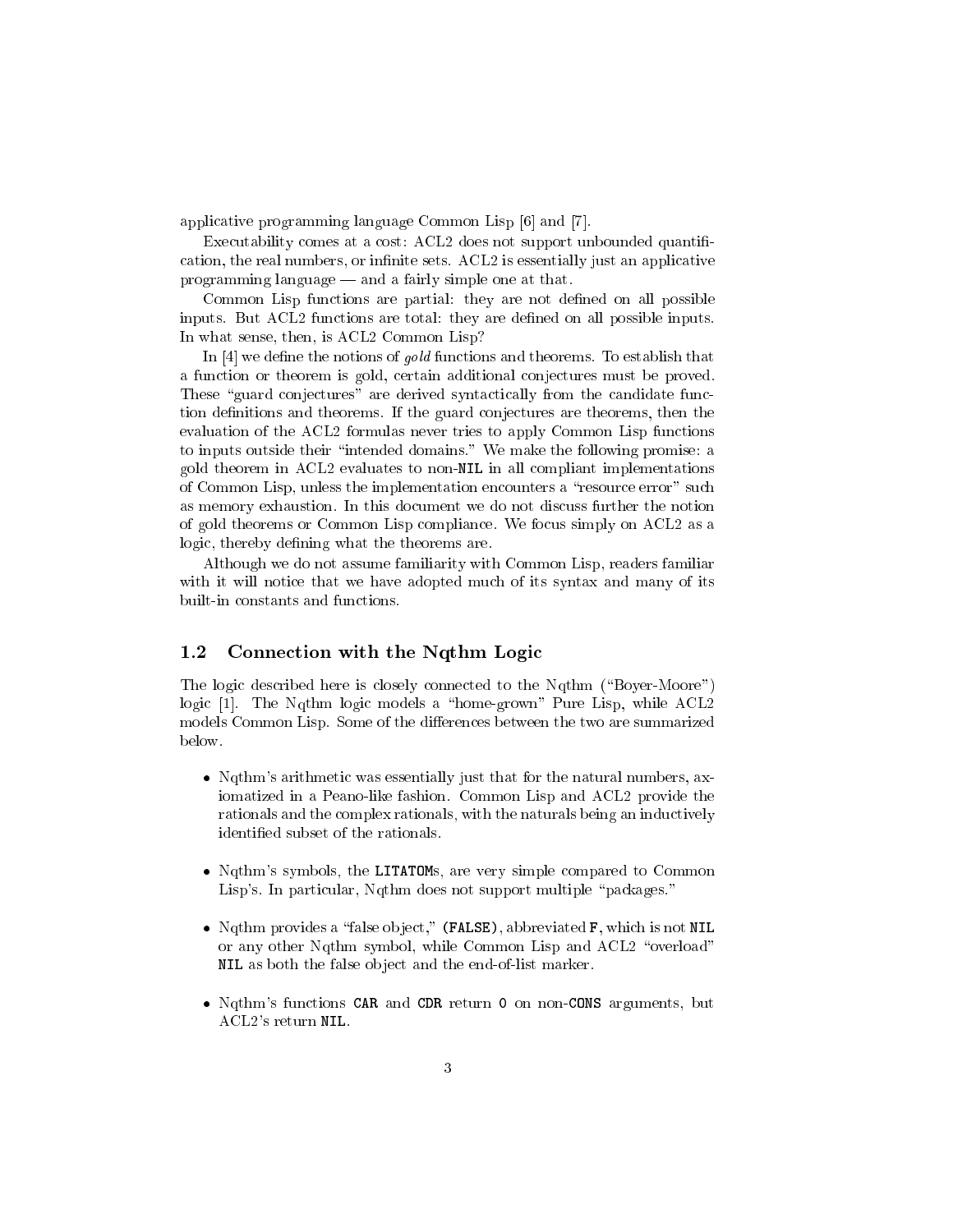applicative programming language Common Lisp [6] and [7].

Executability comes at a cost: ACL2 does not support unbounded quantification, the real numbers, or infinite sets. ACL2 is essentially just an applicative programming language — and a fairly simple one at that.

Common Lisp functions are partial: they are not defined on all possible inputs. But ACL2 functions are total: they are defined on all possible inputs. In what sense, then, is ACL2 Common Lisp?

In [4] we define the notions of *gold* functions and theorems. To establish that a function or theorem is gold, certain additional conjectures must be proved. These "guard conjectures" are derived syntactically from the candidate function definitions and theorems. If the guard conjectures are theorems, then the evaluation of the ACL2 formulas never tries to apply Common Lisp functions to inputs outside their "intended domains." We make the following promise: a gold theorem in ACL2 evaluates to non-`NIL` in all compliant implementations of Common Lisp, unless the implementation encounters a "resource error" such as memory exhaustion. In this document we do not discuss further the notion of gold theorems or Common Lisp compliance. We focus simply on ACL2 as a logic, thereby defining what the theorems are.

Although we do not assume familiarity with Common Lisp, readers familiar with it will notice that we have adopted much of its syntax and many of its built-in constants and functions.

## 1.2 Connection with the Nqthm Logic

The logic described here is closely connected to the Nqthm ("Boyer-Moore") logic [1]. The Nqthm logic models a "home-grown" Pure Lisp, while ACL2 models Common Lisp. Some of the differences between the two are summarized below.

- Nqthm's arithmetic was essentially just that for the natural numbers, axiomatized in a Peano-like fashion. Common Lisp and ACL2 provide the rationals and the complex rationals, with the naturals being an inductively identified subset of the rationals.

- Nqthm's symbols, the `LITATOM`s, are very simple compared to Common Lisp's. In particular, Nqthm does not support multiple "packages."

- Nqthm provides a "false object," `(FALSE)`, abbreviated `F`, which is not `NIL` or any other Nqthm symbol, while Common Lisp and ACL2 "overload" `NIL` as both the false object and the end-of-list marker.

- Nqthm's functions `CAR` and `CDR` return `0` on non-`CONS` arguments, but ACL2's return `NIL`.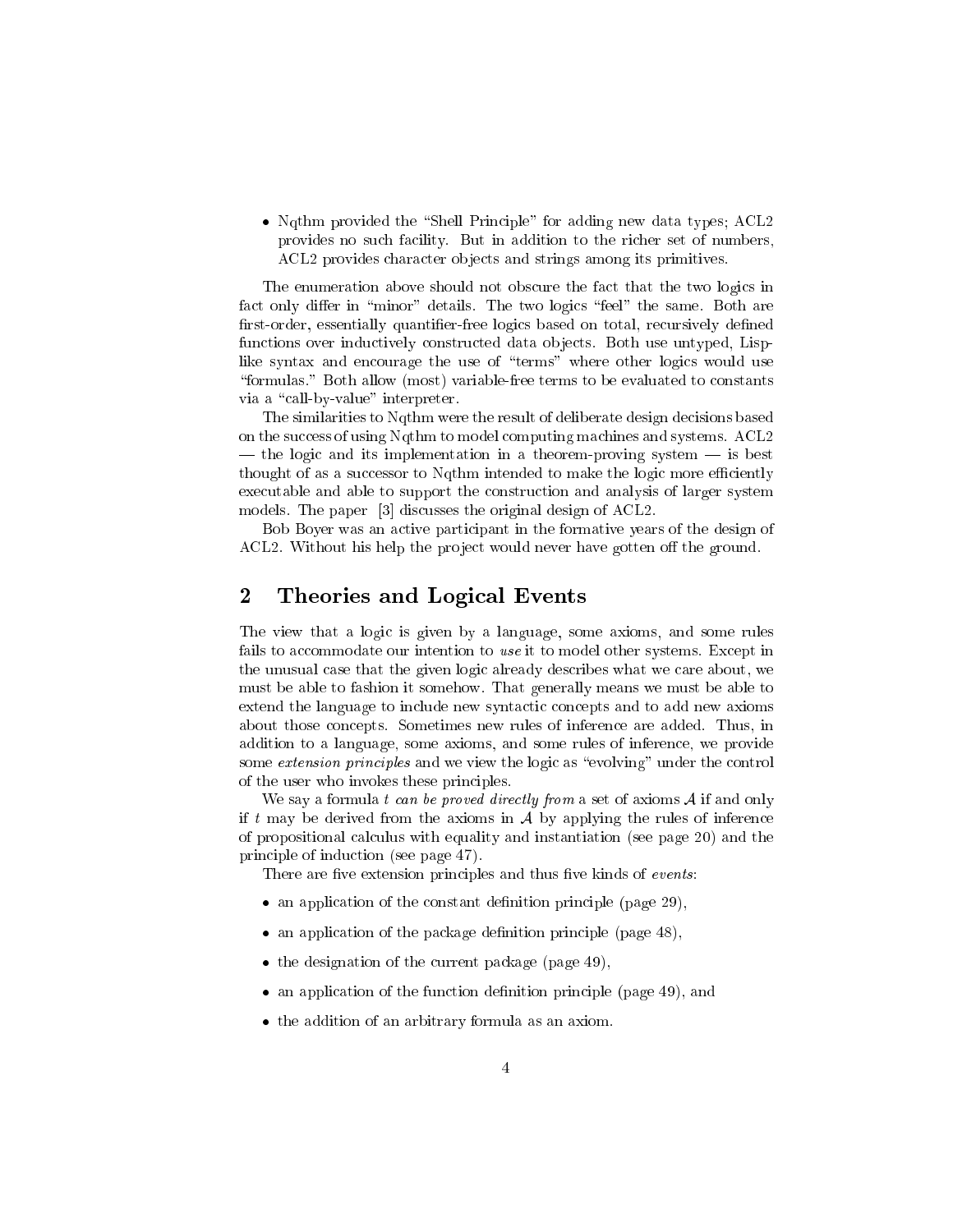- Nqthm provided the "Shell Principle" for adding new data types; ACL2 provides no such facility. But in addition to the richer set of numbers, ACL2 provides character objects and strings among its primitives.

The enumeration above should not obscure the fact that the two logics in fact only differ in "minor" details. The two logics "feel" the same. Both are first-order, essentially quantifier-free logics based on total, recursively defined functions over inductively constructed data objects. Both use untyped, Lisp-like syntax and encourage the use of "terms" where other logics would use "formulas." Both allow (most) variable-free terms to be evaluated to constants via a "call-by-value" interpreter.

The similarities to Nqthm were the result of deliberate design decisions based on the success of using Nqthm to model computing machines and systems. ACL2 — the logic and its implementation in a theorem-proving system — is best thought of as a successor to Nqthm intended to make the logic more efficiently executable and able to support the construction and analysis of larger system models. The paper [3] discusses the original design of ACL2.

Bob Boyer was an active participant in the formative years of the design of ACL2. Without his help the project would never have gotten off the ground.

## 2 Theories and Logical Events

The view that a logic is given by a language, some axioms, and some rules fails to accommodate our intention to *use* it to model other systems. Except in the unusual case that the given logic already describes what we care about, we must be able to fashion it somehow. That generally means we must be able to extend the language to include new syntactic concepts and to add new axioms about those concepts. Sometimes new rules of inference are added. Thus, in addition to a language, some axioms, and some rules of inference, we provide some *extension principles* and we view the logic as "evolving" under the control of the user who invokes these principles.

We say a formula $t$ *can be proved directly from* a set of axioms $\mathcal{A}$ if and only if $t$ may be derived from the axioms in $\mathcal{A}$ by applying the rules of inference of propositional calculus with equality and instantiation (see page 20) and the principle of induction (see page 47).

There are five extension principles and thus five kinds of *events*:

- an application of the constant definition principle (page 29),
- an application of the package definition principle (page 48),
- the designation of the current package (page 49),
- an application of the function definition principle (page 49), and
- the addition of an arbitrary formula as an axiom.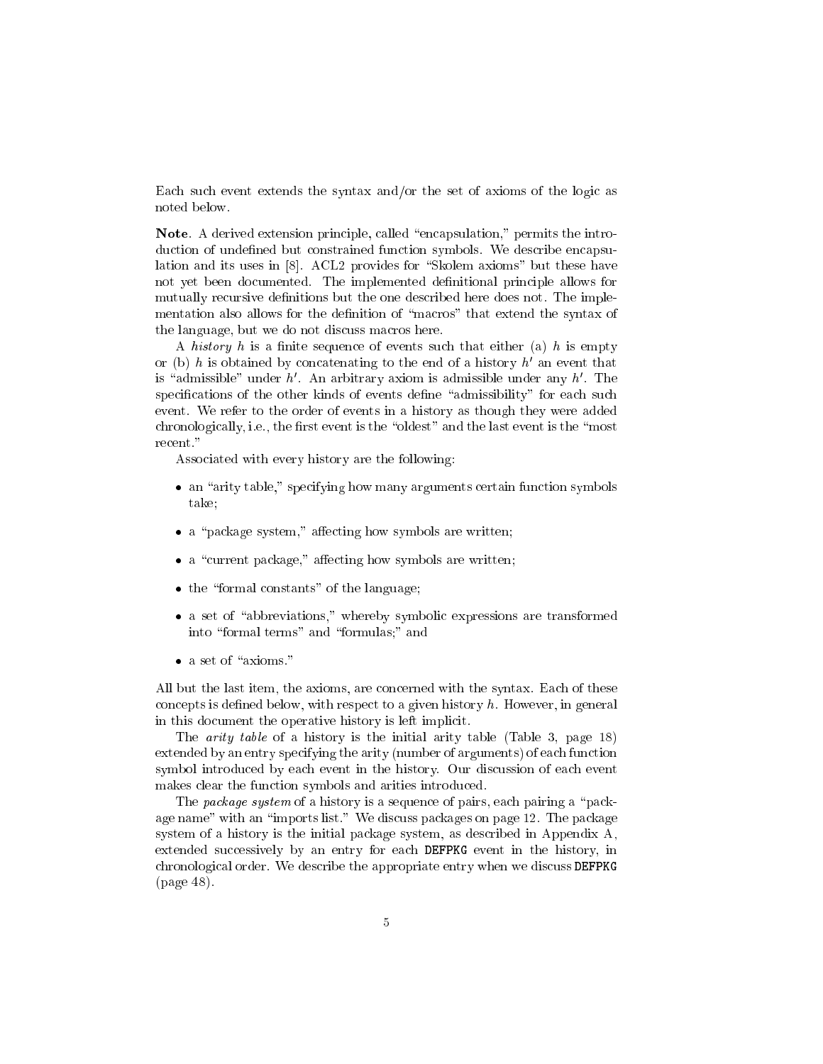Each such event extends the syntax and/or the set of axioms of the logic as noted below.

**Note**. A derived extension principle, called "encapsulation," permits the introduction of undefined but constrained function symbols. We describe encapsulation and its uses in [8]. ACL2 provides for "Skolem axioms" but these have not yet been documented. The implemented definitional principle allows for mutually recursive definitions but the one described here does not. The implementation also allows for the definition of "macros" that extend the syntax of the language, but we do not discuss macros here.

A *history* $h$ is a finite sequence of events such that either (a) $h$ is empty or (b) $h$ is obtained by concatenating to the end of a history $h'$ an event that is "admissible" under $h'$. An arbitrary axiom is admissible under any $h'$. The specifications of the other kinds of events define "admissibility" for each such event. We refer to the order of events in a history as though they were added chronologically, i.e., the first event is the "oldest" and the last event is the "most recent."

Associated with every history are the following:

- an "arity table," specifying how many arguments certain function symbols take;
- a "package system," affecting how symbols are written;
- a "current package," affecting how symbols are written;
- the "formal constants" of the language;
- a set of "abbreviations," whereby symbolic expressions are transformed into "formal terms" and "formulas;" and
- a set of "axioms."

All but the last item, the axioms, are concerned with the syntax. Each of these concepts is defined below, with respect to a given history $h$. However, in general in this document the operative history is left implicit.

The *arity table* of a history is the initial arity table (Table 3, page 18) extended by an entry specifying the arity (number of arguments) of each function symbol introduced by each event in the history. Our discussion of each event makes clear the function symbols and arities introduced.

The *package system* of a history is a sequence of pairs, each pairing a "package name" with an "imports list." We discuss packages on page 12. The package system of a history is the initial package system, as described in Appendix A, extended successively by an entry for each `DEFPKG` event in the history, in chronological order. We describe the appropriate entry when we discuss `DEFPKG` (page 48).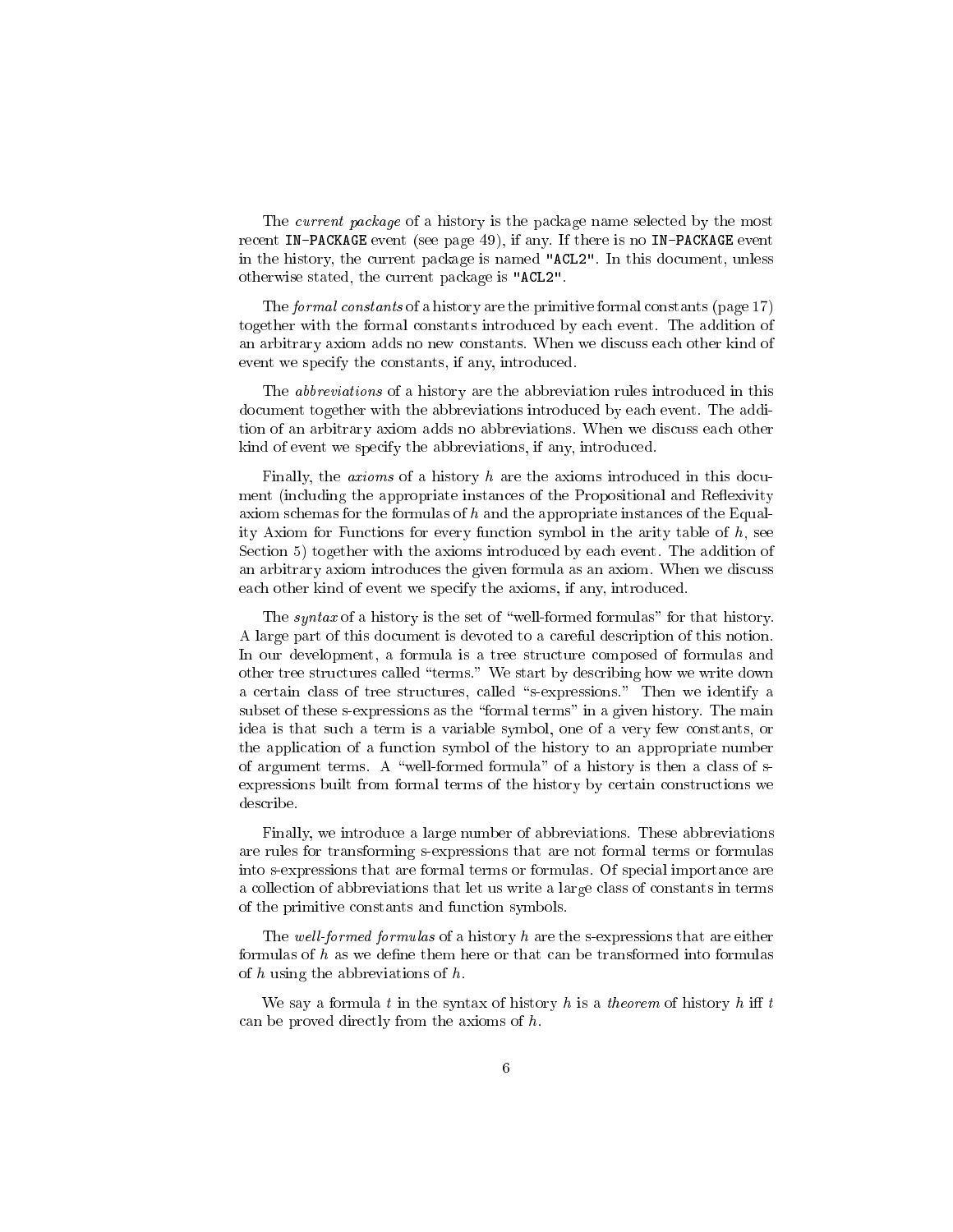The *current package* of a history is the package name selected by the most recent `IN-PACKAGE` event (see page 49), if any. If there is no `IN-PACKAGE` event in the history, the current package is named `"ACL2"`. In this document, unless otherwise stated, the current package is `"ACL2"`.

The *formal constants* of a history are the primitive formal constants (page 17) together with the formal constants introduced by each event. The addition of an arbitrary axiom adds no new constants. When we discuss each other kind of event we specify the constants, if any, introduced.

The *abbreviations* of a history are the abbreviation rules introduced in this document together with the abbreviations introduced by each event. The addition of an arbitrary axiom adds no abbreviations. When we discuss each other kind of event we specify the abbreviations, if any, introduced.

Finally, the *axioms* of a history $h$ are the axioms introduced in this document (including the appropriate instances of the Propositional and Reflexivity axiom schemas for the formulas of $h$ and the appropriate instances of the Equality Axiom for Functions for every function symbol in the arity table of $h$, see Section 5) together with the axioms introduced by each event. The addition of an arbitrary axiom introduces the given formula as an axiom. When we discuss each other kind of event we specify the axioms, if any, introduced.

The *syntax* of a history is the set of "well-formed formulas" for that history. A large part of this document is devoted to a careful description of this notion. In our development, a formula is a tree structure composed of formulas and other tree structures called "terms." We start by describing how we write down a certain class of tree structures, called "s-expressions." Then we identify a subset of these s-expressions as the "formal terms" in a given history. The main idea is that such a term is a variable symbol, one of a very few constants, or the application of a function symbol of the history to an appropriate number of argument terms. A "well-formed formula" of a history is then a class of s-expressions built from formal terms of the history by certain constructions we describe.

Finally, we introduce a large number of abbreviations. These abbreviations are rules for transforming s-expressions that are not formal terms or formulas into s-expressions that are formal terms or formulas. Of special importance are a collection of abbreviations that let us write a large class of constants in terms of the primitive constants and function symbols.

The *well-formed formulas* of a history $h$ are the s-expressions that are either formulas of $h$ as we define them here or that can be transformed into formulas of $h$ using the abbreviations of $h$.

We say a formula $t$ in the syntax of history $h$ is a *theorem* of history $h$ iff $t$ can be proved directly from the axioms of $h$.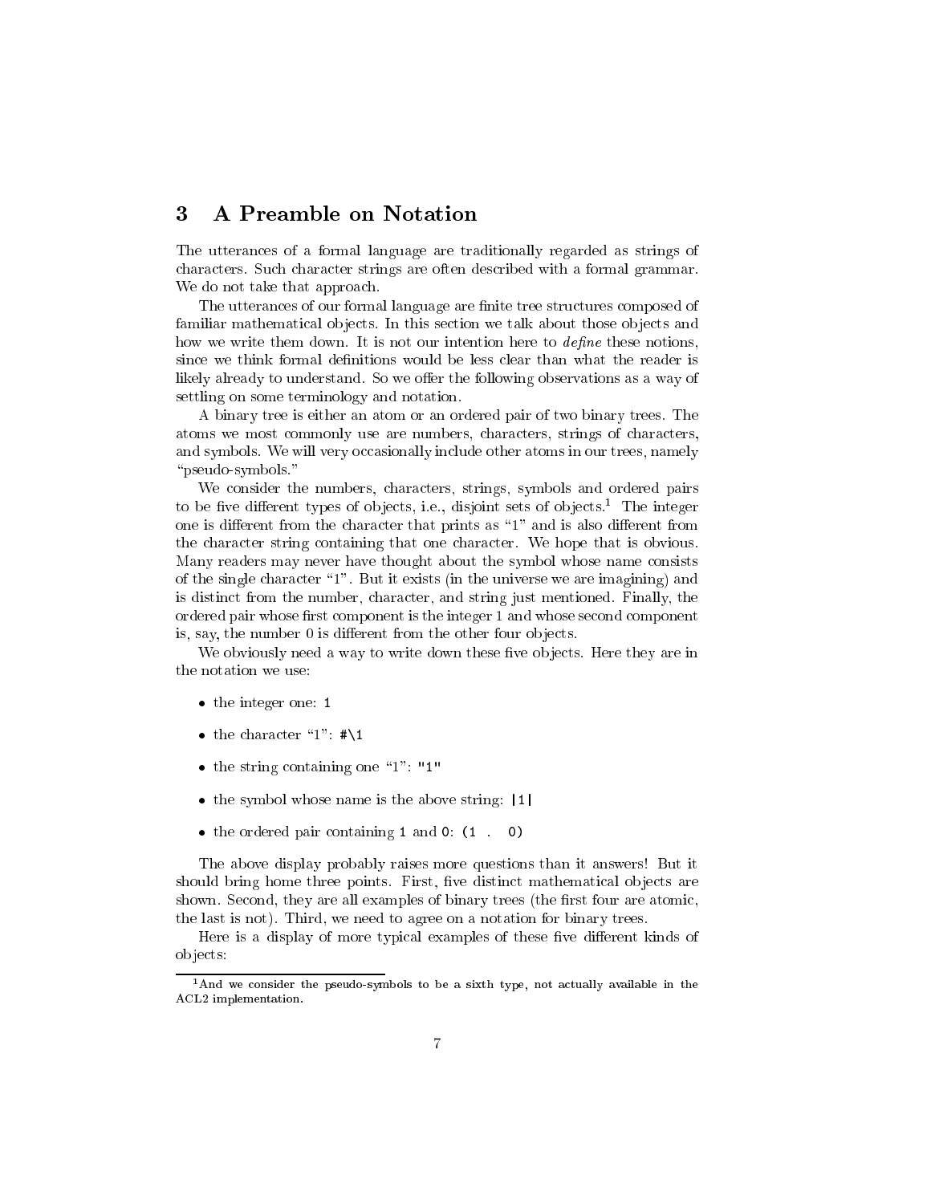## 3 A Preamble on Notation

The utterances of a formal language are traditionally regarded as strings of characters. Such character strings are often described with a formal grammar. We do not take that approach.

The utterances of our formal language are finite tree structures composed of familiar mathematical objects. In this section we talk about those objects and how we write them down. It is not our intention here to *define* these notions, since we think formal definitions would be less clear than what the reader is likely already to understand. So we offer the following observations as a way of settling on some terminology and notation.

A binary tree is either an atom or an ordered pair of two binary trees. The atoms we most commonly use are numbers, characters, strings of characters, and symbols. We will very occasionally include other atoms in our trees, namely "pseudo-symbols."

We consider the numbers, characters, strings, symbols and ordered pairs to be five different types of objects, i.e., disjoint sets of objects.[1] The integer one is different from the character that prints as "1" and is also different from the character string containing that one character. We hope that is obvious. Many readers may never have thought about the symbol whose name consists of the single character "1". But it exists (in the universe we are imagining) and is distinct from the number, character, and string just mentioned. Finally, the ordered pair whose first component is the integer 1 and whose second component is, say, the number 0 is different from the other four objects.

We obviously need a way to write down these five objects. Here they are in the notation we use:

- the integer one: `1`
- the character "1": `#\1`
- the string containing one "1": `"1"`
- the symbol whose name is the above string: `|1|`
- the ordered pair containing `1` and `0`: `(1 . 0)`

The above display probably raises more questions than it answers! But it should bring home three points. First, five distinct mathematical objects are shown. Second, they are all examples of binary trees (the first four are atomic, the last is not). Third, we need to agree on a notation for binary trees.

Here is a display of more typical examples of these five different kinds of objects:

---

[1] And we consider the pseudo-symbols to be a sixth type, not actually available in the ACL2 implementation.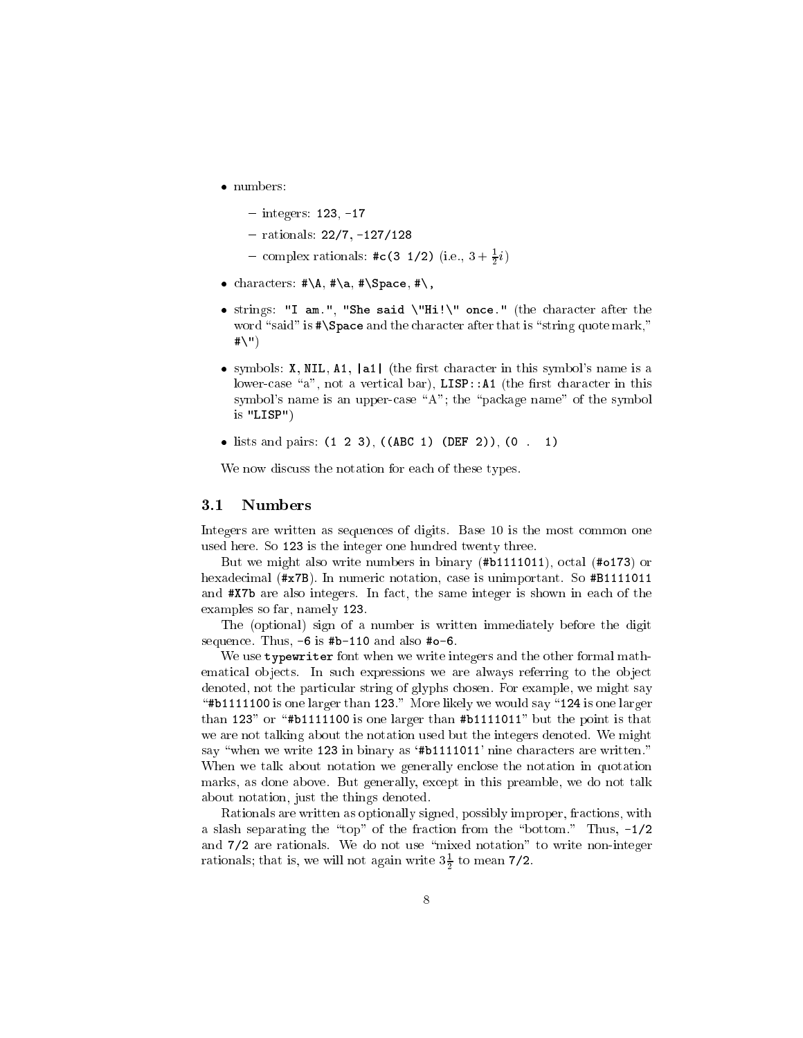- numbers:
  - integers: `123`, `-17`
  - rationals: `22/7`, `-127/128`
  - complex rationals: `#c(3 1/2)` (i.e., $3 + \frac{1}{2}i$)
- characters: `#\A`, `#\a`, `#\Space`, `#\,`
- strings: `"I am."`, `"She said \"Hi!\" once."` (the character after the word "said" is `#\Space` and the character after that is "string quote mark," `#\"`)
- symbols: `X`, `NIL`, `A1`, `|a1|` (the first character in this symbol's name is a lower-case "a", not a vertical bar), `LISP::A1` (the first character in this symbol's name is an upper-case "A"; the "package name" of the symbol is `"LISP"`)
- lists and pairs: `(1 2 3)`, `((ABC 1) (DEF 2))`, `(0 . 1)`

We now discuss the notation for each of these types.

## 3.1 Numbers

Integers are written as sequences of digits. Base 10 is the most common one used here. So `123` is the integer one hundred twenty three.

But we might also write numbers in binary (`#b1111011`), octal (`#o173`) or hexadecimal (`#x7B`). In numeric notation, case is unimportant. So `#B1111011` and `#X7b` are also integers. In fact, the same integer is shown in each of the examples so far, namely `123`.

The (optional) sign of a number is written immediately before the digit sequence. Thus, `-6` is `#b-110` and also `#o-6`.

We use `typewriter` font when we write integers and the other formal mathematical objects. In such expressions we are always referring to the object denoted, not the particular string of glyphs chosen. For example, we might say "`#b1111100` is one larger than `123`." More likely we would say "`124` is one larger than `123`" or "`#b1111100` is one larger than `#b1111011`" but the point is that we are not talking about the notation used but the integers denoted. We might say "when we write `123` in binary as '`#b1111011`' nine characters are written." When we talk about notation we generally enclose the notation in quotation marks, as done above. But generally, except in this preamble, we do not talk about notation, just the things denoted.

Rationals are written as optionally signed, possibly improper, fractions, with a slash separating the "top" of the fraction from the "bottom." Thus, `-1/2` and `7/2` are rationals. We do not use "mixed notation" to write non-integer rationals; that is, we will not again write $3\frac{1}{2}$ to mean `7/2`.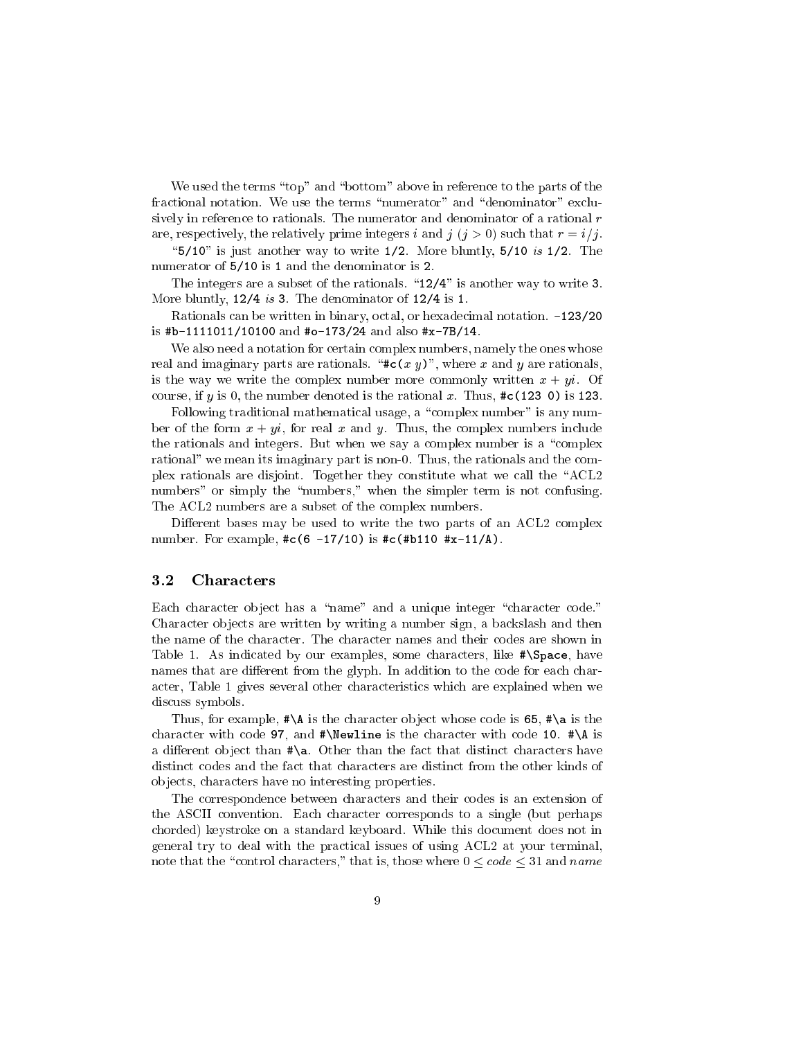We used the terms "top" and "bottom" above in reference to the parts of the fractional notation. We use the terms "numerator" and "denominator" exclusively in reference to rationals. The numerator and denominator of a rational $r$ are, respectively, the relatively prime integers $i$ and $j$ ($j > 0$) such that $r = i/j$.

"`5/10`" is just another way to write `1/2`. More bluntly, `5/10` *is* `1/2`. The numerator of `5/10` is `1` and the denominator is `2`.

The integers are a subset of the rationals. "`12/4`" is another way to write `3`. More bluntly, `12/4` *is* `3`. The denominator of `12/4` is `1`.

Rationals can be written in binary, octal, or hexadecimal notation. `-123/20` is `#b-1111011/10100` and `#o-173/24` and also `#x-7B/14`.

We also need a notation for certain complex numbers, namely the ones whose real and imaginary parts are rationals. "`#c(`$x$ $y$`)`", where $x$ and $y$ are rationals, is the way we write the complex number more commonly written $x + yi$. Of course, if $y$ is 0, the number denoted is the rational $x$. Thus, `#c(123 0)` is `123`.

Following traditional mathematical usage, a "complex number" is any number of the form $x + yi$, for real $x$ and $y$. Thus, the complex numbers include the rationals and integers. But when we say a complex number is a "complex rational" we mean its imaginary part is non-0. Thus, the rationals and the complex rationals are disjoint. Together they constitute what we call the "ACL2 numbers" or simply the "numbers," when the simpler term is not confusing. The ACL2 numbers are a subset of the complex numbers.

Different bases may be used to write the two parts of an ACL2 complex number. For example, `#c(6 -17/10)` is `#c(#b110 #x-11/A)`.

## 3.2 Characters

Each character object has a "name" and a unique integer "character code." Character objects are written by writing a number sign, a backslash and then the name of the character. The character names and their codes are shown in Table 1. As indicated by our examples, some characters, like **`#\Space`**, have names that are different from the glyph. In addition to the code for each character, Table 1 gives several other characteristics which are explained when we discuss symbols.

Thus, for example, `#\A` is the character object whose code is `65`, `#\a` is the character with code `97`, and `#\Newline` is the character with code `10`. `#\A` is a different object than `#\a`. Other than the fact that distinct characters have distinct codes and the fact that characters are distinct from the other kinds of objects, characters have no interesting properties.

The correspondence between characters and their codes is an extension of the ASCII convention. Each character corresponds to a single (but perhaps chorded) keystroke on a standard keyboard. While this document does not in general try to deal with the practical issues of using ACL2 at your terminal, note that the "control characters," that is, those where $0 \leq code \leq 31$ and $name$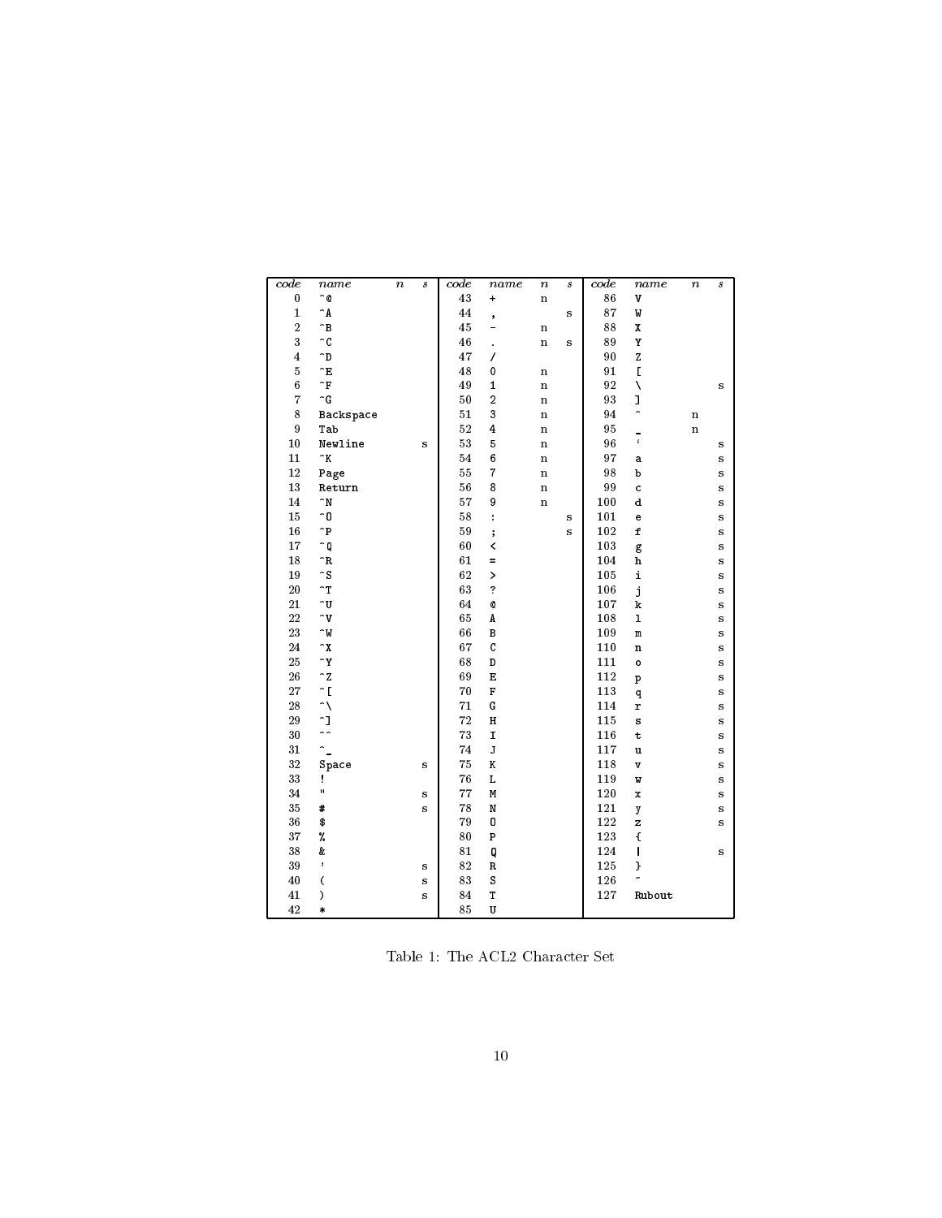| *code* | *name* | *n* | *s* | *code* | *name* | *n* | *s* | *code* | *name* | *n* | *s* |
|---|---|---|---|---|---|---|---|---|---|---|---|
| 0 | ^@ | | | 43 | + | n | | 86 | V | | |
| 1 | ^A | | | 44 | , | | s | 87 | W | | |
| 2 | ^B | | | 45 | - | n | | 88 | X | | |
| 3 | ^C | | | 46 | . | n | s | 89 | Y | | |
| 4 | ^D | | | 47 | / | | | 90 | Z | | |
| 5 | ^E | | | 48 | 0 | n | | 91 | [ | | |
| 6 | ^F | | | 49 | 1 | n | | 92 | \ | | s |
| 7 | ^G | | | 50 | 2 | n | | 93 | ] | | |
| 8 | Backspace | | | 51 | 3 | n | | 94 | ^ | n | |
| 9 | Tab | | | 52 | 4 | n | | 95 | _ | n | |
| 10 | Newline | | s | 53 | 5 | n | | 96 | ` | | s |
| 11 | ^K | | | 54 | 6 | n | | 97 | a | | s |
| 12 | Page | | | 55 | 7 | n | | 98 | b | | s |
| 13 | Return | | | 56 | 8 | n | | 99 | c | | s |
| 14 | ^N | | | 57 | 9 | n | | 100 | d | | s |
| 15 | ^O | | | 58 | : | | s | 101 | e | | s |
| 16 | ^P | | | 59 | ; | | s | 102 | f | | s |
| 17 | ^Q | | | 60 | < | | | 103 | g | | s |
| 18 | ^R | | | 61 | = | | | 104 | h | | s |
| 19 | ^S | | | 62 | > | | | 105 | i | | s |
| 20 | ^T | | | 63 | ? | | | 106 | j | | s |
| 21 | ^U | | | 64 | @ | | | 107 | k | | s |
| 22 | ^V | | | 65 | A | | | 108 | l | | s |
| 23 | ^W | | | 66 | B | | | 109 | m | | s |
| 24 | ^X | | | 67 | C | | | 110 | n | | s |
| 25 | ^Y | | | 68 | D | | | 111 | o | | s |
| 26 | ^Z | | | 69 | E | | | 112 | p | | s |
| 27 | ^[ | | | 70 | F | | | 113 | q | | s |
| 28 | ^\ | | | 71 | G | | | 114 | r | | s |
| 29 | ^] | | | 72 | H | | | 115 | s | | s |
| 30 | ^^ | | | 73 | I | | | 116 | t | | s |
| 31 | ^_ | | | 74 | J | | | 117 | u | | s |
| 32 | Space | | s | 75 | K | | | 118 | v | | s |
| 33 | ! | | | 76 | L | | | 119 | w | | s |
| 34 | " | | s | 77 | M | | | 120 | x | | s |
| 35 | # | | s | 78 | N | | | 121 | y | | s |
| 36 | $ | | | 79 | O | | | 122 | z | | s |
| 37 | % | | | 80 | P | | | 123 | { | | |
| 38 | & | | | 81 | Q | | | 124 | \| | | s |
| 39 | ' | | s | 82 | R | | | 125 | } | | |
| 40 | ( | | s | 83 | S | | | 126 | ~ | | |
| 41 | ) | | s | 84 | T | | | 127 | Rubout | | |
| 42 | * | | | 85 | U | | | | | | |

Table 1: The ACL2 Character Set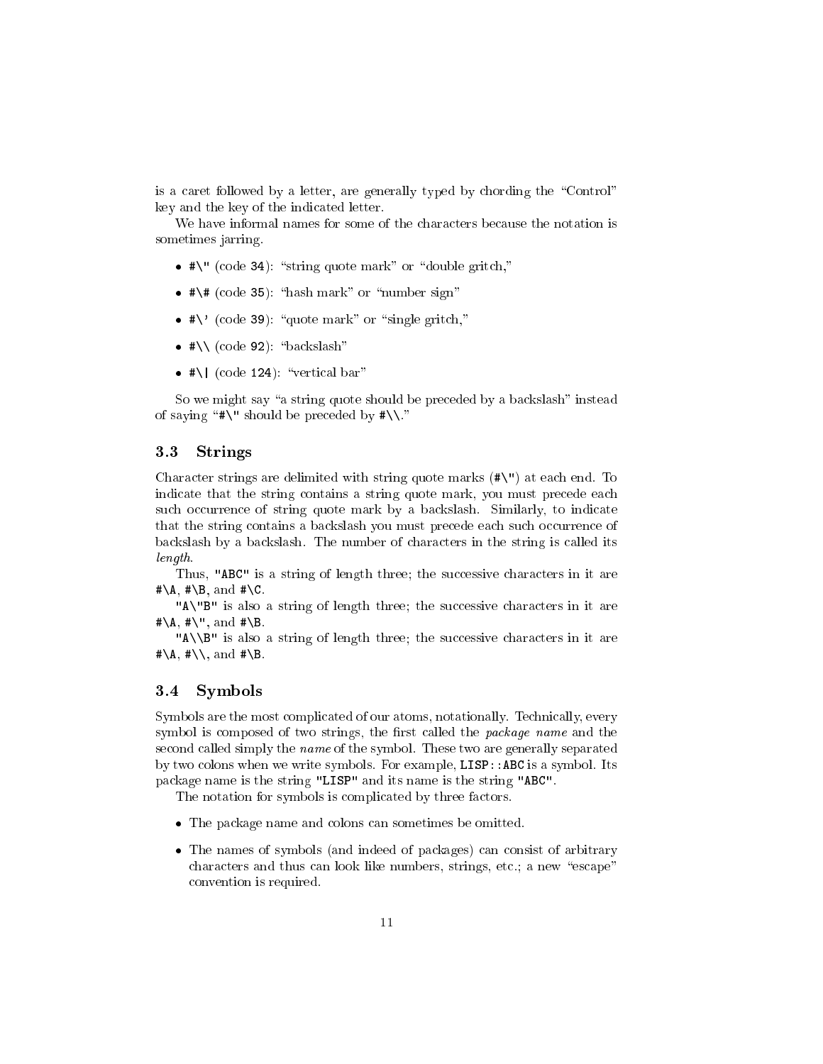is a caret followed by a letter, are generally typed by chording the "Control" key and the key of the indicated letter.

We have informal names for some of the characters because the notation is sometimes jarring.

- `#\"` (code `34`): "string quote mark" or "double gritch,"
- `#\#` (code `35`): "hash mark" or "number sign"
- `#\'` (code `39`): "quote mark" or "single gritch,"
- `#\\` (code `92`): "backslash"
- `#\|` (code `124`): "vertical bar"

So we might say "a string quote should be preceded by a backslash" instead of saying "`#\"` should be preceded by `#\\`."

### 3.3 Strings

Character strings are delimited with string quote marks (`#\"`) at each end. To indicate that the string contains a string quote mark, you must precede each such occurrence of string quote mark by a backslash. Similarly, to indicate that the string contains a backslash you must precede each such occurrence of backslash by a backslash. The number of characters in the string is called its *length*.

Thus, `"ABC"` is a string of length three; the successive characters in it are `#\A`, `#\B`, and `#\C`.

`"A\"B"` is also a string of length three; the successive characters in it are `#\A`, `#\"`, and `#\B`.

`"A\\B"` is also a string of length three; the successive characters in it are `#\A`, `#\\`, and `#\B`.

### 3.4 Symbols

Symbols are the most complicated of our atoms, notationally. Technically, every symbol is composed of two strings, the first called the *package name* and the second called simply the *name* of the symbol. These two are generally separated by two colons when we write symbols. For example, `LISP::ABC` is a symbol. Its package name is the string `"LISP"` and its name is the string `"ABC"`.

The notation for symbols is complicated by three factors.

- The package name and colons can sometimes be omitted.
- The names of symbols (and indeed of packages) can consist of arbitrary characters and thus can look like numbers, strings, etc.; a new "escape" convention is required.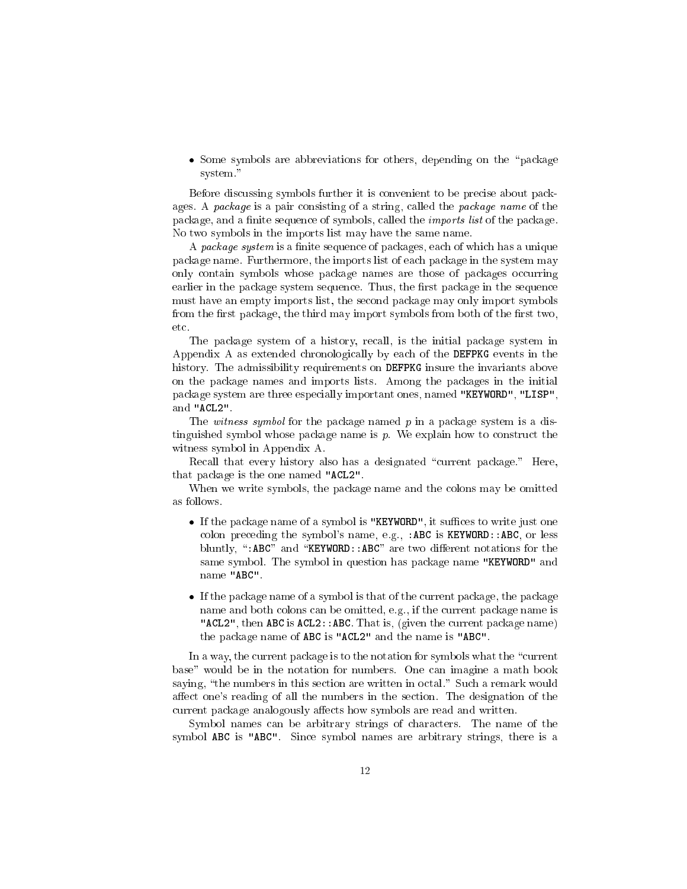- Some symbols are abbreviations for others, depending on the "package system."

Before discussing symbols further it is convenient to be precise about packages. A *package* is a pair consisting of a string, called the *package name* of the package, and a finite sequence of symbols, called the *imports list* of the package. No two symbols in the imports list may have the same name.

A *package system* is a finite sequence of packages, each of which has a unique package name. Furthermore, the imports list of each package in the system may only contain symbols whose package names are those of packages occurring earlier in the package system sequence. Thus, the first package in the sequence must have an empty imports list, the second package may only import symbols from the first package, the third may import symbols from both of the first two, etc.

The package system of a history, recall, is the initial package system in Appendix A as extended chronologically by each of the `DEFPKG` events in the history. The admissibility requirements on `DEFPKG` insure the invariants above on the package names and imports lists. Among the packages in the initial package system are three especially important ones, named `"KEYWORD"`, `"LISP"`, and `"ACL2"`.

The *witness symbol* for the package named $p$ in a package system is a distinguished symbol whose package name is $p$. We explain how to construct the witness symbol in Appendix A.

Recall that every history also has a designated "current package." Here, that package is the one named `"ACL2"`.

When we write symbols, the package name and the colons may be omitted as follows.

- If the package name of a symbol is `"KEYWORD"`, it suffices to write just one colon preceding the symbol's name, e.g., `:ABC` is `KEYWORD::ABC`, or less bluntly, "`:ABC`" and "`KEYWORD::ABC`" are two different notations for the same symbol. The symbol in question has package name `"KEYWORD"` and name `"ABC"`.

- If the package name of a symbol is that of the current package, the package name and both colons can be omitted, e.g., if the current package name is `"ACL2"`, then `ABC` is `ACL2::ABC`. That is, (given the current package name) the package name of `ABC` is `"ACL2"` and the name is `"ABC"`.

In a way, the current package is to the notation for symbols what the "current base" would be in the notation for numbers. One can imagine a math book saying, "the numbers in this section are written in octal." Such a remark would affect one's reading of all the numbers in the section. The designation of the current package analogously affects how symbols are read and written.

Symbol names can be arbitrary strings of characters. The name of the symbol `ABC` is `"ABC"`. Since symbol names are arbitrary strings, there is a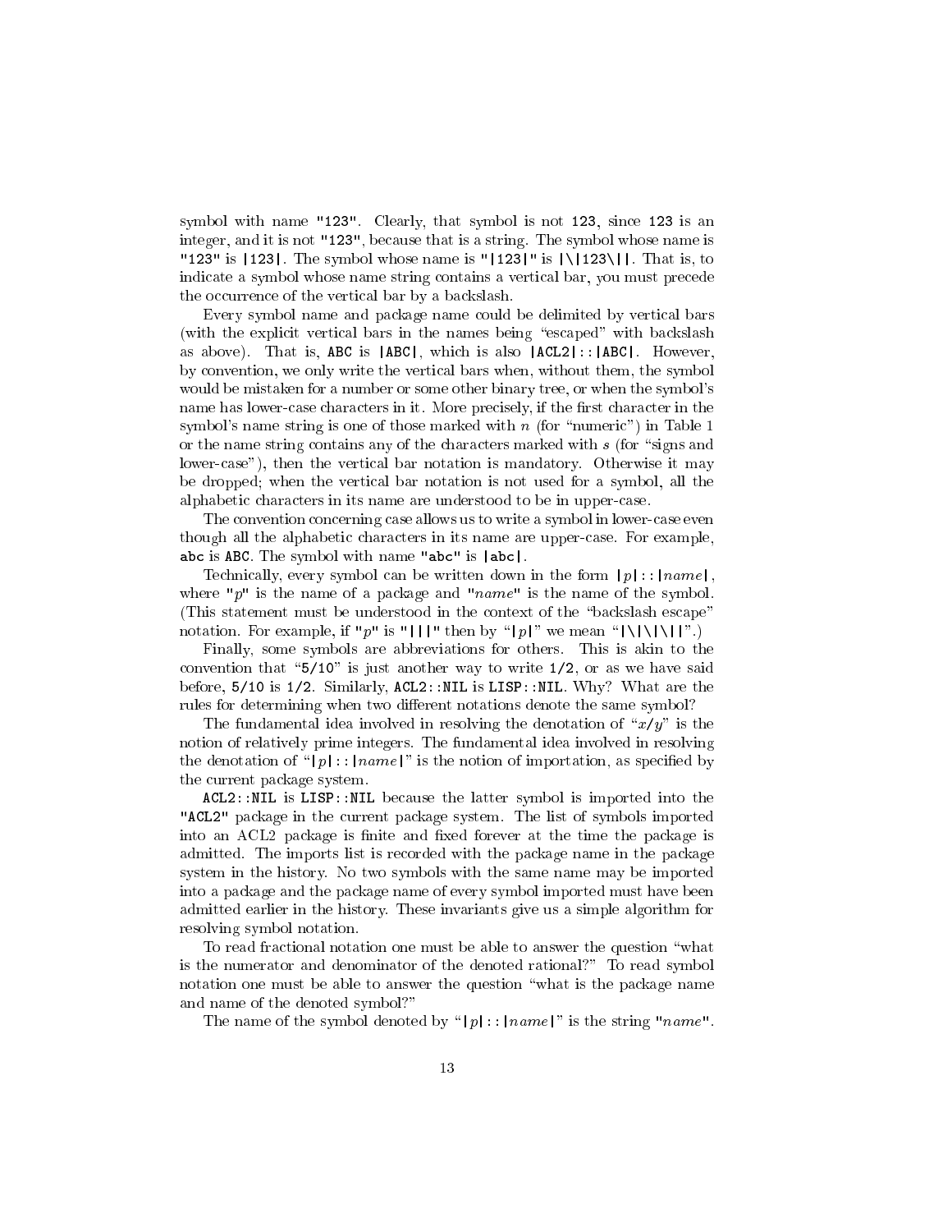symbol with name "123". Clearly, that symbol is not 123, since 123 is an integer, and it is not "123", because that is a string. The symbol whose name is "123" is |123|. The symbol whose name is "|123|" is |\|123\||. That is, to indicate a symbol whose name string contains a vertical bar, you must precede the occurrence of the vertical bar by a backslash.

Every symbol name and package name could be delimited by vertical bars (with the explicit vertical bars in the names being "escaped" with backslash as above). That is, ABC is |ABC|, which is also |ACL2|::|ABC|. However, by convention, we only write the vertical bars when, without them, the symbol would be mistaken for a number or some other binary tree, or when the symbol's name has lower-case characters in it. More precisely, if the first character in the symbol's name string is one of those marked with $n$ (for "numeric") in Table 1 or the name string contains any of the characters marked with $s$ (for "signs and lower-case"), then the vertical bar notation is mandatory. Otherwise it may be dropped; when the vertical bar notation is not used for a symbol, all the alphabetic characters in its name are understood to be in upper-case.

The convention concerning case allows us to write a symbol in lower-case even though all the alphabetic characters in its name are upper-case. For example, abc is ABC. The symbol with name "abc" is |abc|.

Technically, every symbol can be written down in the form |*p*|::|*name*|, where "*p*" is the name of a package and "*name*" is the name of the symbol. (This statement must be understood in the context of the "backslash escape" notation. For example, if "*p*" is "|||" then by "|*p*|" we mean "|\|\|\||".)

Finally, some symbols are abbreviations for others. This is akin to the convention that "5/10" is just another way to write 1/2, or as we have said before, 5/10 is 1/2. Similarly, ACL2::NIL is LISP::NIL. Why? What are the rules for determining when two different notations denote the same symbol?

The fundamental idea involved in resolving the denotation of "$x$/$y$" is the notion of relatively prime integers. The fundamental idea involved in resolving the denotation of "|*p*|::|*name*|" is the notion of importation, as specified by the current package system.

ACL2::NIL is LISP::NIL because the latter symbol is imported into the "ACL2" package in the current package system. The list of symbols imported into an ACL2 package is finite and fixed forever at the time the package is admitted. The imports list is recorded with the package name in the package system in the history. No two symbols with the same name may be imported into a package and the package name of every symbol imported must have been admitted earlier in the history. These invariants give us a simple algorithm for resolving symbol notation.

To read fractional notation one must be able to answer the question "what is the numerator and denominator of the denoted rational?" To read symbol notation one must be able to answer the question "what is the package name and name of the denoted symbol?"

The name of the symbol denoted by "|*p*|::|*name*|" is the string "*name*".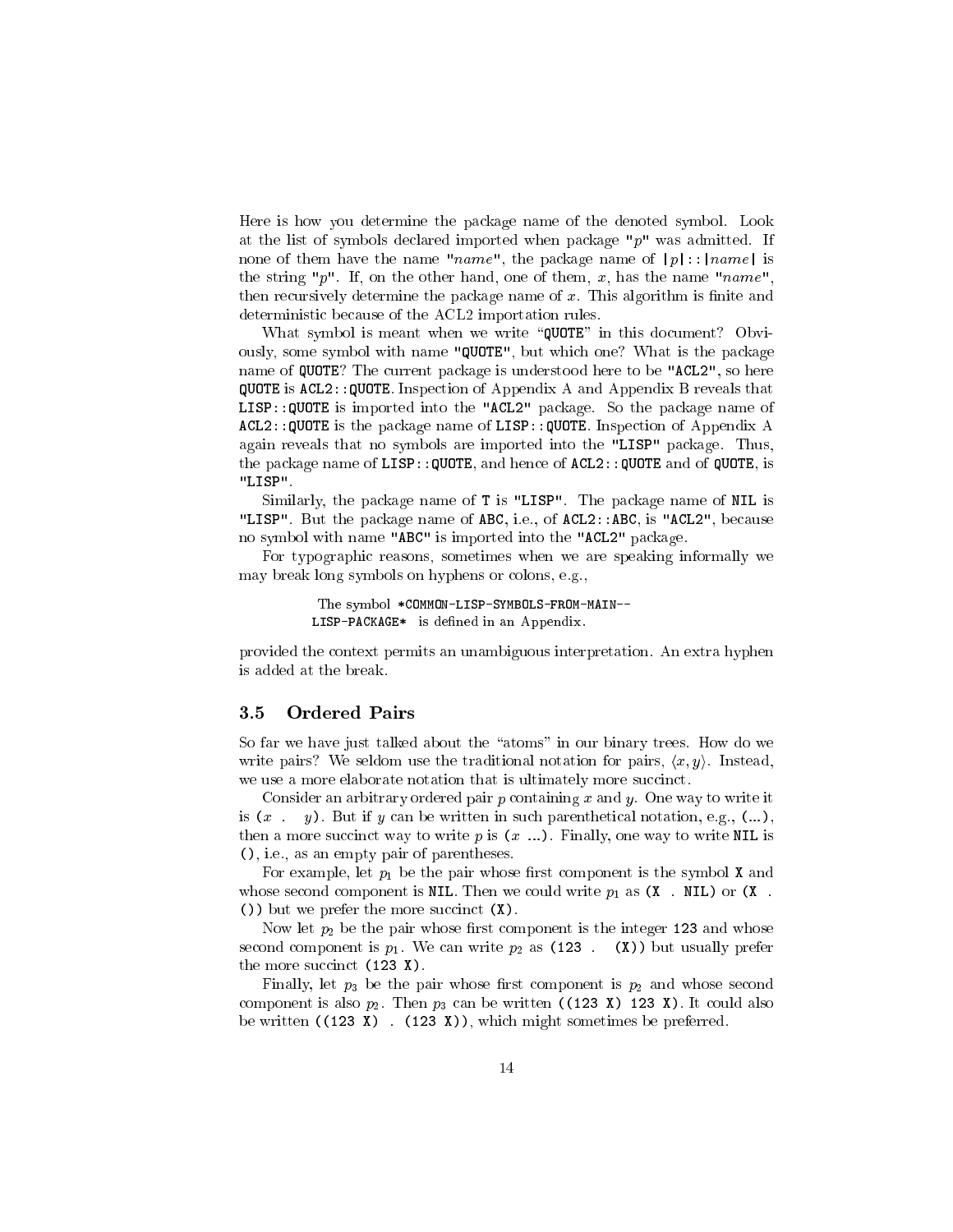Here is how you determine the package name of the denoted symbol. Look at the list of symbols declared imported when package "*p*" was admitted. If none of them have the name "*name*", the package name of `|`*p*`|::|`*name*`|` is the string "*p*". If, on the other hand, one of them, *x*, has the name "*name*", then recursively determine the package name of *x*. This algorithm is finite and deterministic because of the ACL2 importation rules.

What symbol is meant when we write "`QUOTE`" in this document? Obviously, some symbol with name `"QUOTE"`, but which one? What is the package name of `QUOTE`? The current package is understood here to be `"ACL2"`, so here `QUOTE` is `ACL2::QUOTE`. Inspection of Appendix A and Appendix B reveals that `LISP::QUOTE` is imported into the `"ACL2"` package. So the package name of `ACL2::QUOTE` is the package name of `LISP::QUOTE`. Inspection of Appendix A again reveals that no symbols are imported into the `"LISP"` package. Thus, the package name of `LISP::QUOTE`, and hence of `ACL2::QUOTE` and of `QUOTE`, is `"LISP"`.

Similarly, the package name of `T` is `"LISP"`. The package name of `NIL` is `"LISP"`. But the package name of `ABC`, i.e., of `ACL2::ABC`, is `"ACL2"`, because no symbol with name `"ABC"` is imported into the `"ACL2"` package.

For typographic reasons, sometimes when we are speaking informally we may break long symbols on hyphens or colons, e.g.,

> The symbol `*COMMON-LISP-SYMBOLS-FROM-MAIN--`
> `LISP-PACKAGE*` is defined in an Appendix.

provided the context permits an unambiguous interpretation. An extra hyphen is added at the break.

### 3.5 Ordered Pairs

So far we have just talked about the "atoms" in our binary trees. How do we write pairs? We seldom use the traditional notation for pairs, $\langle x, y\rangle$. Instead, we use a more elaborate notation that is ultimately more succinct.

Consider an arbitrary ordered pair *p* containing *x* and *y*. One way to write it is `(`*x* `.` *y*`)`. But if *y* can be written in such parenthetical notation, e.g., `(...)`, then a more succinct way to write *p* is `(`*x* `...)`. Finally, one way to write `NIL` is `()`, i.e., as an empty pair of parentheses.

For example, let $p_1$ be the pair whose first component is the symbol `X` and whose second component is `NIL`. Then we could write $p_1$ as `(X . NIL)` or `(X . ())` but we prefer the more succinct `(X)`.

Now let $p_2$ be the pair whose first component is the integer `123` and whose second component is $p_1$. We can write $p_2$ as `(123 . (X))` but usually prefer the more succinct `(123 X)`.

Finally, let $p_3$ be the pair whose first component is $p_2$ and whose second component is also $p_2$. Then $p_3$ can be written `((123 X) 123 X)`. It could also be written `((123 X) . (123 X))`, which might sometimes be preferred.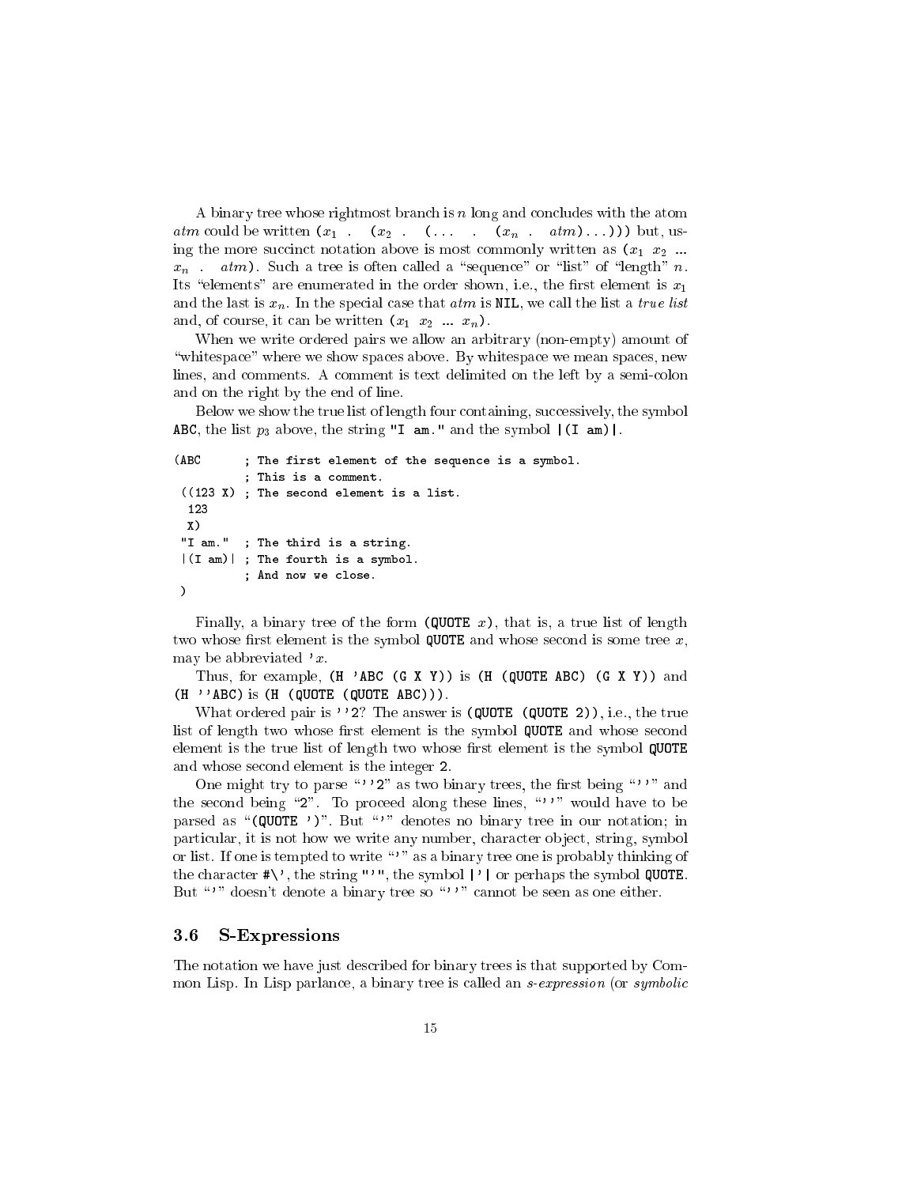A binary tree whose rightmost branch is $n$ long and concludes with the atom $atm$ could be written `(`$x_1$ `.` `(`$x_2$ `.` `(...` `.` `(`$x_n$ `.` $atm$`)...)))` but, using the more succinct notation above is most commonly written as `(`$x_1$ $x_2$ `...` $x_n$ `.` $atm$`)`. Such a tree is often called a "sequence" or "list" of "length" $n$. Its "elements" are enumerated in the order shown, i.e., the first element is $x_1$ and the last is $x_n$. In the special case that $atm$ is `NIL`, we call the list a *true list* and, of course, it can be written `(`$x_1$ $x_2$ `...` $x_n$`)`.

When we write ordered pairs we allow an arbitrary (non-empty) amount of "whitespace" where we show spaces above. By whitespace we mean spaces, new lines, and comments. A comment is text delimited on the left by a semi-colon and on the right by the end of line.

Below we show the true list of length four containing, successively, the symbol `ABC`, the list $p_3$ above, the string `"I am."` and the symbol `|(I am)|`.

```
(ABC      ; The first element of the sequence is a symbol.
          ; This is a comment.
 ((123 X) ; The second element is a list.
  123
  X)
 "I am."  ; The third is a string.
 |(I am)| ; The fourth is a symbol.
          ; And now we close.
 )
```

Finally, a binary tree of the form `(QUOTE` $x$`)`, that is, a true list of length two whose first element is the symbol `QUOTE` and whose second is some tree $x$, may be abbreviated `'`$x$.

Thus, for example, `(H 'ABC (G X Y))` is `(H (QUOTE ABC) (G X Y))` and `(H ''ABC)` is `(H (QUOTE (QUOTE ABC)))`.

What ordered pair is `''2`? The answer is `(QUOTE (QUOTE 2))`, i.e., the true list of length two whose first element is the symbol `QUOTE` and whose second element is the true list of length two whose first element is the symbol `QUOTE` and whose second element is the integer `2`.

One might try to parse "`''2`" as two binary trees, the first being "`''`" and the second being "`2`". To proceed along these lines, "`''`" would have to be parsed as "`(QUOTE ')`". But "`'`" denotes no binary tree in our notation; in particular, it is not how we write any number, character object, string, symbol or list. If one is tempted to write "`'`" as a binary tree one is probably thinking of the character `#\'`, the string `"'"`, the symbol `|'|` or perhaps the symbol `QUOTE`. But "`'`" doesn't denote a binary tree so "`''`" cannot be seen as one either.

### 3.6 S-Expressions

The notation we have just described for binary trees is that supported by Common Lisp. In Lisp parlance, a binary tree is called an *s-expression* (or *symbolic*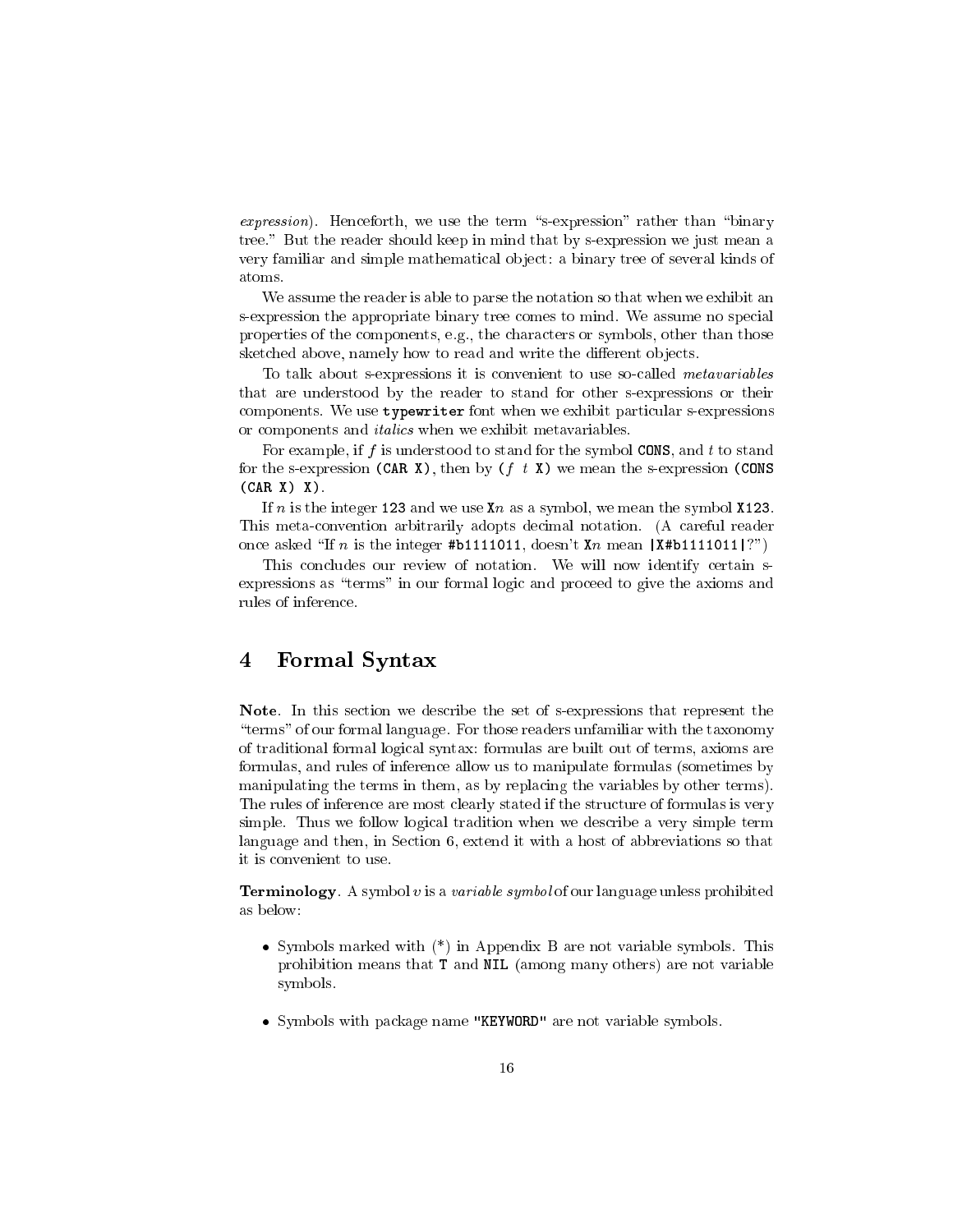*expression*). Henceforth, we use the term "s-expression" rather than "binary tree." But the reader should keep in mind that by s-expression we just mean a very familiar and simple mathematical object: a binary tree of several kinds of atoms.

We assume the reader is able to parse the notation so that when we exhibit an s-expression the appropriate binary tree comes to mind. We assume no special properties of the components, e.g., the characters or symbols, other than those sketched above, namely how to read and write the different objects.

To talk about s-expressions it is convenient to use so-called *metavariables* that are understood by the reader to stand for other s-expressions or their components. We use `typewriter` font when we exhibit particular s-expressions or components and *italics* when we exhibit metavariables.

For example, if *f* is understood to stand for the symbol `CONS`, and *t* to stand for the s-expression `(CAR X)`, then by `(`*f t* `X)` we mean the s-expression `(CONS (CAR X) X)`.

If *n* is the integer `123` and we use `X`*n* as a symbol, we mean the symbol `X123`. This meta-convention arbitrarily adopts decimal notation. (A careful reader once asked "If *n* is the integer `#b1111011`, doesn't `X`*n* mean `|X#b1111011|`?")

This concludes our review of notation. We will now identify certain s-expressions as "terms" in our formal logic and proceed to give the axioms and rules of inference.

# 4 Formal Syntax

**Note**. In this section we describe the set of s-expressions that represent the "terms" of our formal language. For those readers unfamiliar with the taxonomy of traditional formal logical syntax: formulas are built out of terms, axioms are formulas, and rules of inference allow us to manipulate formulas (sometimes by manipulating the terms in them, as by replacing the variables by other terms). The rules of inference are most clearly stated if the structure of formulas is very simple. Thus we follow logical tradition when we describe a very simple term language and then, in Section 6, extend it with a host of abbreviations so that it is convenient to use.

**Terminology**. A symbol *v* is a *variable symbol* of our language unless prohibited as below:

- Symbols marked with (*) in Appendix B are not variable symbols. This prohibition means that `T` and `NIL` (among many others) are not variable symbols.

- Symbols with package name `"KEYWORD"` are not variable symbols.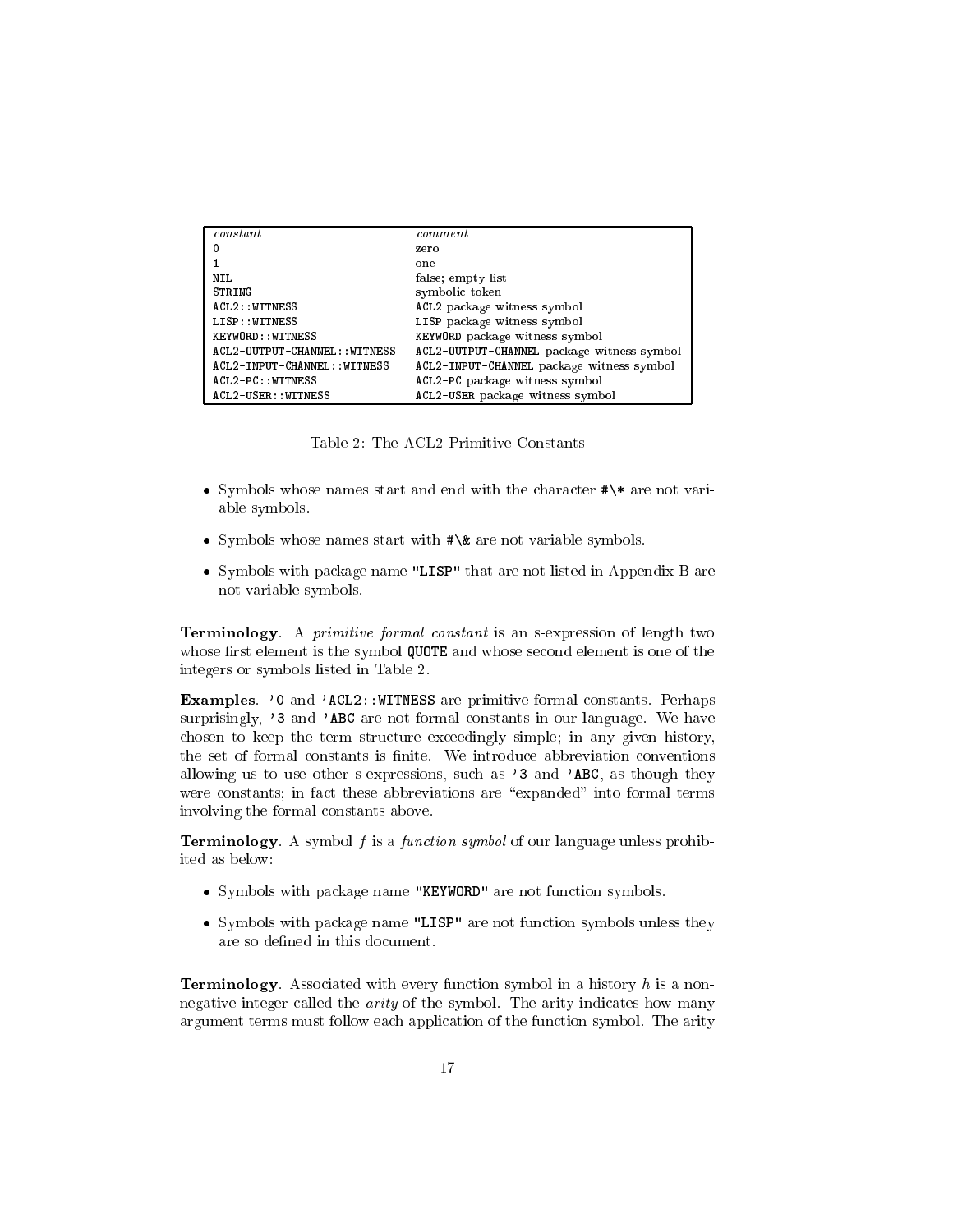| *constant* | *comment* |
|---|---|
| `0` | zero |
| `1` | one |
| `NIL` | false; empty list |
| `STRING` | symbolic token |
| `ACL2::WITNESS` | `ACL2` package witness symbol |
| `LISP::WITNESS` | `LISP` package witness symbol |
| `KEYWORD::WITNESS` | `KEYWORD` package witness symbol |
| `ACL2-OUTPUT-CHANNEL::WITNESS` | `ACL2-OUTPUT-CHANNEL` package witness symbol |
| `ACL2-INPUT-CHANNEL::WITNESS` | `ACL2-INPUT-CHANNEL` package witness symbol |
| `ACL2-PC::WITNESS` | `ACL2-PC` package witness symbol |
| `ACL2-USER::WITNESS` | `ACL2-USER` package witness symbol |

Table 2: The ACL2 Primitive Constants

- Symbols whose names start and end with the character `#\*` are not variable symbols.
- Symbols whose names start with `#\&` are not variable symbols.
- Symbols with package name `"LISP"` that are not listed in Appendix B are not variable symbols.

**Terminology**. A *primitive formal constant* is an s-expression of length two whose first element is the symbol `QUOTE` and whose second element is one of the integers or symbols listed in Table 2.

**Examples**. `'0` and `'ACL2::WITNESS` are primitive formal constants. Perhaps surprisingly, `'3` and `'ABC` are not formal constants in our language. We have chosen to keep the term structure exceedingly simple; in any given history, the set of formal constants is finite. We introduce abbreviation conventions allowing us to use other s-expressions, such as `'3` and `'ABC`, as though they were constants; in fact these abbreviations are "expanded" into formal terms involving the formal constants above.

**Terminology**. A symbol $f$ is a *function symbol* of our language unless prohibited as below:

- Symbols with package name `"KEYWORD"` are not function symbols.
- Symbols with package name `"LISP"` are not function symbols unless they are so defined in this document.

**Terminology**. Associated with every function symbol in a history $h$ is a non-negative integer called the *arity* of the symbol. The arity indicates how many argument terms must follow each application of the function symbol. The arity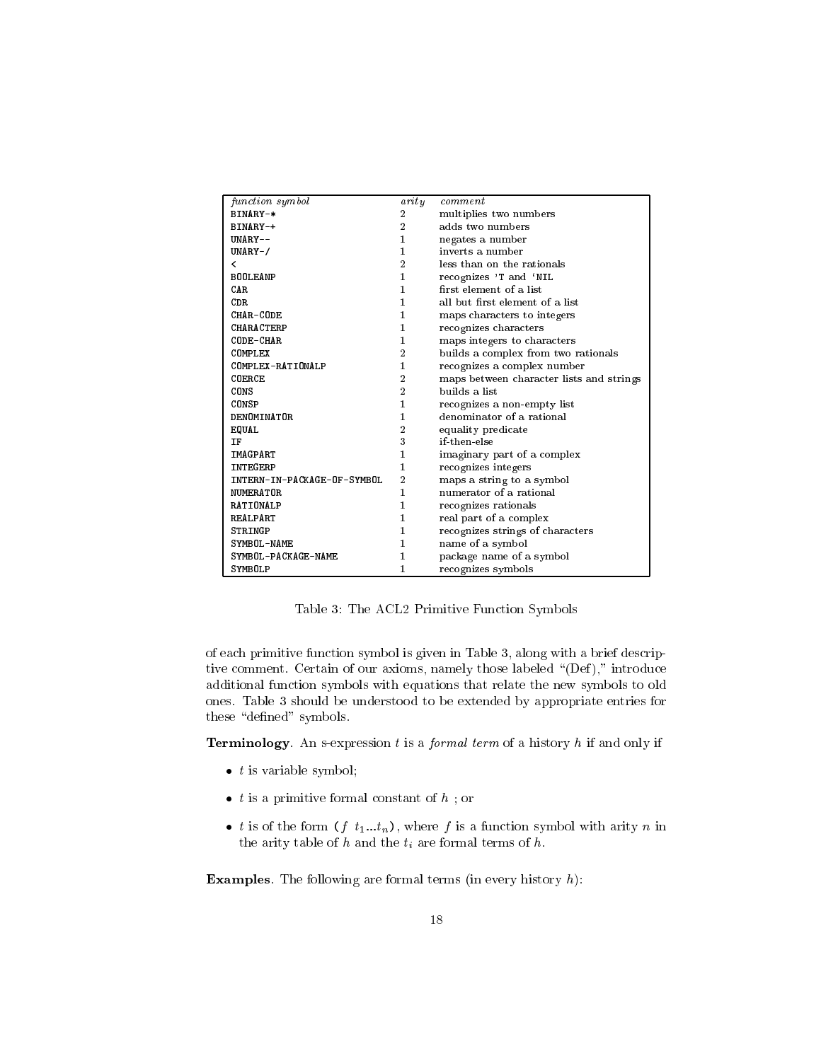| *function symbol* | *arity* | *comment* |
|---|---|---|
| `BINARY-*` | 2 | multiplies two numbers |
| `BINARY-+` | 2 | adds two numbers |
| `UNARY--` | 1 | negates a number |
| `UNARY-/` | 1 | inverts a number |
| `<` | 2 | less than on the rationals |
| `BOOLEANP` | 1 | recognizes `'T` and `'NIL` |
| `CAR` | 1 | first element of a list |
| `CDR` | 1 | all but first element of a list |
| `CHAR-CODE` | 1 | maps characters to integers |
| `CHARACTERP` | 1 | recognizes characters |
| `CODE-CHAR` | 1 | maps integers to characters |
| `COMPLEX` | 2 | builds a complex from two rationals |
| `COMPLEX-RATIONALP` | 1 | recognizes a complex number |
| `COERCE` | 2 | maps between character lists and strings |
| `CONS` | 2 | builds a list |
| `CONSP` | 1 | recognizes a non-empty list |
| `DENOMINATOR` | 1 | denominator of a rational |
| `EQUAL` | 2 | equality predicate |
| `IF` | 3 | if-then-else |
| `IMAGPART` | 1 | imaginary part of a complex |
| `INTEGERP` | 1 | recognizes integers |
| `INTERN-IN-PACKAGE-OF-SYMBOL` | 2 | maps a string to a symbol |
| `NUMERATOR` | 1 | numerator of a rational |
| `RATIONALP` | 1 | recognizes rationals |
| `REALPART` | 1 | real part of a complex |
| `STRINGP` | 1 | recognizes strings of characters |
| `SYMBOL-NAME` | 1 | name of a symbol |
| `SYMBOL-PACKAGE-NAME` | 1 | package name of a symbol |
| `SYMBOLP` | 1 | recognizes symbols |

Table 3: The ACL2 Primitive Function Symbols

of each primitive function symbol is given in Table 3, along with a brief descriptive comment. Certain of our axioms, namely those labeled "(Def)," introduce additional function symbols with equations that relate the new symbols to old ones. Table 3 should be understood to be extended by appropriate entries for these "defined" symbols.

**Terminology**. An s-expression $t$ is a *formal term* of a history $h$ if and only if

- $t$ is variable symbol;
- $t$ is a primitive formal constant of $h$ ; or
- $t$ is of the form `(`$f$ $t_1 ... t_n$`)`, where $f$ is a function symbol with arity $n$ in the arity table of $h$ and the $t_i$ are formal terms of $h$.

**Examples**. The following are formal terms (in every history $h$):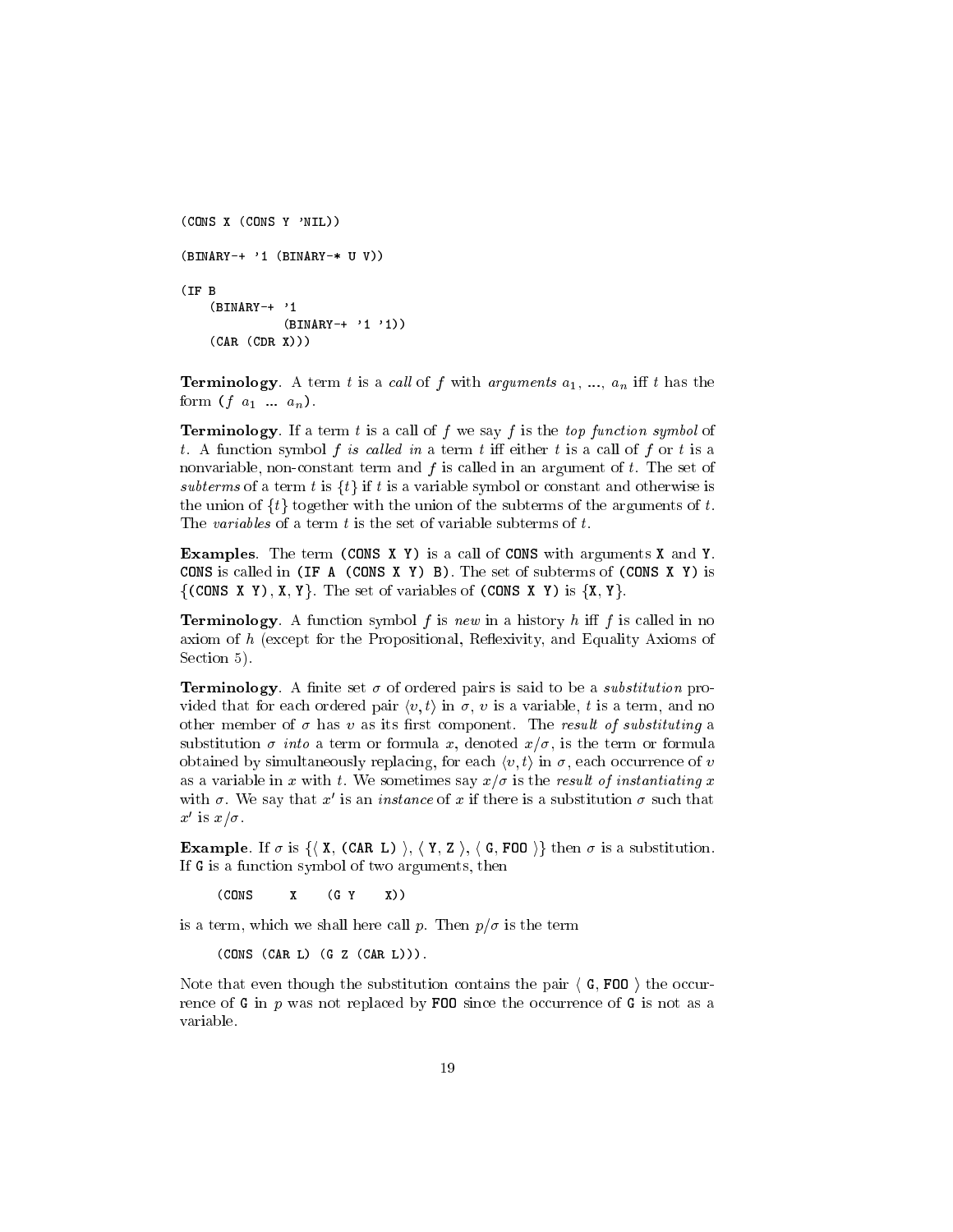```
(CONS X (CONS Y 'NIL))

(BINARY-+ '1 (BINARY-* U V))

(IF B
    (BINARY-+ '1
              (BINARY-+ '1 '1))
    (CAR (CDR X)))
```

**Terminology**. A term $t$ is a *call* of $f$ with *arguments* $a_1$, ..., $a_n$ iff $t$ has the form ($f$ $a_1$ ... $a_n$).

**Terminology**. If a term $t$ is a call of $f$ we say $f$ is the *top function symbol* of $t$. A function symbol $f$ *is called in* a term $t$ iff either $t$ is a call of $f$ or $t$ is a nonvariable, non-constant term and $f$ is called in an argument of $t$. The set of *subterms* of a term $t$ is $\{t\}$ if $t$ is a variable symbol or constant and otherwise is the union of $\{t\}$ together with the union of the subterms of the arguments of $t$. The *variables* of a term $t$ is the set of variable subterms of $t$.

**Examples**. The term `(CONS X Y)` is a call of `CONS` with arguments `X` and `Y`. `CONS` is called in `(IF A (CONS X Y) B)`. The set of subterms of `(CONS X Y)` is {`(CONS X Y)`, `X`, `Y`}. The set of variables of `(CONS X Y)` is {`X`, `Y`}.

**Terminology**. A function symbol $f$ is *new* in a history $h$ iff $f$ is called in no axiom of $h$ (except for the Propositional, Reflexivity, and Equality Axioms of Section 5).

**Terminology**. A finite set $\sigma$ of ordered pairs is said to be a *substitution* provided that for each ordered pair $\langle v, t\rangle$ in $\sigma$, $v$ is a variable, $t$ is a term, and no other member of $\sigma$ has $v$ as its first component. The *result of substituting* a substitution $\sigma$ *into* a term or formula $x$, denoted $x/\sigma$, is the term or formula obtained by simultaneously replacing, for each $\langle v, t\rangle$ in $\sigma$, each occurrence of $v$ as a variable in $x$ with $t$. We sometimes say $x/\sigma$ is the *result of instantiating* $x$ with $\sigma$. We say that $x'$ is an *instance* of $x$ if there is a substitution $\sigma$ such that $x'$ is $x/\sigma$.

**Example**. If $\sigma$ is {⟨ `X`, `(CAR L)` ⟩, ⟨ `Y`, `Z` ⟩, ⟨ `G`, `FOO` ⟩} then $\sigma$ is a substitution. If `G` is a function symbol of two arguments, then

```
(CONS     X    (G Y    X))
```

is a term, which we shall here call $p$. Then $p/\sigma$ is the term

```
(CONS (CAR L) (G Z (CAR L))).
```

Note that even though the substitution contains the pair ⟨ `G`, `FOO` ⟩ the occurrence of `G` in $p$ was not replaced by `FOO` since the occurrence of `G` is not as a variable.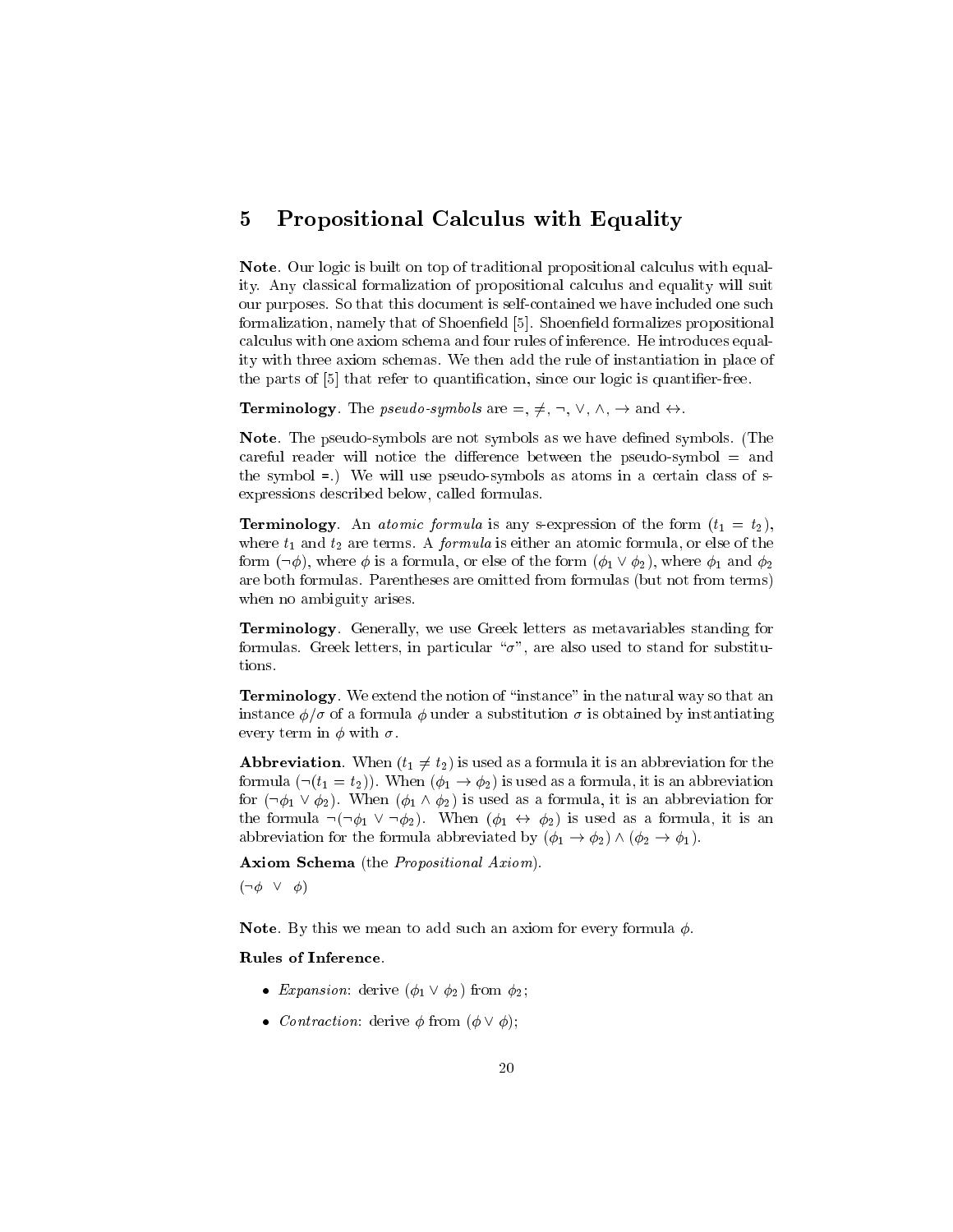## 5 Propositional Calculus with Equality

**Note**. Our logic is built on top of traditional propositional calculus with equality. Any classical formalization of propositional calculus and equality will suit our purposes. So that this document is self-contained we have included one such formalization, namely that of Shoenfield [5]. Shoenfield formalizes propositional calculus with one axiom schema and four rules of inference. He introduces equality with three axiom schemas. We then add the rule of instantiation in place of the parts of [5] that refer to quantification, since our logic is quantifier-free.

**Terminology**. The *pseudo-symbols* are $=$, $\neq$, $\neg$, $\vee$, $\wedge$, $\rightarrow$ and $\leftrightarrow$.

**Note**. The pseudo-symbols are not symbols as we have defined symbols. (The careful reader will notice the difference between the pseudo-symbol $=$ and the symbol `=`.) We will use pseudo-symbols as atoms in a certain class of s-expressions described below, called formulas.

**Terminology**. An *atomic formula* is any s-expression of the form $(t_1 = t_2)$, where $t_1$ and $t_2$ are terms. A *formula* is either an atomic formula, or else of the form $(\neg\phi)$, where $\phi$ is a formula, or else of the form $(\phi_1 \vee \phi_2)$, where $\phi_1$ and $\phi_2$ are both formulas. Parentheses are omitted from formulas (but not from terms) when no ambiguity arises.

**Terminology**. Generally, we use Greek letters as metavariables standing for formulas. Greek letters, in particular "$\sigma$", are also used to stand for substitutions.

**Terminology**. We extend the notion of "instance" in the natural way so that an instance $\phi/\sigma$ of a formula $\phi$ under a substitution $\sigma$ is obtained by instantiating every term in $\phi$ with $\sigma$.

**Abbreviation**. When $(t_1 \neq t_2)$ is used as a formula it is an abbreviation for the formula $(\neg(t_1 = t_2))$. When $(\phi_1 \rightarrow \phi_2)$ is used as a formula, it is an abbreviation for $(\neg\phi_1 \vee \phi_2)$. When $(\phi_1 \wedge \phi_2)$ is used as a formula, it is an abbreviation for the formula $\neg(\neg\phi_1 \vee \neg\phi_2)$. When $(\phi_1 \leftrightarrow \phi_2)$ is used as a formula, it is an abbreviation for the formula abbreviated by $(\phi_1 \rightarrow \phi_2) \wedge (\phi_2 \rightarrow \phi_1)$.

**Axiom Schema** (the *Propositional Axiom*).

$(\neg\phi \;\; \vee \;\; \phi)$

**Note**. By this we mean to add such an axiom for every formula $\phi$.

**Rules of Inference**.

- *Expansion*: derive $(\phi_1 \vee \phi_2)$ from $\phi_2$;
- *Contraction*: derive $\phi$ from $(\phi \vee \phi)$;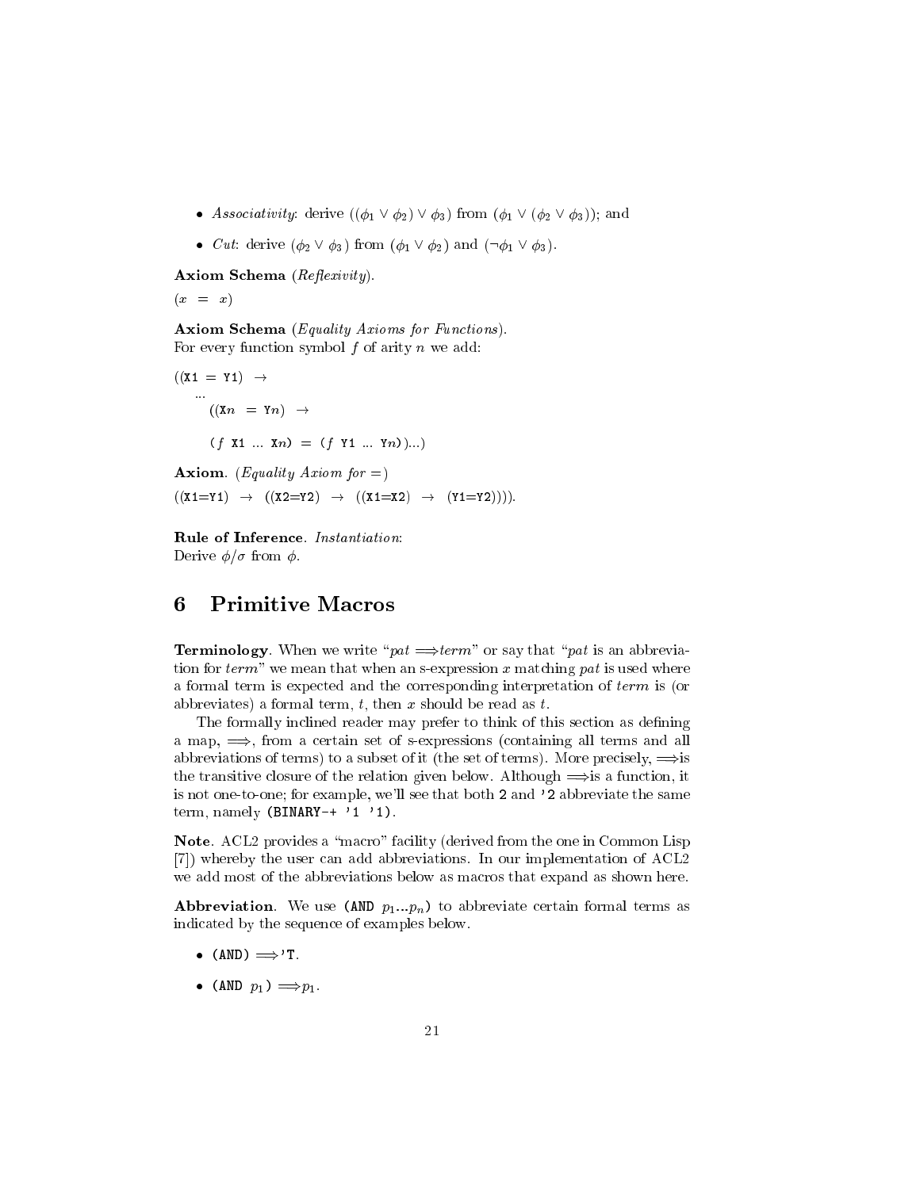- *Associativity*: derive $((\phi_1 \vee \phi_2) \vee \phi_3)$ from $(\phi_1 \vee (\phi_2 \vee \phi_3))$; and
- *Cut*: derive $(\phi_2 \vee \phi_3)$ from $(\phi_1 \vee \phi_2)$ and $(\neg\phi_1 \vee \phi_3)$.

**Axiom Schema** (*Reflexivity*).

$(x \;=\; x)$

**Axiom Schema** (*Equality Axioms for Functions*).
For every function symbol $f$ of arity $n$ we add:

```
((X1 = Y1) →
  ...
    ((Xn = Yn) →

    (f X1 ... Xn) = (f Y1 ... Yn))...)
```

**Axiom**. (*Equality Axiom for* =)

```
((X1=Y1) → ((X2=Y2) → ((X1=X2) → (Y1=Y2)))).
```

**Rule of Inference**. *Instantiation*:
Derive $\phi/\sigma$ from $\phi$.

# 6 Primitive Macros

**Terminology**. When we write "*pat* ⟹*term*" or say that "*pat* is an abbreviation for *term*" we mean that when an s-expression $x$ matching *pat* is used where a formal term is expected and the corresponding interpretation of *term* is (or abbreviates) a formal term, $t$, then $x$ should be read as $t$.

The formally inclined reader may prefer to think of this section as defining a map, ⟹, from a certain set of s-expressions (containing all terms and all abbreviations of terms) to a subset of it (the set of terms). More precisely, ⟹is the transitive closure of the relation given below. Although ⟹is a function, it is not one-to-one; for example, we'll see that both `2` and `'2` abbreviate the same term, namely `(BINARY-+ '1 '1)`.

**Note**. ACL2 provides a "macro" facility (derived from the one in Common Lisp [7]) whereby the user can add abbreviations. In our implementation of ACL2 we add most of the abbreviations below as macros that expand as shown here.

**Abbreviation**. We use `(AND` $p_1 ... p_n$`)` to abbreviate certain formal terms as indicated by the sequence of examples below.

- `(AND)` ⟹`'T`.
- `(AND` $p_1$`)` ⟹$p_1$.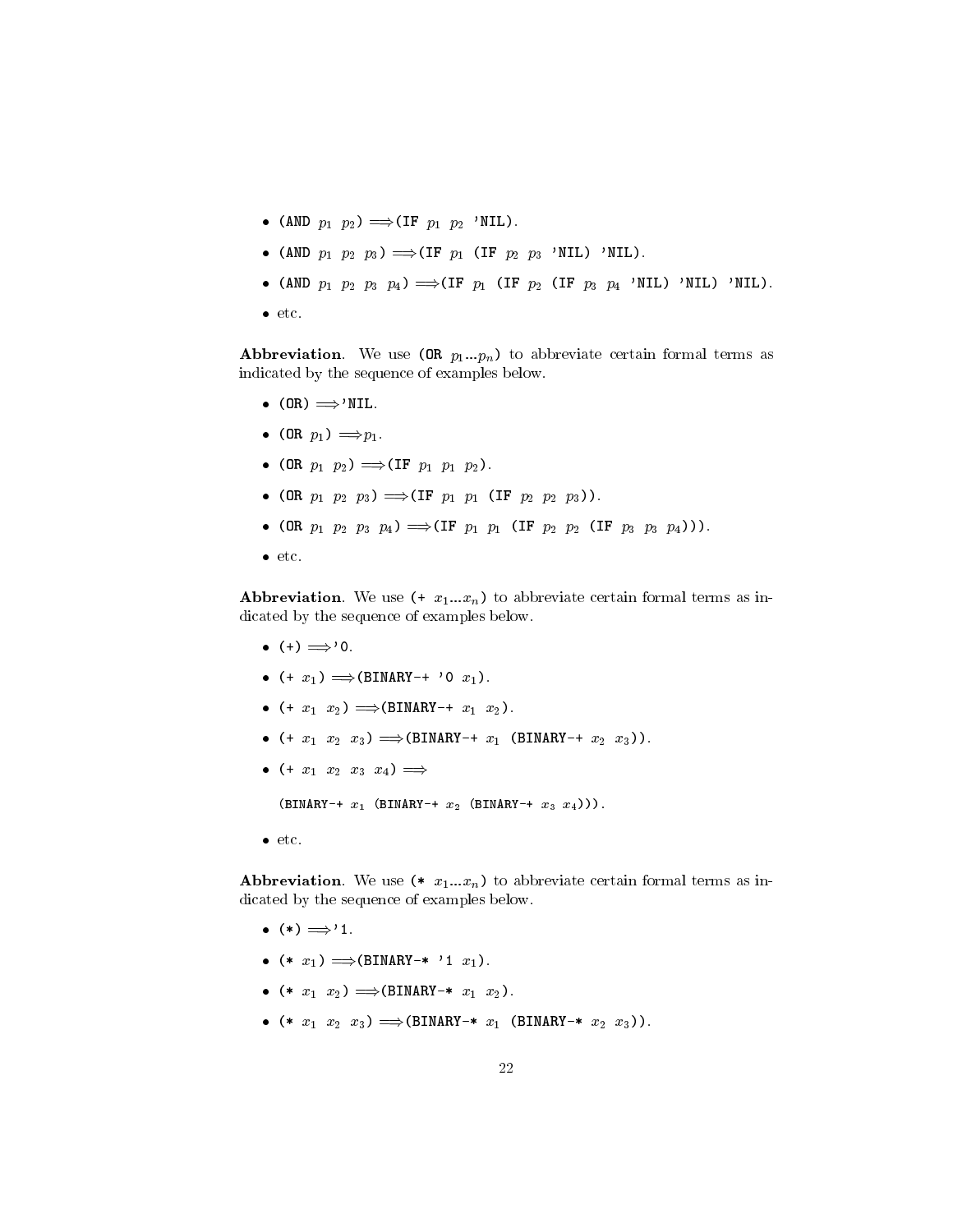- (AND $p_1$ $p_2$) $\Longrightarrow$(IF $p_1$ $p_2$ 'NIL).
- (AND $p_1$ $p_2$ $p_3$) $\Longrightarrow$(IF $p_1$ (IF $p_2$ $p_3$ 'NIL) 'NIL).
- (AND $p_1$ $p_2$ $p_3$ $p_4$) $\Longrightarrow$(IF $p_1$ (IF $p_2$ (IF $p_3$ $p_4$ 'NIL) 'NIL) 'NIL).
- etc.

**Abbreviation**. We use (OR $p_1 ... p_n$) to abbreviate certain formal terms as indicated by the sequence of examples below.

- (OR) $\Longrightarrow$'NIL.
- (OR $p_1$) $\Longrightarrow$$p_1$.
- (OR $p_1$ $p_2$) $\Longrightarrow$(IF $p_1$ $p_1$ $p_2$).
- (OR $p_1$ $p_2$ $p_3$) $\Longrightarrow$(IF $p_1$ $p_1$ (IF $p_2$ $p_2$ $p_3$)).
- (OR $p_1$ $p_2$ $p_3$ $p_4$) $\Longrightarrow$(IF $p_1$ $p_1$ (IF $p_2$ $p_2$ (IF $p_3$ $p_3$ $p_4$))).
- etc.

**Abbreviation**. We use (+ $x_1 ... x_n$) to abbreviate certain formal terms as indicated by the sequence of examples below.

- (+) $\Longrightarrow$'0.
- (+ $x_1$) $\Longrightarrow$(BINARY-+ '0 $x_1$).
- (+ $x_1$ $x_2$) $\Longrightarrow$(BINARY-+ $x_1$ $x_2$).
- (+ $x_1$ $x_2$ $x_3$) $\Longrightarrow$(BINARY-+ $x_1$ (BINARY-+ $x_2$ $x_3$)).
- (+ $x_1$ $x_2$ $x_3$ $x_4$) $\Longrightarrow$

  (BINARY-+ $x_1$ (BINARY-+ $x_2$ (BINARY-+ $x_3$ $x_4$))).
- etc.

**Abbreviation**. We use (* $x_1 ... x_n$) to abbreviate certain formal terms as indicated by the sequence of examples below.

- (*) $\Longrightarrow$'1.
- (* $x_1$) $\Longrightarrow$(BINARY-* '1 $x_1$).
- (* $x_1$ $x_2$) $\Longrightarrow$(BINARY-* $x_1$ $x_2$).
- (* $x_1$ $x_2$ $x_3$) $\Longrightarrow$(BINARY-* $x_1$ (BINARY-* $x_2$ $x_3$)).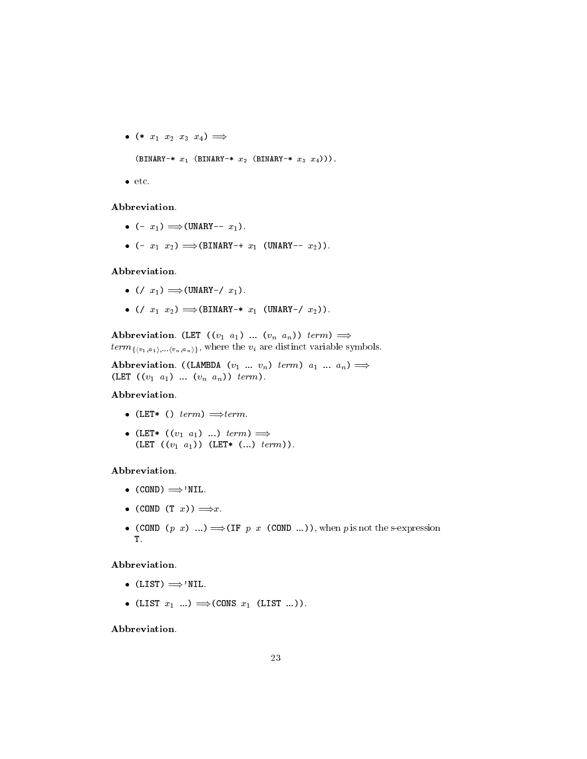- `(*` $x_1$ $x_2$ $x_3$ $x_4$`)` $\Longrightarrow$

  `(BINARY-*` $x_1$ `(BINARY-*` $x_2$ `(BINARY-*` $x_3$ $x_4$`)))`.

- etc.

**Abbreviation**.

- `(-` $x_1$`)` $\Longrightarrow$`(UNARY--` $x_1$`)`.
- `(-` $x_1$ $x_2$`)` $\Longrightarrow$`(BINARY-+` $x_1$ `(UNARY--` $x_2$`))`.

**Abbreviation**.

- `(/` $x_1$`)` $\Longrightarrow$`(UNARY-/` $x_1$`)`.
- `(/` $x_1$ $x_2$`)` $\Longrightarrow$`(BINARY-*` $x_1$ `(UNARY-/` $x_2$`))`.

**Abbreviation**. `(LET ((`$v_1$ $a_1$`) ... (`$v_n$ $a_n$`))` *term*`)` $\Longrightarrow$ $term_{\{\langle v_1, a_1\rangle, \ldots \langle v_n, a_n\rangle\}}$, where the $v_i$ are distinct variable symbols.

**Abbreviation**. `((LAMBDA (`$v_1$ `...` $v_n$`)` *term*`)` $a_1$ `...` $a_n$`)` $\Longrightarrow$ `(LET ((`$v_1$ $a_1$`) ... (`$v_n$ $a_n$`))` *term*`)`.

**Abbreviation**.

- `(LET* ()` *term*`)` $\Longrightarrow$*term*.
- `(LET* ((`$v_1$ $a_1$`) ...)` *term*`)` $\Longrightarrow$
  `(LET ((`$v_1$ $a_1$`)) (LET* (...)` *term*`))`.

**Abbreviation**.

- `(COND)` $\Longrightarrow$`'NIL`.
- `(COND (T` $x$`))` $\Longrightarrow$$x$.
- `(COND (`$p$ $x$`) ...)` $\Longrightarrow$`(IF` $p$ $x$ `(COND ...))`, when $p$ is not the s-expression `T`.

**Abbreviation**.

- `(LIST)` $\Longrightarrow$`'NIL`.
- `(LIST` $x_1$ `...)` $\Longrightarrow$`(CONS` $x_1$ `(LIST ...))`.

**Abbreviation**.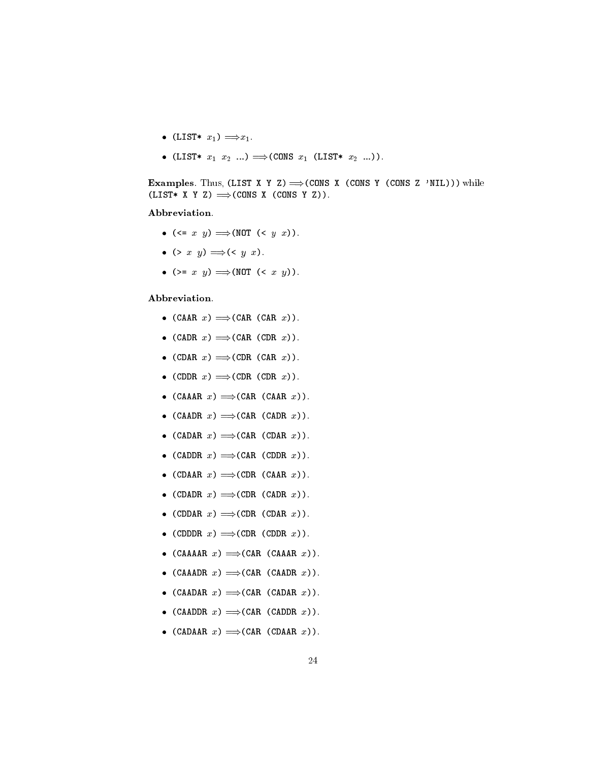- `(LIST*` $x_1$`)` $\Longrightarrow$ $x_1$.
- `(LIST*` $x_1$ $x_2$ `...)` $\Longrightarrow$ `(CONS` $x_1$ `(LIST*` $x_2$ `...))`.

**Examples**. Thus, `(LIST X Y Z)` $\Longrightarrow$ `(CONS X (CONS Y (CONS Z 'NIL)))` while `(LIST* X Y Z)` $\Longrightarrow$ `(CONS X (CONS Y Z))`.

**Abbreviation**.

- `(<=` $x$ $y$`)` $\Longrightarrow$ `(NOT (<` $y$ $x$`))`.
- `(>` $x$ $y$`)` $\Longrightarrow$ `(<` $y$ $x$`)`.
- `(>=` $x$ $y$`)` $\Longrightarrow$ `(NOT (<` $x$ $y$`))`.

**Abbreviation**.

- `(CAAR` $x$`)` $\Longrightarrow$ `(CAR (CAR` $x$`))`.
- `(CADR` $x$`)` $\Longrightarrow$ `(CAR (CDR` $x$`))`.
- `(CDAR` $x$`)` $\Longrightarrow$ `(CDR (CAR` $x$`))`.
- `(CDDR` $x$`)` $\Longrightarrow$ `(CDR (CDR` $x$`))`.
- `(CAAAR` $x$`)` $\Longrightarrow$ `(CAR (CAAR` $x$`))`.
- `(CAADR` $x$`)` $\Longrightarrow$ `(CAR (CADR` $x$`))`.
- `(CADAR` $x$`)` $\Longrightarrow$ `(CAR (CDAR` $x$`))`.
- `(CADDR` $x$`)` $\Longrightarrow$ `(CAR (CDDR` $x$`))`.
- `(CDAAR` $x$`)` $\Longrightarrow$ `(CDR (CAAR` $x$`))`.
- `(CDADR` $x$`)` $\Longrightarrow$ `(CDR (CADR` $x$`))`.
- `(CDDAR` $x$`)` $\Longrightarrow$ `(CDR (CDAR` $x$`))`.
- `(CDDDR` $x$`)` $\Longrightarrow$ `(CDR (CDDR` $x$`))`.
- `(CAAAAR` $x$`)` $\Longrightarrow$ `(CAR (CAAAR` $x$`))`.
- `(CAAADR` $x$`)` $\Longrightarrow$ `(CAR (CAADR` $x$`))`.
- `(CAADAR` $x$`)` $\Longrightarrow$ `(CAR (CADAR` $x$`))`.
- `(CAADDR` $x$`)` $\Longrightarrow$ `(CAR (CADDR` $x$`))`.
- `(CADAAR` $x$`)` $\Longrightarrow$ `(CAR (CDAAR` $x$`))`.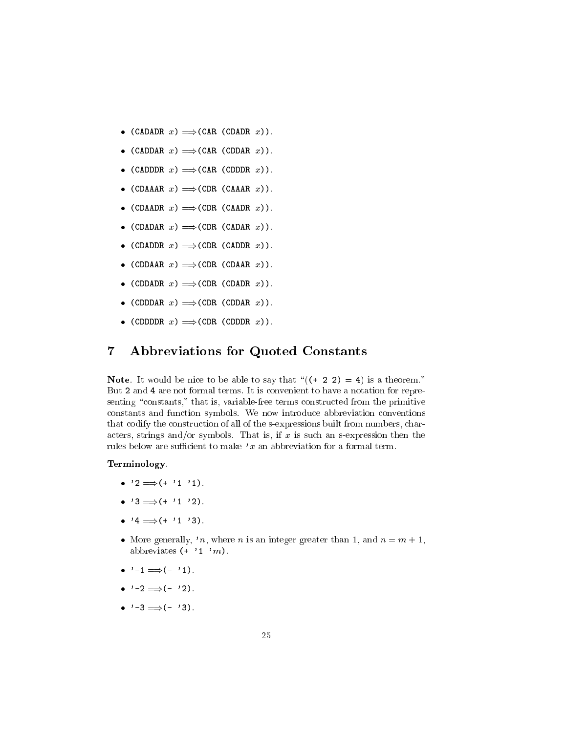- `(CADADR` $x$`)` $\Longrightarrow$ `(CAR (CDADR` $x$`))`.
- `(CADDAR` $x$`)` $\Longrightarrow$ `(CAR (CDDAR` $x$`))`.
- `(CADDDR` $x$`)` $\Longrightarrow$ `(CAR (CDDDR` $x$`))`.
- `(CDAAAR` $x$`)` $\Longrightarrow$ `(CDR (CAAAR` $x$`))`.
- `(CDAADR` $x$`)` $\Longrightarrow$ `(CDR (CAADR` $x$`))`.
- `(CDADAR` $x$`)` $\Longrightarrow$ `(CDR (CADAR` $x$`))`.
- `(CDADDR` $x$`)` $\Longrightarrow$ `(CDR (CADDR` $x$`))`.
- `(CDDAAR` $x$`)` $\Longrightarrow$ `(CDR (CDAAR` $x$`))`.
- `(CDDADR` $x$`)` $\Longrightarrow$ `(CDR (CDADR` $x$`))`.
- `(CDDDAR` $x$`)` $\Longrightarrow$ `(CDR (CDDAR` $x$`))`.
- `(CDDDDR` $x$`)` $\Longrightarrow$ `(CDR (CDDDR` $x$`))`.

# 7 Abbreviations for Quoted Constants

**Note**. It would be nice to be able to say that "`((+ 2 2) = 4)` is a theorem." But `2` and `4` are not formal terms. It is convenient to have a notation for representing "constants," that is, variable-free terms constructed from the primitive constants and function symbols. We now introduce abbreviation conventions that codify the construction of all of the s-expressions built from numbers, characters, strings and/or symbols. That is, if $x$ is such an s-expression then the rules below are sufficient to make `'`$x$ an abbreviation for a formal term.

**Terminology**.

- `'2` $\Longrightarrow$ `(+ '1 '1)`.
- `'3` $\Longrightarrow$ `(+ '1 '2)`.
- `'4` $\Longrightarrow$ `(+ '1 '3)`.
- More generally, `'`$n$, where $n$ is an integer greater than 1, and $n = m + 1$, abbreviates `(+ '1 '`$m$`)`.
- `'-1` $\Longrightarrow$ `(- '1)`.
- `'-2` $\Longrightarrow$ `(- '2)`.
- `'-3` $\Longrightarrow$ `(- '3)`.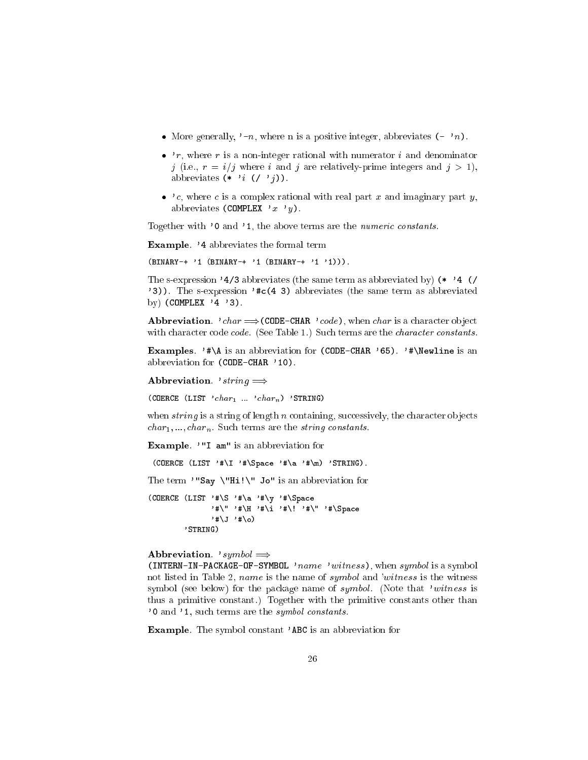- More generally, `'-`*n*, where n is a positive integer, abbreviates `(- '`*n*`)`.
- `'`*r*, where *r* is a non-integer rational with numerator *i* and denominator *j* (i.e., $r = i/j$ where *i* and *j* are relatively-prime integers and $j > 1$), abbreviates `(* '`*i* `(/ '`*j*`))`.
- `'`*c*, where *c* is a complex rational with real part *x* and imaginary part *y*, abbreviates `(COMPLEX '`*x* `'`*y*`)`.

Together with `'0` and `'1`, the above terms are the *numeric constants*.

**Example**. `'4` abbreviates the formal term

```
(BINARY-+ '1 (BINARY-+ '1 (BINARY-+ '1 '1))).
```

The s-expression `'4/3` abbreviates (the same term as abbreviated by) `(* '4 (/ '3))`. The s-expression `'#c(4 3)` abbreviates (the same term as abbreviated by) `(COMPLEX '4 '3)`.

**Abbreviation**. `'`*char* $\Longrightarrow$ `(CODE-CHAR '`*code*`)`, when *char* is a character object with character code *code*. (See Table 1.) Such terms are the *character constants*.

**Examples**. `'#\A` is an abbreviation for `(CODE-CHAR '65)`. `'#\Newline` is an abbreviation for `(CODE-CHAR '10)`.

**Abbreviation**. `'`*string* $\Longrightarrow$

`(COERCE (LIST '`$char_1$ ... `'`$char_n$`) 'STRING)`

when *string* is a string of length *n* containing, successively, the character objects $char_1, ..., char_n$. Such terms are the *string constants*.

**Example**. `'"I am"` is an abbreviation for

```
(COERCE (LIST '#\I '#\Space '#\a '#\m) 'STRING).
```

The term `'"Say \"Hi!\" Jo"` is an abbreviation for

```
(COERCE (LIST '#\S '#\a '#\y '#\Space
              '#\" '#\H '#\i '#\! '#\" '#\Space
              '#\J '#\o)
        'STRING)
```

**Abbreviation**. `'`*symbol* $\Longrightarrow$
`(INTERN-IN-PACKAGE-OF-SYMBOL '`*name* `'`*witness*`)`, when *symbol* is a symbol not listed in Table 2, *name* is the name of *symbol* and *'witness* is the witness symbol (see below) for the package name of *symbol*. (Note that `'`*witness* is thus a primitive constant.) Together with the primitive constants other than `'0` and `'1`, such terms are the *symbol constants*.

**Example**. The symbol constant `'ABC` is an abbreviation for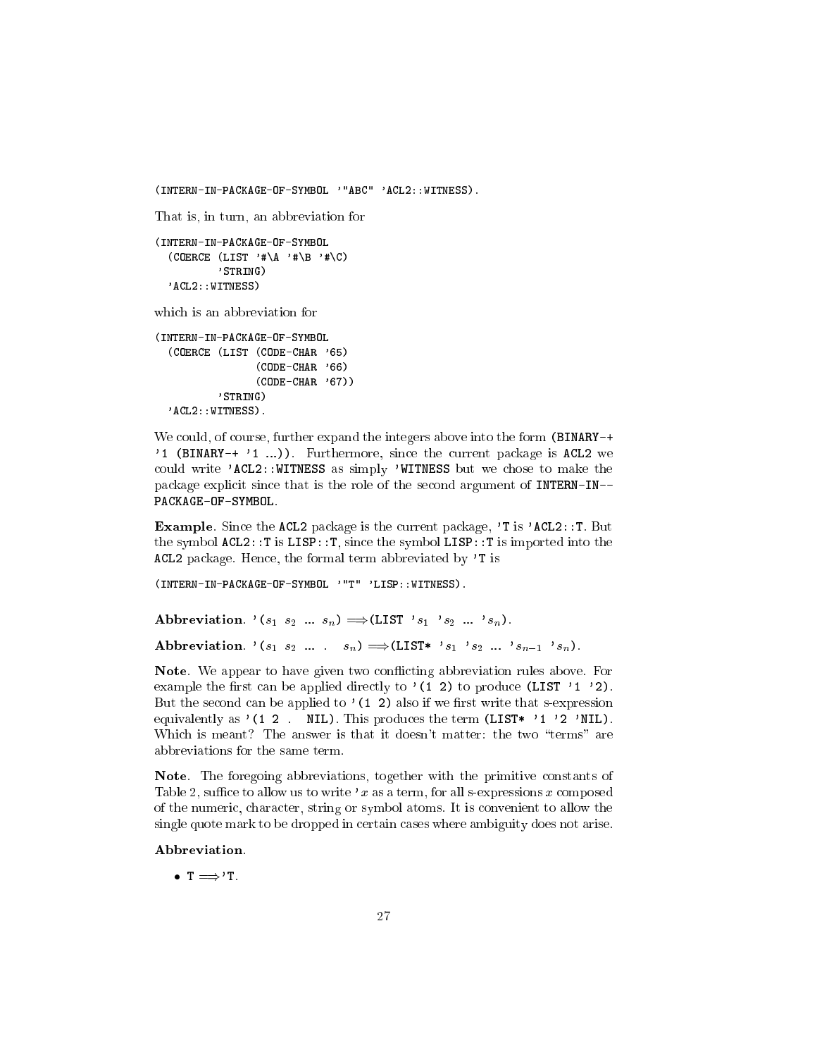```
(INTERN-IN-PACKAGE-OF-SYMBOL '"ABC" 'ACL2::WITNESS).
```

That is, in turn, an abbreviation for

```
(INTERN-IN-PACKAGE-OF-SYMBOL
  (COERCE (LIST '#\A '#\B '#\C)
          'STRING)
  'ACL2::WITNESS)
```

which is an abbreviation for

```
(INTERN-IN-PACKAGE-OF-SYMBOL
  (COERCE (LIST (CODE-CHAR '65)
                (CODE-CHAR '66)
                (CODE-CHAR '67))
          'STRING)
  'ACL2::WITNESS).
```

We could, of course, further expand the integers above into the form `(BINARY-+ '1 (BINARY-+ '1 ...))`. Furthermore, since the current package is `ACL2` we could write `'ACL2::WITNESS` as simply `'WITNESS` but we chose to make the package explicit since that is the role of the second argument of `INTERN-IN--PACKAGE-OF-SYMBOL`.

**Example**. Since the `ACL2` package is the current package, `'T` is `'ACL2::T`. But the symbol `ACL2::T` is `LISP::T`, since the symbol `LISP::T` is imported into the `ACL2` package. Hence, the formal term abbreviated by `'T` is

```
(INTERN-IN-PACKAGE-OF-SYMBOL '"T" 'LISP::WITNESS).
```

**Abbreviation**. `'(`$s_1$ $s_2$ ... $s_n$`)` $\Longrightarrow$`(LIST '`$s_1$ `'`$s_2$ ... `'`$s_n$`)`.

**Abbreviation**. `'(`$s_1$ $s_2$ ... . $s_n$`)` $\Longrightarrow$`(LIST* '`$s_1$ `'`$s_2$ ... `'`$s_{n-1}$ `'`$s_n$`)`.

**Note**. We appear to have given two conflicting abbreviation rules above. For example the first can be applied directly to `'(1 2)` to produce `(LIST '1 '2)`. But the second can be applied to `'(1 2)` also if we first write that s-expression equivalently as `'(1 2 . NIL)`. This produces the term `(LIST* '1 '2 'NIL)`. Which is meant? The answer is that it doesn't matter: the two "terms" are abbreviations for the same term.

**Note**. The foregoing abbreviations, together with the primitive constants of Table 2, suffice to allow us to write `'`$x$ as a term, for all s-expressions $x$ composed of the numeric, character, string or symbol atoms. It is convenient to allow the single quote mark to be dropped in certain cases where ambiguity does not arise.

**Abbreviation**.

- `T` $\Longrightarrow$`'T`.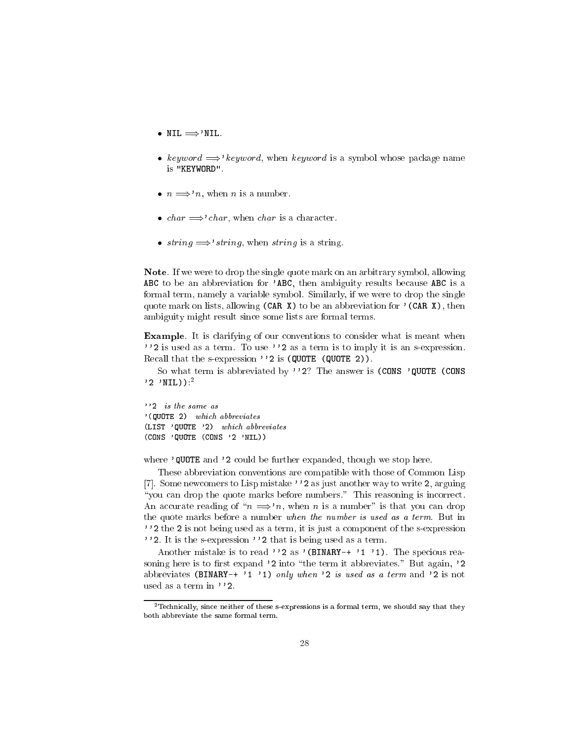- `NIL` $\Longrightarrow$`'NIL`.

- *keyword* $\Longrightarrow$`'`*keyword*, when *keyword* is a symbol whose package name is `"KEYWORD"`.

- $n \Longrightarrow$`'`$n$, when $n$ is a number.

- *char* $\Longrightarrow$`'`*char*, when *char* is a character.

- *string* $\Longrightarrow$`'`*string*, when *string* is a string.

**Note**. If we were to drop the single quote mark on an arbitrary symbol, allowing `ABC` to be an abbreviation for `'ABC`, then ambiguity results because `ABC` is a formal term, namely a variable symbol. Similarly, if we were to drop the single quote mark on lists, allowing `(CAR X)` to be an abbreviation for `'(CAR X)`, then ambiguity might result since some lists are formal terms.

**Example**. It is clarifying of our conventions to consider what is meant when `''2` is used as a term. To use `''2` as a term is to imply it is an s-expression. Recall that the s-expression `''2` is `(QUOTE (QUOTE 2))`.

So what term is abbreviated by `''2`? The answer is `(CONS 'QUOTE (CONS '2 'NIL))`:[2]

```
''2  is the same as
'(QUOTE 2)  which abbreviates
(LIST 'QUOTE '2)  which abbreviates
(CONS 'QUOTE (CONS '2 'NIL))
```

where `'QUOTE` and `'2` could be further expanded, though we stop here.

These abbreviation conventions are compatible with those of Common Lisp [7]. Some newcomers to Lisp mistake `''2` as just another way to write `2`, arguing "you can drop the quote marks before numbers." This reasoning is incorrect. An accurate reading of "$n \Longrightarrow$`'`$n$, when $n$ is a number" is that you can drop the quote marks before a number *when the number is used as a term*. But in `''2` the `2` is not being used as a term, it is just a component of the s-expression `''2`. It is the s-expression `''2` that is being used as a term.

Another mistake is to read `''2` as `'(BINARY-+ '1 '1)`. The specious reasoning here is to first expand `'2` into "the term it abbreviates." But again, `'2` abbreviates `(BINARY-+ '1 '1)` *only when* `'2` *is used as a term* and `'2` is not used as a term in `''2`.

[2] Technically, since neither of these s-expressions is a formal term, we should say that they both abbreviate the same formal term.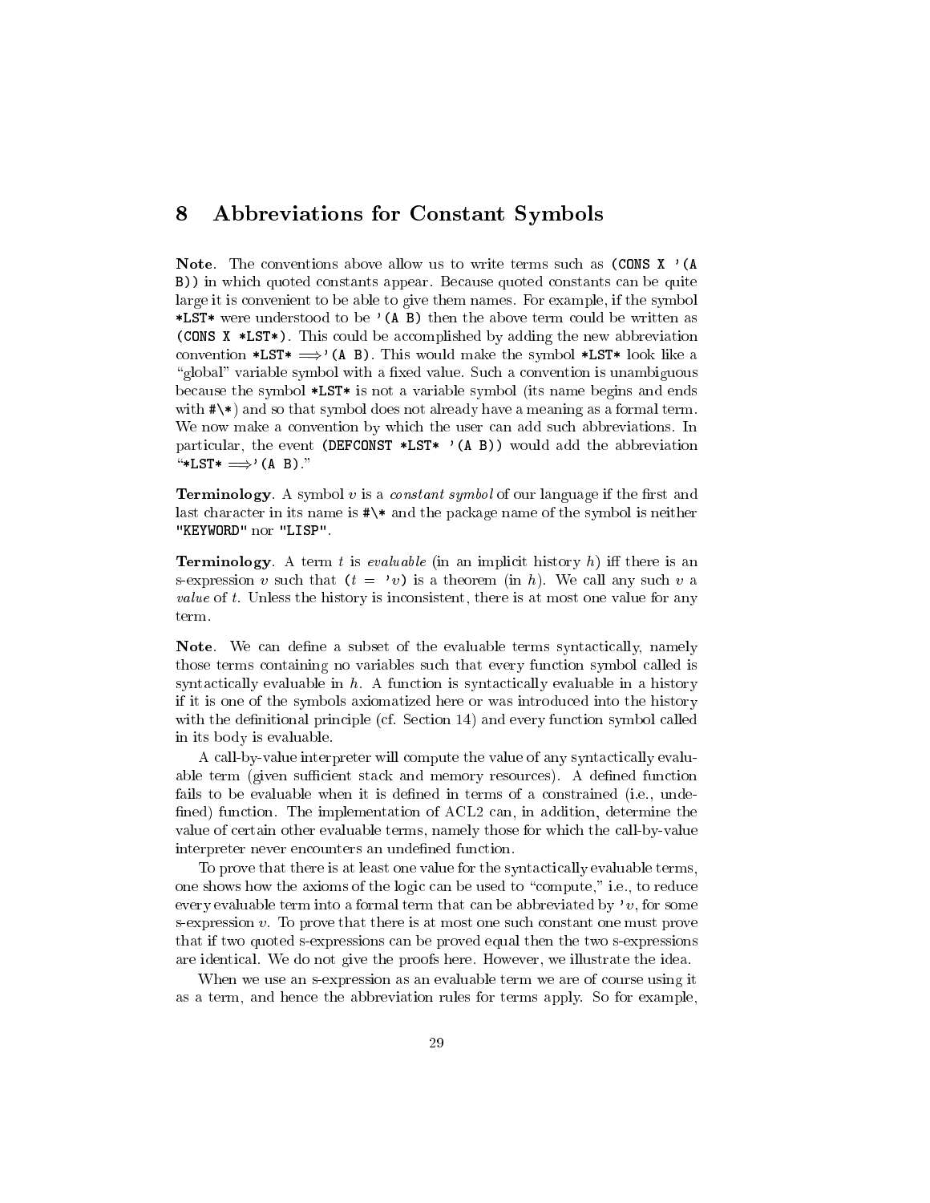## 8 Abbreviations for Constant Symbols

**Note**. The conventions above allow us to write terms such as `(CONS X '(A B))` in which quoted constants appear. Because quoted constants can be quite large it is convenient to be able to give them names. For example, if the symbol `*LST*` were understood to be `'(A B)` then the above term could be written as `(CONS X *LST*)`. This could be accomplished by adding the new abbreviation convention `*LST*` $\Longrightarrow$`'(A B)`. This would make the symbol `*LST*` look like a "global" variable symbol with a fixed value. Such a convention is unambiguous because the symbol `*LST*` is not a variable symbol (its name begins and ends with `#\*`) and so that symbol does not already have a meaning as a formal term. We now make a convention by which the user can add such abbreviations. In particular, the event `(DEFCONST *LST* '(A B))` would add the abbreviation "`*LST*` $\Longrightarrow$`'(A B)`."

**Terminology**. A symbol $v$ is a *constant symbol* of our language if the first and last character in its name is `#\*` and the package name of the symbol is neither `"KEYWORD"` nor `"LISP"`.

**Terminology**. A term $t$ is *evaluable* (in an implicit history $h$) iff there is an s-expression $v$ such that $(t = \ 'v)$ is a theorem (in $h$). We call any such $v$ a *value* of $t$. Unless the history is inconsistent, there is at most one value for any term.

**Note**. We can define a subset of the evaluable terms syntactically, namely those terms containing no variables such that every function symbol called is syntactically evaluable in $h$. A function is syntactically evaluable in a history if it is one of the symbols axiomatized here or was introduced into the history with the definitional principle (cf. Section 14) and every function symbol called in its body is evaluable.

A call-by-value interpreter will compute the value of any syntactically evaluable term (given sufficient stack and memory resources). A defined function fails to be evaluable when it is defined in terms of a constrained (i.e., undefined) function. The implementation of ACL2 can, in addition, determine the value of certain other evaluable terms, namely those for which the call-by-value interpreter never encounters an undefined function.

To prove that there is at least one value for the syntactically evaluable terms, one shows how the axioms of the logic can be used to "compute," i.e., to reduce every evaluable term into a formal term that can be abbreviated by $'v$, for some s-expression $v$. To prove that there is at most one such constant one must prove that if two quoted s-expressions can be proved equal then the two s-expressions are identical. We do not give the proofs here. However, we illustrate the idea.

When we use an s-expression as an evaluable term we are of course using it as a term, and hence the abbreviation rules for terms apply. So for example,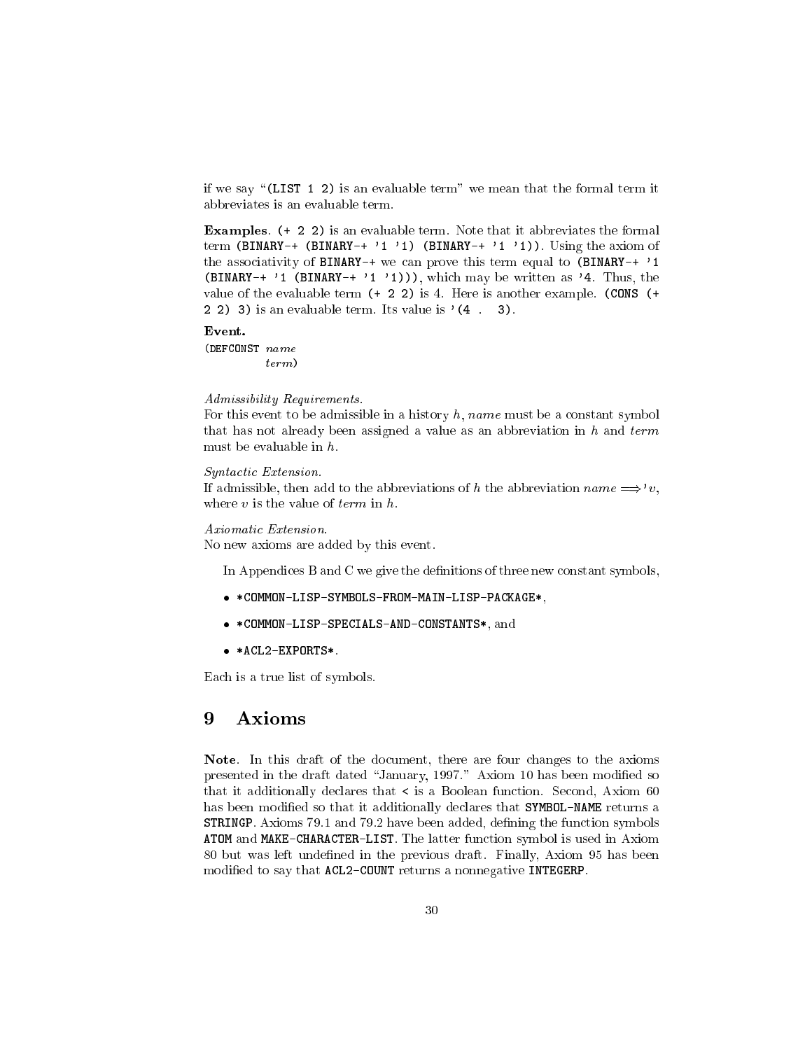if we say "`(LIST 1 2)` is an evaluable term" we mean that the formal term it abbreviates is an evaluable term.

**Examples**. `(+ 2 2)` is an evaluable term. Note that it abbreviates the formal term `(BINARY-+ (BINARY-+ '1 '1) (BINARY-+ '1 '1))`. Using the axiom of the associativity of `BINARY-+` we can prove this term equal to `(BINARY-+ '1 (BINARY-+ '1 (BINARY-+ '1 '1)))`, which may be written as `'4`. Thus, the value of the evaluable term `(+ 2 2)` is 4. Here is another example. `(CONS (+ 2 2) 3)` is an evaluable term. Its value is `'(4 . 3)`.

**Event.**

`(DEFCONST` *name*
*term*`)`

*Admissibility Requirements.*
For this event to be admissible in a history $h$, *name* must be a constant symbol that has not already been assigned a value as an abbreviation in $h$ and *term* must be evaluable in $h$.

*Syntactic Extension.*
If admissible, then add to the abbreviations of $h$ the abbreviation *name* $\Longrightarrow$'$v$, where $v$ is the value of *term* in $h$.

*Axiomatic Extension.*
No new axioms are added by this event.

In Appendices B and C we give the definitions of three new constant symbols,

- `*COMMON-LISP-SYMBOLS-FROM-MAIN-LISP-PACKAGE*`,
- `*COMMON-LISP-SPECIALS-AND-CONSTANTS*`, and
- `*ACL2-EXPORTS*`.

Each is a true list of symbols.

## 9 Axioms

**Note**. In this draft of the document, there are four changes to the axioms presented in the draft dated "January, 1997." Axiom 10 has been modified so that it additionally declares that `<` is a Boolean function. Second, Axiom 60 has been modified so that it additionally declares that `SYMBOL-NAME` returns a `STRINGP`. Axioms 79.1 and 79.2 have been added, defining the function symbols `ATOM` and `MAKE-CHARACTER-LIST`. The latter function symbol is used in Axiom 80 but was left undefined in the previous draft. Finally, Axiom 95 has been modified to say that `ACL2-COUNT` returns a nonnegative `INTEGERP`.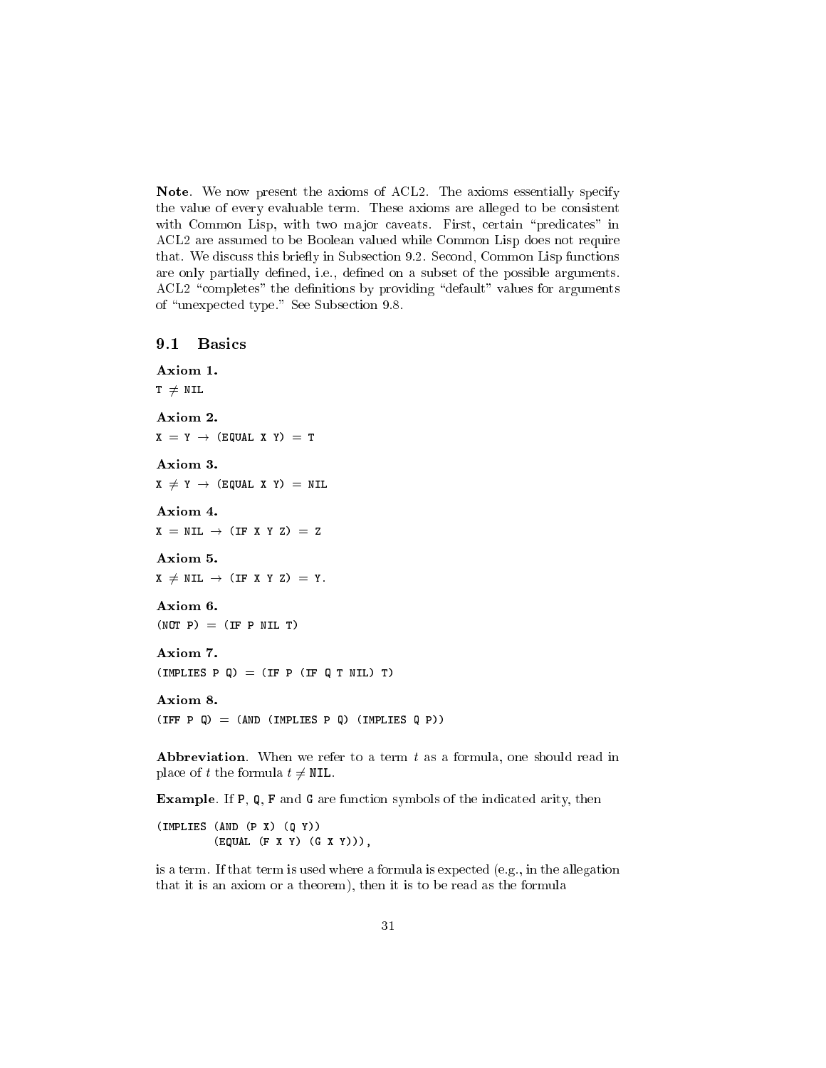**Note**. We now present the axioms of ACL2. The axioms essentially specify the value of every evaluable term. These axioms are alleged to be consistent with Common Lisp, with two major caveats. First, certain "predicates" in ACL2 are assumed to be Boolean valued while Common Lisp does not require that. We discuss this briefly in Subsection 9.2. Second, Common Lisp functions are only partially defined, i.e., defined on a subset of the possible arguments. ACL2 "completes" the definitions by providing "default" values for arguments of "unexpected type." See Subsection 9.8.

## 9.1 Basics

**Axiom 1.**

$\texttt{T} \neq \texttt{NIL}$

**Axiom 2.**

$\texttt{X} = \texttt{Y} \rightarrow \texttt{(EQUAL X Y)} = \texttt{T}$

**Axiom 3.**

$\texttt{X} \neq \texttt{Y} \rightarrow \texttt{(EQUAL X Y)} = \texttt{NIL}$

**Axiom 4.**

$\texttt{X} = \texttt{NIL} \rightarrow \texttt{(IF X Y Z)} = \texttt{Z}$

**Axiom 5.**

$\texttt{X} \neq \texttt{NIL} \rightarrow \texttt{(IF X Y Z)} = \texttt{Y}.$

**Axiom 6.**

$\texttt{(NOT P)} = \texttt{(IF P NIL T)}$

**Axiom 7.**

$\texttt{(IMPLIES P Q)} = \texttt{(IF P (IF Q T NIL) T)}$

**Axiom 8.**

$\texttt{(IFF P Q)} = \texttt{(AND (IMPLIES P Q) (IMPLIES Q P))}$

**Abbreviation**. When we refer to a term $t$ as a formula, one should read in place of $t$ the formula $t \neq \texttt{NIL}$.

**Example**. If `P`, `Q`, `F` and `G` are function symbols of the indicated arity, then

```
(IMPLIES (AND (P X) (Q Y))
         (EQUAL (F X Y) (G X Y))),
```

is a term. If that term is used where a formula is expected (e.g., in the allegation that it is an axiom or a theorem), then it is to be read as the formula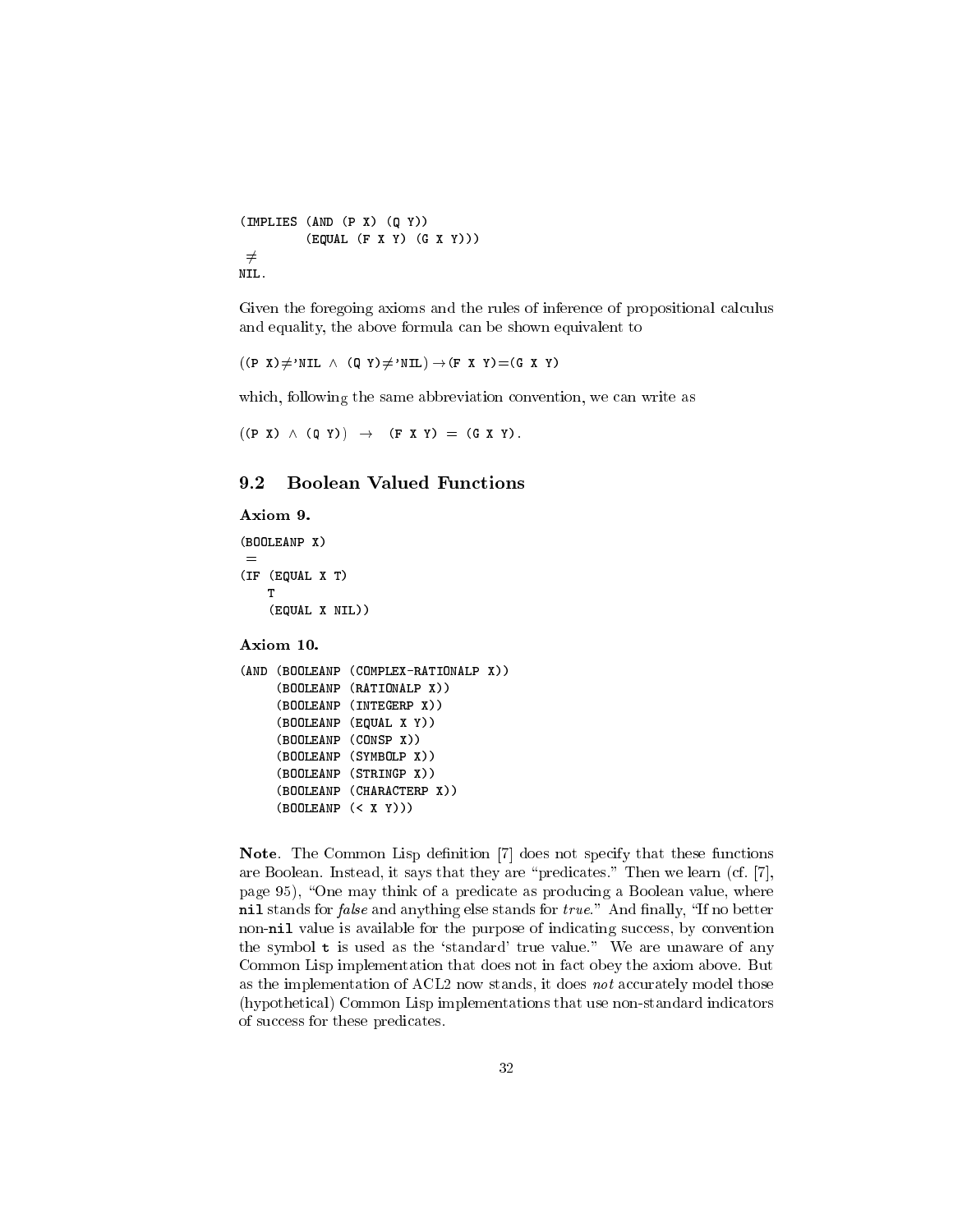```
(IMPLIES (AND (P X) (Q Y))
         (EQUAL (F X Y) (G X Y)))
 ≠
NIL.
```

Given the foregoing axioms and the rules of inference of propositional calculus and equality, the above formula can be shown equivalent to

```
((P X)≠'NIL ∧ (Q Y)≠'NIL)→(F X Y)=(G X Y)
```

which, following the same abbreviation convention, we can write as

```
((P X) ∧ (Q Y)) → (F X Y) = (G X Y).
```

## 9.2 Boolean Valued Functions

**Axiom 9.**

```
(BOOLEANP X)
 =
(IF (EQUAL X T)
    T
    (EQUAL X NIL))
```

**Axiom 10.**

```
(AND (BOOLEANP (COMPLEX-RATIONALP X))
     (BOOLEANP (RATIONALP X))
     (BOOLEANP (INTEGERP X))
     (BOOLEANP (EQUAL X Y))
     (BOOLEANP (CONSP X))
     (BOOLEANP (SYMBOLP X))
     (BOOLEANP (STRINGP X))
     (BOOLEANP (CHARACTERP X))
     (BOOLEANP (< X Y)))
```

**Note**. The Common Lisp definition [7] does not specify that these functions are Boolean. Instead, it says that they are "predicates." Then we learn (cf. [7], page 95), "One may think of a predicate as producing a Boolean value, where **nil** stands for *false* and anything else stands for *true*." And finally, "If no better non-**nil** value is available for the purpose of indicating success, by convention the symbol **t** is used as the 'standard' true value." We are unaware of any Common Lisp implementation that does not in fact obey the axiom above. But as the implementation of ACL2 now stands, it does *not* accurately model those (hypothetical) Common Lisp implementations that use non-standard indicators of success for these predicates.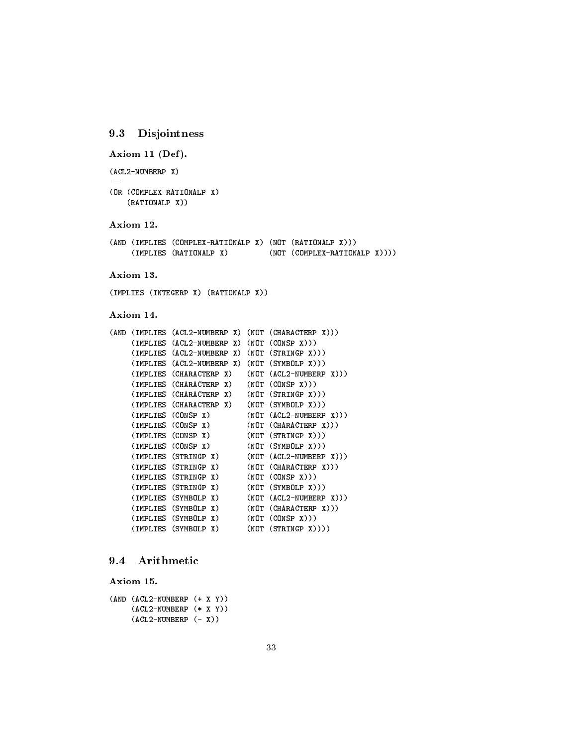## 9.3 Disjointness

**Axiom 11 (Def).**

```
(ACL2-NUMBERP X)
 =
(OR (COMPLEX-RATIONALP X)
    (RATIONALP X))
```

**Axiom 12.**

```
(AND (IMPLIES (COMPLEX-RATIONALP X) (NOT (RATIONALP X)))
     (IMPLIES (RATIONALP X)         (NOT (COMPLEX-RATIONALP X))))
```

**Axiom 13.**

```
(IMPLIES (INTEGERP X) (RATIONALP X))
```

**Axiom 14.**

```
(AND (IMPLIES (ACL2-NUMBERP X) (NOT (CHARACTERP X)))
     (IMPLIES (ACL2-NUMBERP X) (NOT (CONSP X)))
     (IMPLIES (ACL2-NUMBERP X) (NOT (STRINGP X)))
     (IMPLIES (ACL2-NUMBERP X) (NOT (SYMBOLP X)))
     (IMPLIES (CHARACTERP X)   (NOT (ACL2-NUMBERP X)))
     (IMPLIES (CHARACTERP X)   (NOT (CONSP X)))
     (IMPLIES (CHARACTERP X)   (NOT (STRINGP X)))
     (IMPLIES (CHARACTERP X)   (NOT (SYMBOLP X)))
     (IMPLIES (CONSP X)        (NOT (ACL2-NUMBERP X)))
     (IMPLIES (CONSP X)        (NOT (CHARACTERP X)))
     (IMPLIES (CONSP X)        (NOT (STRINGP X)))
     (IMPLIES (CONSP X)        (NOT (SYMBOLP X)))
     (IMPLIES (STRINGP X)      (NOT (ACL2-NUMBERP X)))
     (IMPLIES (STRINGP X)      (NOT (CHARACTERP X)))
     (IMPLIES (STRINGP X)      (NOT (CONSP X)))
     (IMPLIES (STRINGP X)      (NOT (SYMBOLP X)))
     (IMPLIES (SYMBOLP X)      (NOT (ACL2-NUMBERP X)))
     (IMPLIES (SYMBOLP X)      (NOT (CHARACTERP X)))
     (IMPLIES (SYMBOLP X)      (NOT (CONSP X)))
     (IMPLIES (SYMBOLP X)      (NOT (STRINGP X))))
```

## 9.4 Arithmetic

**Axiom 15.**

```
(AND (ACL2-NUMBERP (+ X Y))
     (ACL2-NUMBERP (* X Y))
     (ACL2-NUMBERP (- X))
```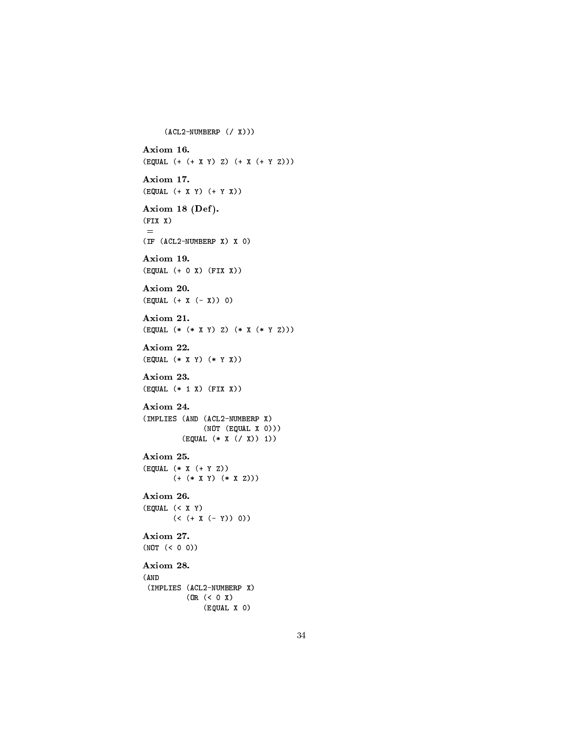```
    (ACL2-NUMBERP (/ X)))
```

**Axiom 16.**

```
(EQUAL (+ (+ X Y) Z) (+ X (+ Y Z)))
```

**Axiom 17.**

```
(EQUAL (+ X Y) (+ Y X))
```

**Axiom 18 (Def).**

```
(FIX X)
 =
(IF (ACL2-NUMBERP X) X 0)
```

**Axiom 19.**

```
(EQUAL (+ 0 X) (FIX X))
```

**Axiom 20.**

```
(EQUAL (+ X (- X)) 0)
```

**Axiom 21.**

```
(EQUAL (* (* X Y) Z) (* X (* Y Z)))
```

**Axiom 22.**

```
(EQUAL (* X Y) (* Y X))
```

**Axiom 23.**

```
(EQUAL (* 1 X) (FIX X))
```

**Axiom 24.**

```
(IMPLIES (AND (ACL2-NUMBERP X)
              (NOT (EQUAL X 0)))
         (EQUAL (* X (/ X)) 1))
```

**Axiom 25.**

```
(EQUAL (* X (+ Y Z))
       (+ (* X Y) (* X Z)))
```

**Axiom 26.**

```
(EQUAL (< X Y)
       (< (+ X (- Y)) 0))
```

**Axiom 27.**

```
(NOT (< 0 0))
```

**Axiom 28.**

```
(AND
 (IMPLIES (ACL2-NUMBERP X)
          (OR (< 0 X)
              (EQUAL X 0)
```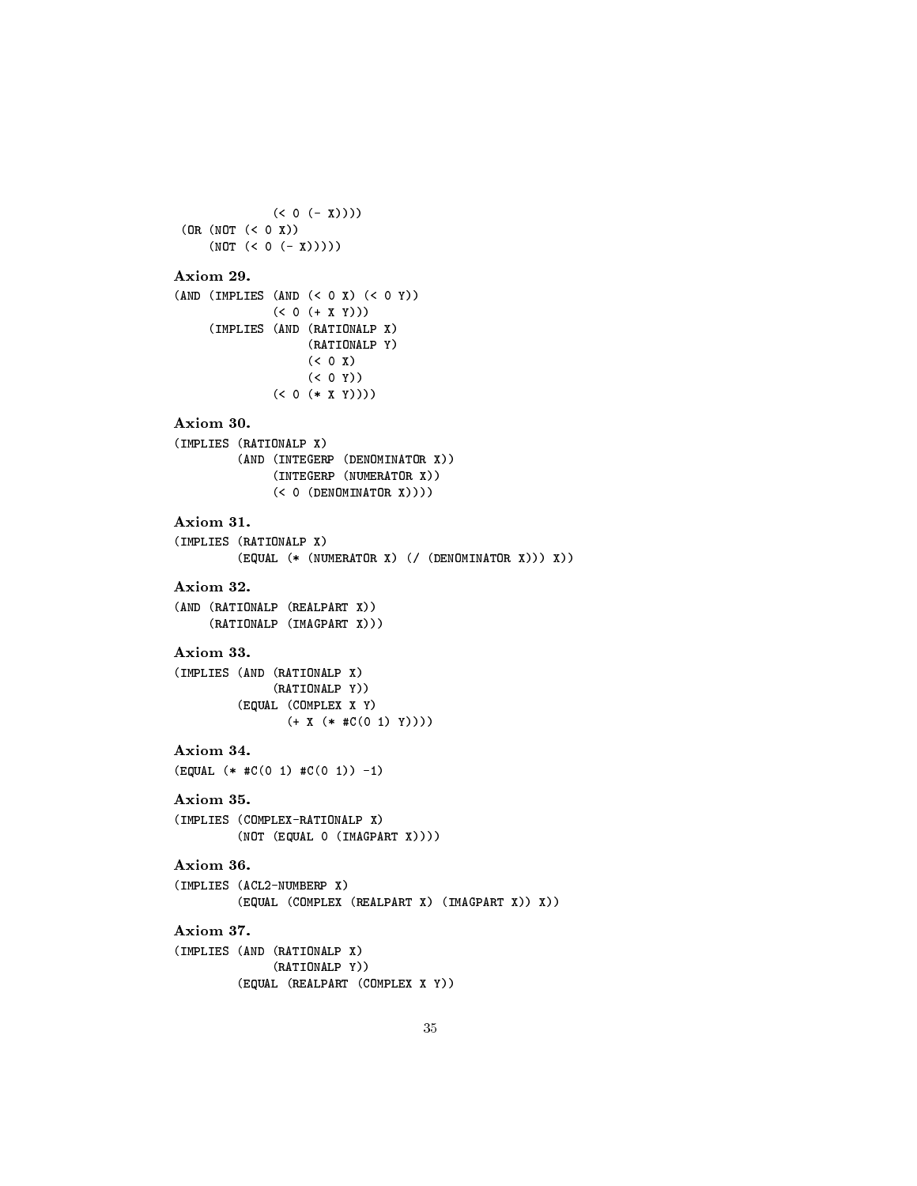```
             (< 0 (- X))))
 (OR (NOT (< 0 X))
     (NOT (< 0 (- X)))))
```

**Axiom 29.**

```
(AND (IMPLIES (AND (< 0 X) (< 0 Y))
              (< 0 (+ X Y)))
     (IMPLIES (AND (RATIONALP X)
                   (RATIONALP Y)
                   (< 0 X)
                   (< 0 Y))
              (< 0 (* X Y))))
```

**Axiom 30.**

```
(IMPLIES (RATIONALP X)
         (AND (INTEGERP (DENOMINATOR X))
              (INTEGERP (NUMERATOR X))
              (< 0 (DENOMINATOR X))))
```

**Axiom 31.**

```
(IMPLIES (RATIONALP X)
         (EQUAL (* (NUMERATOR X) (/ (DENOMINATOR X))) X))
```

**Axiom 32.**

```
(AND (RATIONALP (REALPART X))
     (RATIONALP (IMAGPART X)))
```

**Axiom 33.**

```
(IMPLIES (AND (RATIONALP X)
              (RATIONALP Y))
         (EQUAL (COMPLEX X Y)
                (+ X (* #C(0 1) Y))))
```

**Axiom 34.**

```
(EQUAL (* #C(0 1) #C(0 1)) -1)
```

**Axiom 35.**

```
(IMPLIES (COMPLEX-RATIONALP X)
         (NOT (EQUAL 0 (IMAGPART X))))
```

**Axiom 36.**

```
(IMPLIES (ACL2-NUMBERP X)
         (EQUAL (COMPLEX (REALPART X) (IMAGPART X)) X))
```

**Axiom 37.**

```
(IMPLIES (AND (RATIONALP X)
              (RATIONALP Y))
         (EQUAL (REALPART (COMPLEX X Y))
```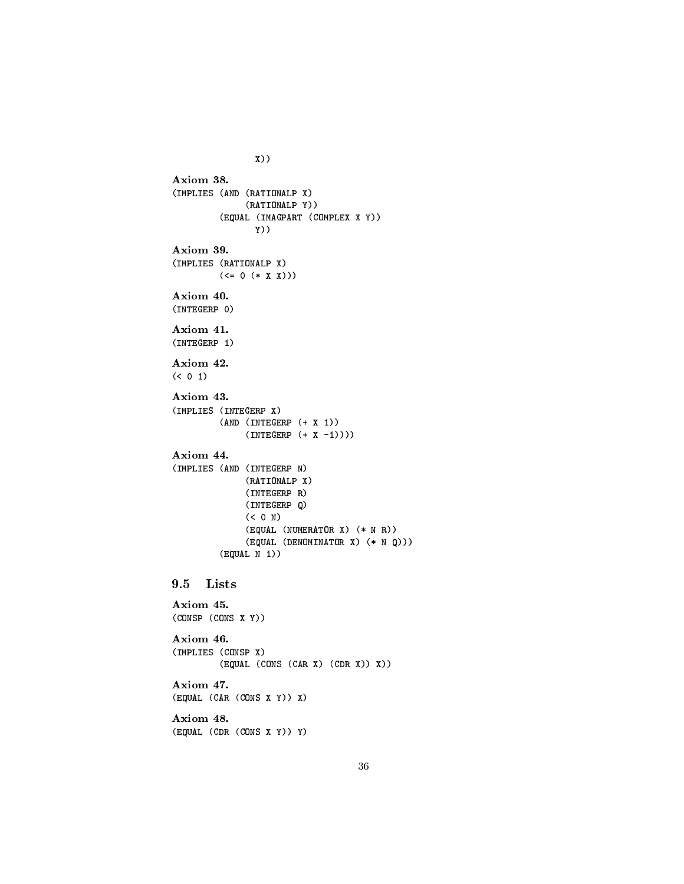```
                X))
```

**Axiom 38.**

```
(IMPLIES (AND (RATIONALP X)
              (RATIONALP Y))
         (EQUAL (IMAGPART (COMPLEX X Y))
                Y))
```

**Axiom 39.**

```
(IMPLIES (RATIONALP X)
         (<= 0 (* X X)))
```

**Axiom 40.**

```
(INTEGERP 0)
```

**Axiom 41.**

```
(INTEGERP 1)
```

**Axiom 42.**

```
(< 0 1)
```

**Axiom 43.**

```
(IMPLIES (INTEGERP X)
         (AND (INTEGERP (+ X 1))
              (INTEGERP (+ X -1))))
```

**Axiom 44.**

```
(IMPLIES (AND (INTEGERP N)
              (RATIONALP X)
              (INTEGERP R)
              (INTEGERP Q)
              (< 0 N)
              (EQUAL (NUMERATOR X) (* N R))
              (EQUAL (DENOMINATOR X) (* N Q)))
         (EQUAL N 1))
```

## 9.5 Lists

**Axiom 45.**

```
(CONSP (CONS X Y))
```

**Axiom 46.**

```
(IMPLIES (CONSP X)
         (EQUAL (CONS (CAR X) (CDR X)) X))
```

**Axiom 47.**

```
(EQUAL (CAR (CONS X Y)) X)
```

**Axiom 48.**

```
(EQUAL (CDR (CONS X Y)) Y)
```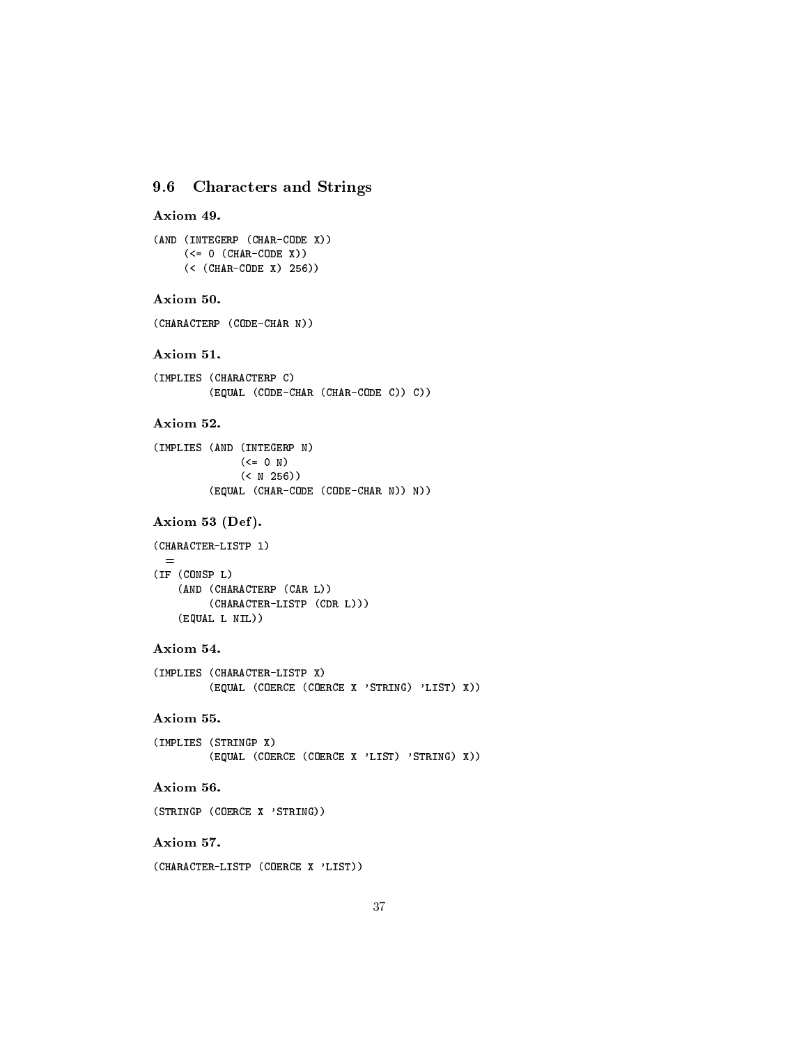## 9.6 Characters and Strings

**Axiom 49.**

```
(AND (INTEGERP (CHAR-CODE X))
     (<= 0 (CHAR-CODE X))
     (< (CHAR-CODE X) 256))
```

**Axiom 50.**

```
(CHARACTERP (CODE-CHAR N))
```

**Axiom 51.**

```
(IMPLIES (CHARACTERP C)
         (EQUAL (CODE-CHAR (CHAR-CODE C)) C))
```

**Axiom 52.**

```
(IMPLIES (AND (INTEGERP N)
              (<= 0 N)
              (< N 256))
         (EQUAL (CHAR-CODE (CODE-CHAR N)) N))
```

**Axiom 53 (Def).**

```
(CHARACTER-LISTP l)
  =
(IF (CONSP L)
    (AND (CHARACTERP (CAR L))
         (CHARACTER-LISTP (CDR L)))
    (EQUAL L NIL))
```

**Axiom 54.**

```
(IMPLIES (CHARACTER-LISTP X)
         (EQUAL (COERCE (COERCE X 'STRING) 'LIST) X))
```

**Axiom 55.**

```
(IMPLIES (STRINGP X)
         (EQUAL (COERCE (COERCE X 'LIST) 'STRING) X))
```

**Axiom 56.**

```
(STRINGP (COERCE X 'STRING))
```

**Axiom 57.**

```
(CHARACTER-LISTP (COERCE X 'LIST))
```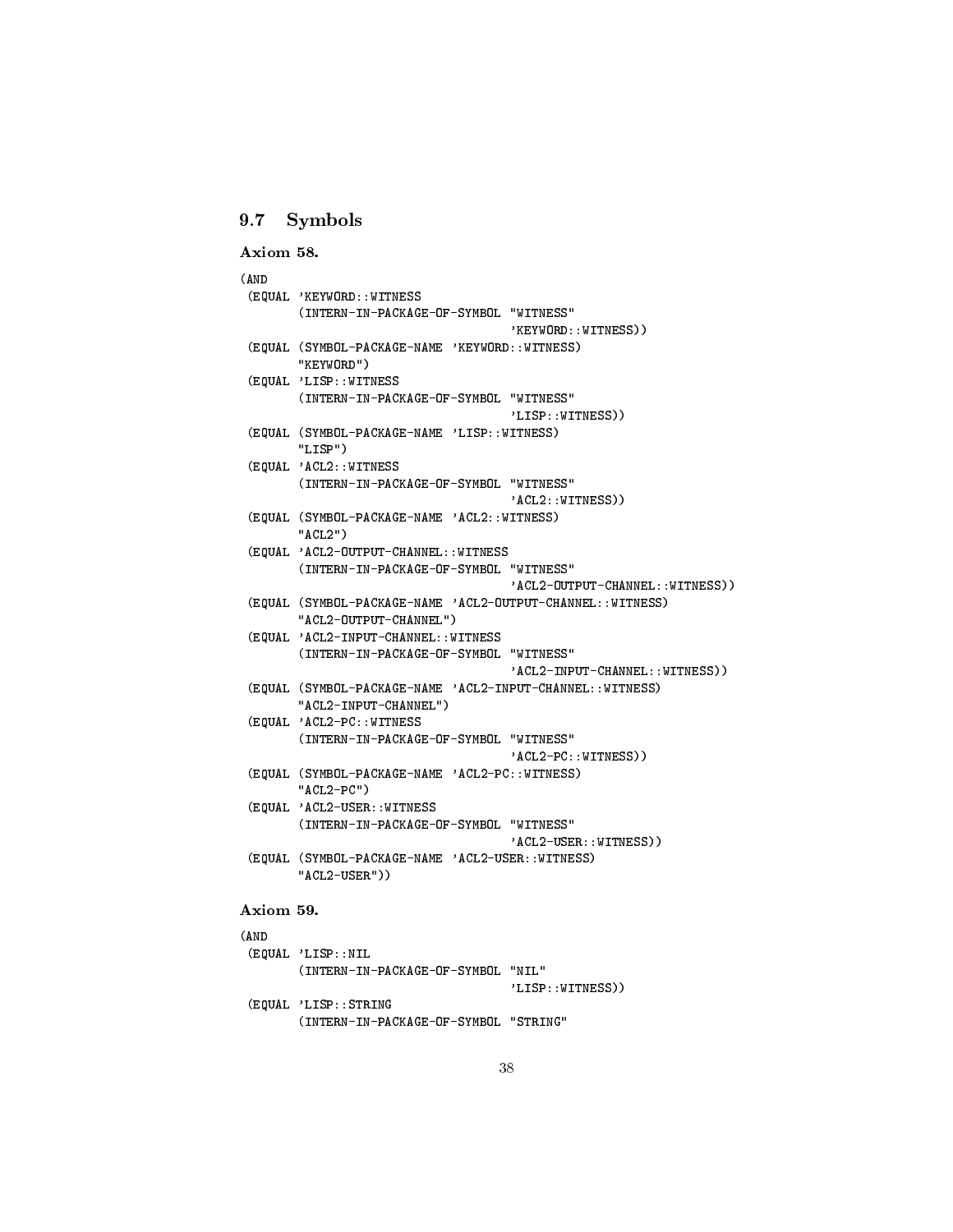## 9.7 Symbols

**Axiom 58.**

```
(AND
 (EQUAL 'KEYWORD::WITNESS
        (INTERN-IN-PACKAGE-OF-SYMBOL "WITNESS"
                                     'KEYWORD::WITNESS))
 (EQUAL (SYMBOL-PACKAGE-NAME 'KEYWORD::WITNESS)
        "KEYWORD")
 (EQUAL 'LISP::WITNESS
        (INTERN-IN-PACKAGE-OF-SYMBOL "WITNESS"
                                     'LISP::WITNESS))
 (EQUAL (SYMBOL-PACKAGE-NAME 'LISP::WITNESS)
        "LISP")
 (EQUAL 'ACL2::WITNESS
        (INTERN-IN-PACKAGE-OF-SYMBOL "WITNESS"
                                     'ACL2::WITNESS))
 (EQUAL (SYMBOL-PACKAGE-NAME 'ACL2::WITNESS)
        "ACL2")
 (EQUAL 'ACL2-OUTPUT-CHANNEL::WITNESS
        (INTERN-IN-PACKAGE-OF-SYMBOL "WITNESS"
                                     'ACL2-OUTPUT-CHANNEL::WITNESS))
 (EQUAL (SYMBOL-PACKAGE-NAME 'ACL2-OUTPUT-CHANNEL::WITNESS)
        "ACL2-OUTPUT-CHANNEL")
 (EQUAL 'ACL2-INPUT-CHANNEL::WITNESS
        (INTERN-IN-PACKAGE-OF-SYMBOL "WITNESS"
                                     'ACL2-INPUT-CHANNEL::WITNESS))
 (EQUAL (SYMBOL-PACKAGE-NAME 'ACL2-INPUT-CHANNEL::WITNESS)
        "ACL2-INPUT-CHANNEL")
 (EQUAL 'ACL2-PC::WITNESS
        (INTERN-IN-PACKAGE-OF-SYMBOL "WITNESS"
                                     'ACL2-PC::WITNESS))
 (EQUAL (SYMBOL-PACKAGE-NAME 'ACL2-PC::WITNESS)
        "ACL2-PC")
 (EQUAL 'ACL2-USER::WITNESS
        (INTERN-IN-PACKAGE-OF-SYMBOL "WITNESS"
                                     'ACL2-USER::WITNESS))
 (EQUAL (SYMBOL-PACKAGE-NAME 'ACL2-USER::WITNESS)
        "ACL2-USER"))
```

**Axiom 59.**

```
(AND
 (EQUAL 'LISP::NIL
        (INTERN-IN-PACKAGE-OF-SYMBOL "NIL"
                                     'LISP::WITNESS))
 (EQUAL 'LISP::STRING
        (INTERN-IN-PACKAGE-OF-SYMBOL "STRING"
```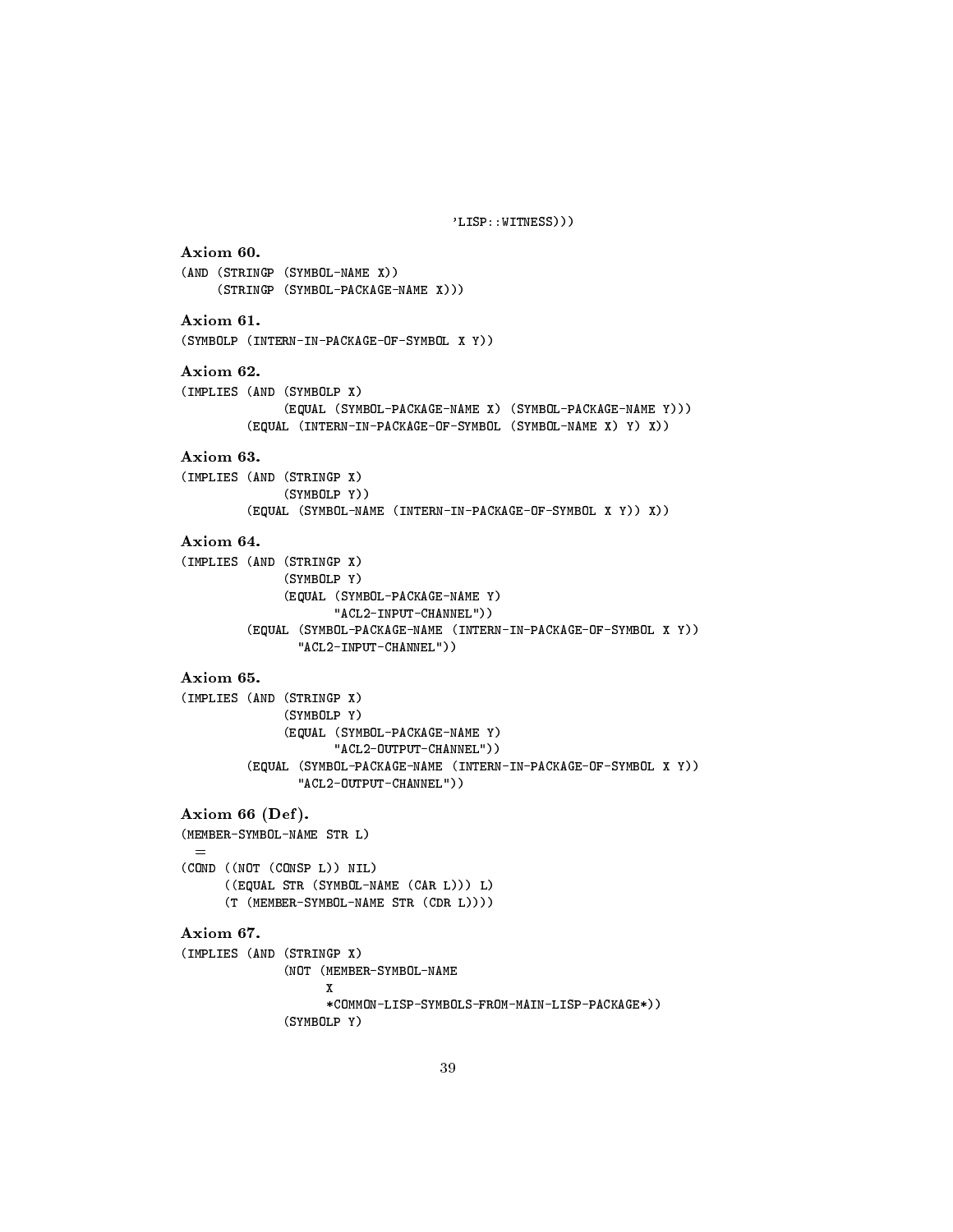```
                                    'LISP::WITNESS)))
```

**Axiom 60.**

```
(AND (STRINGP (SYMBOL-NAME X))
     (STRINGP (SYMBOL-PACKAGE-NAME X)))
```

**Axiom 61.**

```
(SYMBOLP (INTERN-IN-PACKAGE-OF-SYMBOL X Y))
```

**Axiom 62.**

```
(IMPLIES (AND (SYMBOLP X)
              (EQUAL (SYMBOL-PACKAGE-NAME X) (SYMBOL-PACKAGE-NAME Y)))
         (EQUAL (INTERN-IN-PACKAGE-OF-SYMBOL (SYMBOL-NAME X) Y) X))
```

**Axiom 63.**

```
(IMPLIES (AND (STRINGP X)
              (SYMBOLP Y))
         (EQUAL (SYMBOL-NAME (INTERN-IN-PACKAGE-OF-SYMBOL X Y)) X))
```

**Axiom 64.**

```
(IMPLIES (AND (STRINGP X)
              (SYMBOLP Y)
              (EQUAL (SYMBOL-PACKAGE-NAME Y)
                     "ACL2-INPUT-CHANNEL"))
         (EQUAL (SYMBOL-PACKAGE-NAME (INTERN-IN-PACKAGE-OF-SYMBOL X Y))
                "ACL2-INPUT-CHANNEL"))
```

**Axiom 65.**

```
(IMPLIES (AND (STRINGP X)
              (SYMBOLP Y)
              (EQUAL (SYMBOL-PACKAGE-NAME Y)
                     "ACL2-OUTPUT-CHANNEL"))
         (EQUAL (SYMBOL-PACKAGE-NAME (INTERN-IN-PACKAGE-OF-SYMBOL X Y))
                "ACL2-OUTPUT-CHANNEL"))
```

**Axiom 66 (Def).**

```
(MEMBER-SYMBOL-NAME STR L)
  =
(COND ((NOT (CONSP L)) NIL)
      ((EQUAL STR (SYMBOL-NAME (CAR L))) L)
      (T (MEMBER-SYMBOL-NAME STR (CDR L))))
```

**Axiom 67.**

```
(IMPLIES (AND (STRINGP X)
              (NOT (MEMBER-SYMBOL-NAME
                    X
                    *COMMON-LISP-SYMBOLS-FROM-MAIN-LISP-PACKAGE*))
              (SYMBOLP Y)
```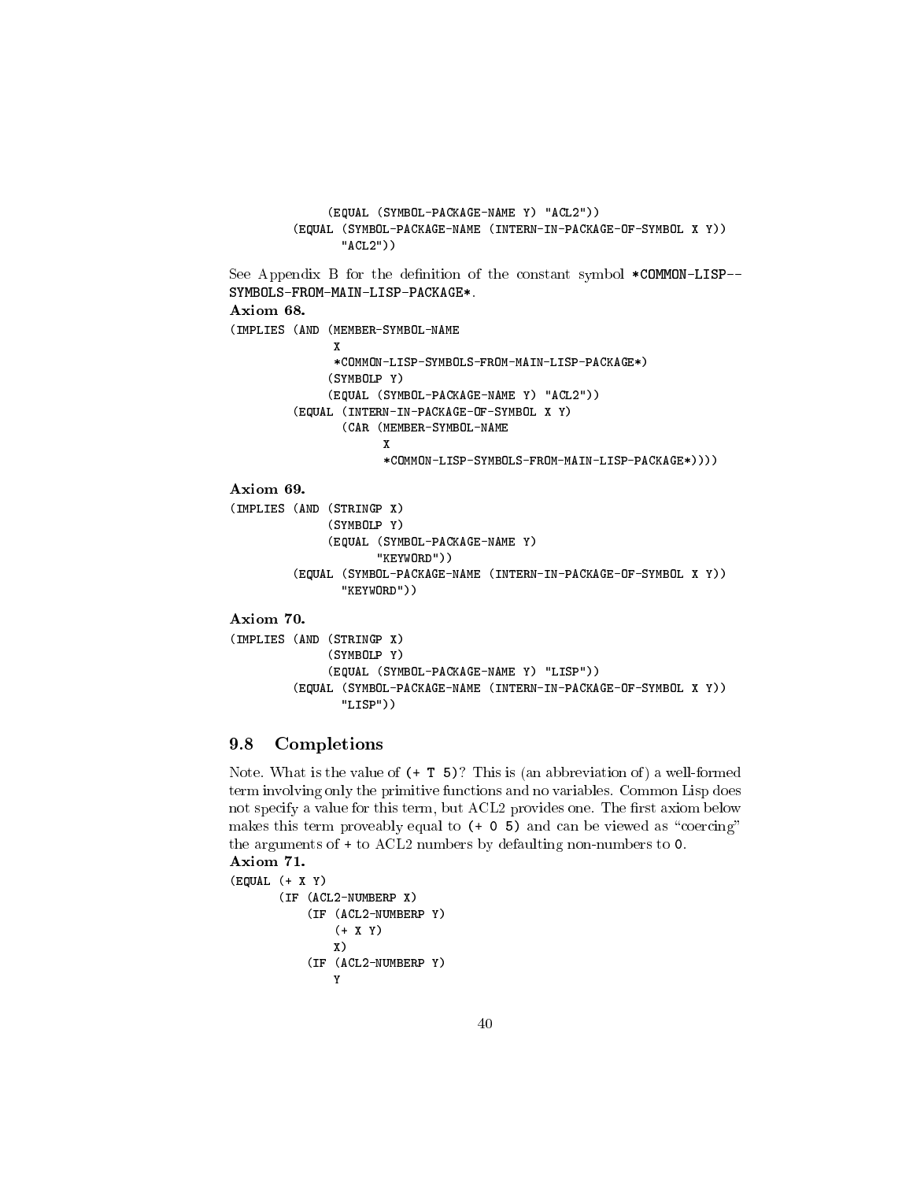```
          (EQUAL (SYMBOL-PACKAGE-NAME Y) "ACL2"))
     (EQUAL (SYMBOL-PACKAGE-NAME (INTERN-IN-PACKAGE-OF-SYMBOL X Y))
            "ACL2"))
```

See Appendix B for the definition of the constant symbol `*COMMON-LISP--SYMBOLS-FROM-MAIN-LISP-PACKAGE*`.

**Axiom 68.**

```
(IMPLIES (AND (MEMBER-SYMBOL-NAME
               X
               *COMMON-LISP-SYMBOLS-FROM-MAIN-LISP-PACKAGE*)
              (SYMBOLP Y)
              (EQUAL (SYMBOL-PACKAGE-NAME Y) "ACL2"))
         (EQUAL (INTERN-IN-PACKAGE-OF-SYMBOL X Y)
                (CAR (MEMBER-SYMBOL-NAME
                      X
                      *COMMON-LISP-SYMBOLS-FROM-MAIN-LISP-PACKAGE*))))
```

**Axiom 69.**

```
(IMPLIES (AND (STRINGP X)
              (SYMBOLP Y)
              (EQUAL (SYMBOL-PACKAGE-NAME Y)
                     "KEYWORD"))
         (EQUAL (SYMBOL-PACKAGE-NAME (INTERN-IN-PACKAGE-OF-SYMBOL X Y))
                "KEYWORD"))
```

**Axiom 70.**

```
(IMPLIES (AND (STRINGP X)
              (SYMBOLP Y)
              (EQUAL (SYMBOL-PACKAGE-NAME Y) "LISP"))
         (EQUAL (SYMBOL-PACKAGE-NAME (INTERN-IN-PACKAGE-OF-SYMBOL X Y))
                "LISP"))
```

## 9.8 Completions

Note. What is the value of `(+ T 5)`? This is (an abbreviation of) a well-formed term involving only the primitive functions and no variables. Common Lisp does not specify a value for this term, but ACL2 provides one. The first axiom below makes this term proveably equal to `(+ 0 5)` and can be viewed as "coercing" the arguments of `+` to ACL2 numbers by defaulting non-numbers to `0`.

**Axiom 71.**

```
(EQUAL (+ X Y)
       (IF (ACL2-NUMBERP X)
           (IF (ACL2-NUMBERP Y)
               (+ X Y)
               X)
           (IF (ACL2-NUMBERP Y)
               Y
```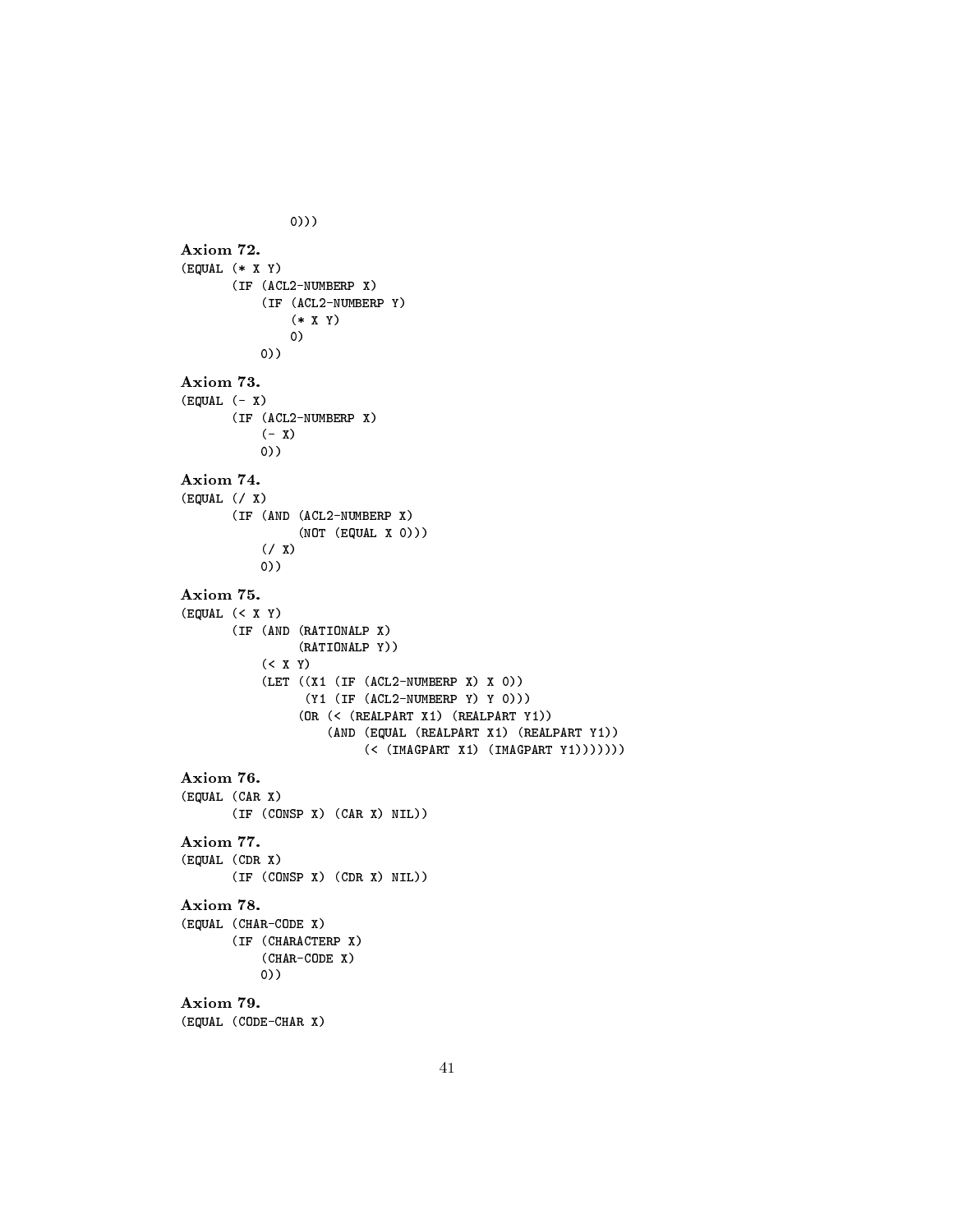```
            0)))
```

**Axiom 72.**

```
(EQUAL (* X Y)
       (IF (ACL2-NUMBERP X)
           (IF (ACL2-NUMBERP Y)
               (* X Y)
               0)
           0))
```

**Axiom 73.**

```
(EQUAL (- X)
       (IF (ACL2-NUMBERP X)
           (- X)
           0))
```

**Axiom 74.**

```
(EQUAL (/ X)
       (IF (AND (ACL2-NUMBERP X)
                (NOT (EQUAL X 0)))
           (/ X)
           0))
```

**Axiom 75.**

```
(EQUAL (< X Y)
       (IF (AND (RATIONALP X)
                (RATIONALP Y))
           (< X Y)
           (LET ((X1 (IF (ACL2-NUMBERP X) X 0))
                 (Y1 (IF (ACL2-NUMBERP Y) Y 0)))
                (OR (< (REALPART X1) (REALPART Y1))
                    (AND (EQUAL (REALPART X1) (REALPART Y1))
                         (< (IMAGPART X1) (IMAGPART Y1)))))))
```

**Axiom 76.**

```
(EQUAL (CAR X)
       (IF (CONSP X) (CAR X) NIL))
```

**Axiom 77.**

```
(EQUAL (CDR X)
       (IF (CONSP X) (CDR X) NIL))
```

**Axiom 78.**

```
(EQUAL (CHAR-CODE X)
       (IF (CHARACTERP X)
           (CHAR-CODE X)
           0))
```

**Axiom 79.**

```
(EQUAL (CODE-CHAR X)
```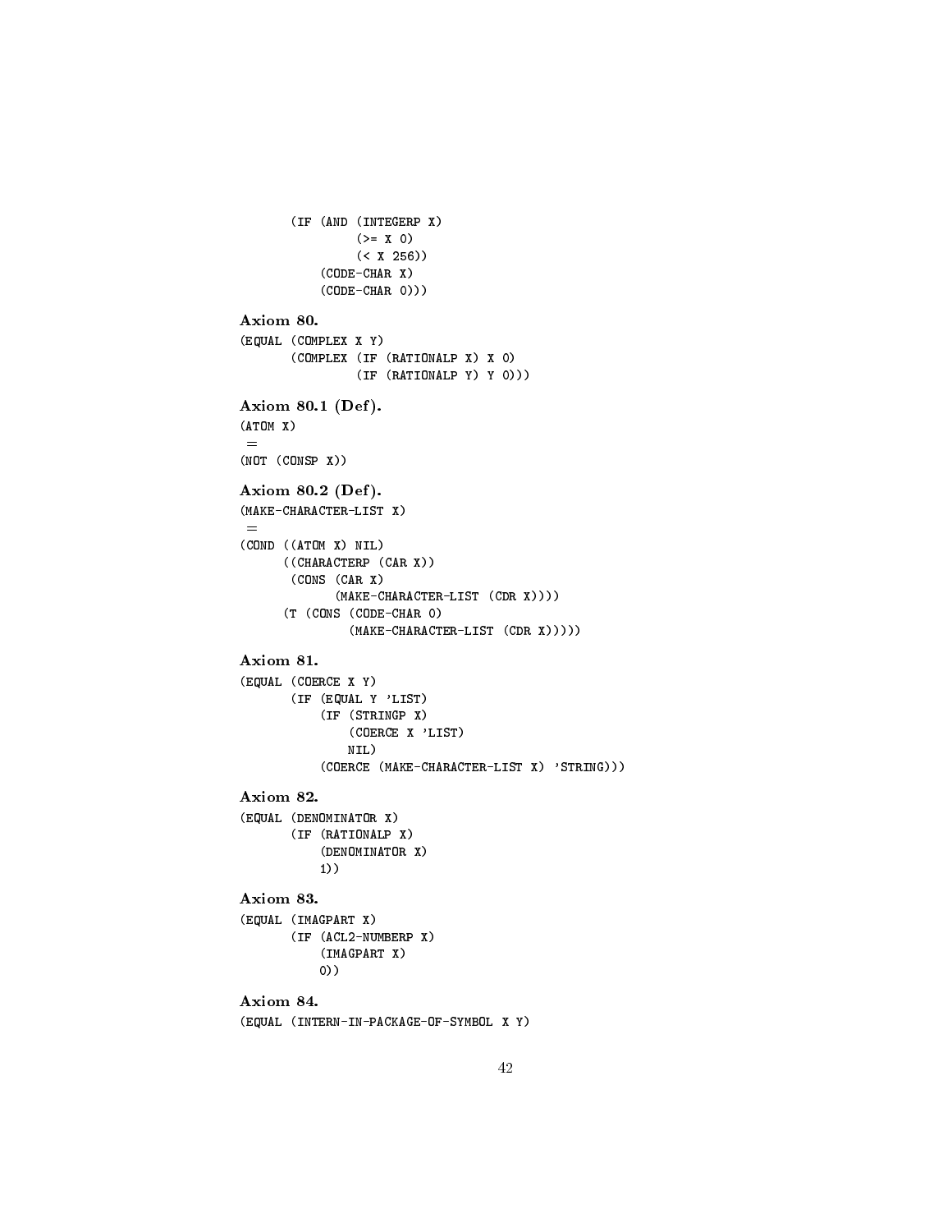```
       (IF (AND (INTEGERP X)
                (>= X 0)
                (< X 256))
           (CODE-CHAR X)
           (CODE-CHAR 0)))
```

**Axiom 80.**

```
(EQUAL (COMPLEX X Y)
       (COMPLEX (IF (RATIONALP X) X 0)
                (IF (RATIONALP Y) Y 0)))
```

**Axiom 80.1 (Def).**

```
(ATOM X)
 =
(NOT (CONSP X))
```

**Axiom 80.2 (Def).**

```
(MAKE-CHARACTER-LIST X)
 =
(COND ((ATOM X) NIL)
      ((CHARACTERP (CAR X))
       (CONS (CAR X)
             (MAKE-CHARACTER-LIST (CDR X))))
      (T (CONS (CODE-CHAR 0)
               (MAKE-CHARACTER-LIST (CDR X)))))
```

**Axiom 81.**

```
(EQUAL (COERCE X Y)
       (IF (EQUAL Y 'LIST)
           (IF (STRINGP X)
               (COERCE X 'LIST)
               NIL)
           (COERCE (MAKE-CHARACTER-LIST X) 'STRING)))
```

**Axiom 82.**

```
(EQUAL (DENOMINATOR X)
       (IF (RATIONALP X)
           (DENOMINATOR X)
           1))
```

**Axiom 83.**

```
(EQUAL (IMAGPART X)
       (IF (ACL2-NUMBERP X)
           (IMAGPART X)
           0))
```

**Axiom 84.**

```
(EQUAL (INTERN-IN-PACKAGE-OF-SYMBOL X Y)
```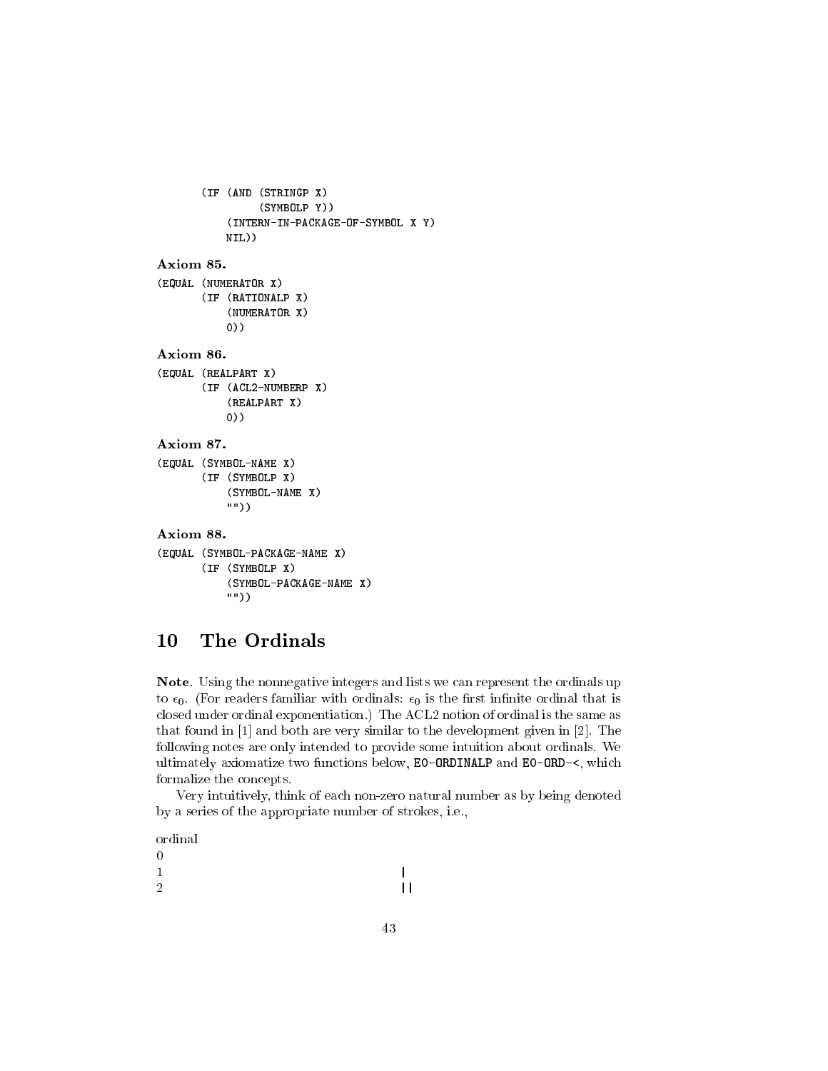```
      (IF (AND (STRINGP X)
               (SYMBOLP Y))
          (INTERN-IN-PACKAGE-OF-SYMBOL X Y)
          NIL))
```

**Axiom 85.**

```
(EQUAL (NUMERATOR X)
       (IF (RATIONALP X)
           (NUMERATOR X)
           0))
```

**Axiom 86.**

```
(EQUAL (REALPART X)
       (IF (ACL2-NUMBERP X)
           (REALPART X)
           0))
```

**Axiom 87.**

```
(EQUAL (SYMBOL-NAME X)
       (IF (SYMBOLP X)
           (SYMBOL-NAME X)
           ""))
```

**Axiom 88.**

```
(EQUAL (SYMBOL-PACKAGE-NAME X)
       (IF (SYMBOLP X)
           (SYMBOL-PACKAGE-NAME X)
           ""))
```

## 10 The Ordinals

**Note**. Using the nonnegative integers and lists we can represent the ordinals up to $\epsilon_0$. (For readers familiar with ordinals: $\epsilon_0$ is the first infinite ordinal that is closed under ordinal exponentiation.) The ACL2 notion of ordinal is the same as that found in [1] and both are very similar to the development given in [2]. The following notes are only intended to provide some intuition about ordinals. We ultimately axiomatize two functions below, `E0-ORDINALP` and `E0-ORD-<`, which formalize the concepts.

Very intuitively, think of each non-zero natural number as by being denoted by a series of the appropriate number of strokes, i.e.,

| ordinal | |
|---|---|
| 0 | |
| 1 | \| |
| 2 | \|\| |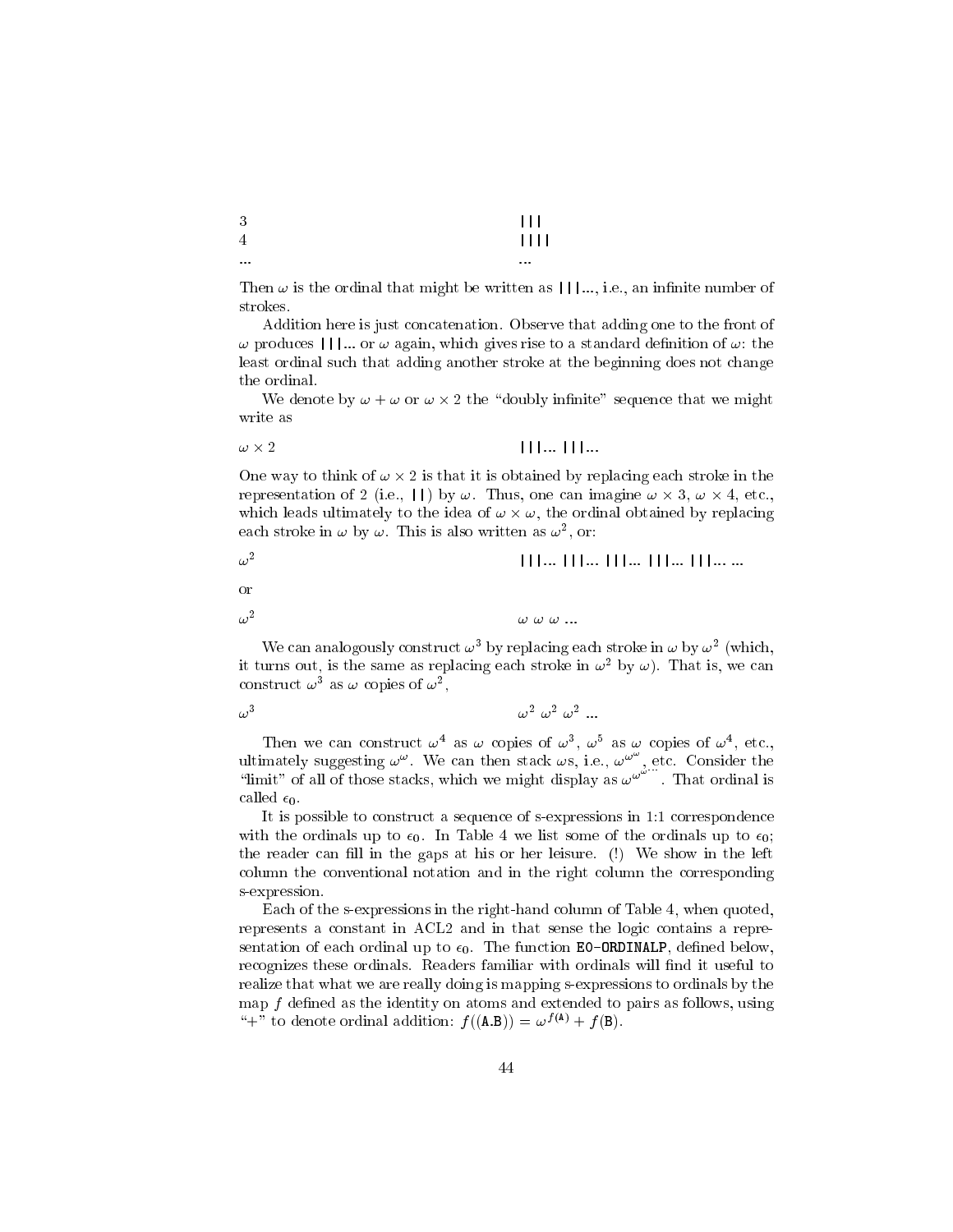| | |
|---|---|
| 3 | ` | | | ` |
| 4 | ` | | | | ` |
| ... | ... |

Then $\omega$ is the ordinal that might be written as `|||...`, i.e., an infinite number of strokes.

Addition here is just concatenation. Observe that adding one to the front of $\omega$ produces `|||...` or $\omega$ again, which gives rise to a standard definition of $\omega$: the least ordinal such that adding another stroke at the beginning does not change the ordinal.

We denote by $\omega + \omega$ or $\omega \times 2$ the "doubly infinite" sequence that we might write as

| | |
|---|---|
| $\omega \times 2$ | `|||... |||...` |

One way to think of $\omega \times 2$ is that it is obtained by replacing each stroke in the representation of 2 (i.e., `||`) by $\omega$. Thus, one can imagine $\omega \times 3$, $\omega \times 4$, etc., which leads ultimately to the idea of $\omega \times \omega$, the ordinal obtained by replacing each stroke in $\omega$ by $\omega$. This is also written as $\omega^2$, or:

| | |
|---|---|
| $\omega^2$ | `|||... |||... |||... |||... |||... ...` |

or

| | |
|---|---|
| $\omega^2$ | $\omega\ \omega\ \omega$ ... |

We can analogously construct $\omega^3$ by replacing each stroke in $\omega$ by $\omega^2$ (which, it turns out, is the same as replacing each stroke in $\omega^2$ by $\omega$). That is, we can construct $\omega^3$ as $\omega$ copies of $\omega^2$,

| | |
|---|---|
| $\omega^3$ | $\omega^2\ \omega^2\ \omega^2$ ... |

Then we can construct $\omega^4$ as $\omega$ copies of $\omega^3$, $\omega^5$ as $\omega$ copies of $\omega^4$, etc., ultimately suggesting $\omega^\omega$. We can then stack $\omega$s, i.e., $\omega^{\omega^\omega}$, etc. Consider the "limit" of all of those stacks, which we might display as $\omega^{\omega^{\omega^{\cdot^{\cdot^{\cdot}}}}}$. That ordinal is called $\epsilon_0$.

It is possible to construct a sequence of s-expressions in 1:1 correspondence with the ordinals up to $\epsilon_0$. In Table 4 we list some of the ordinals up to $\epsilon_0$; the reader can fill in the gaps at his or her leisure. (!) We show in the left column the conventional notation and in the right column the corresponding s-expression.

Each of the s-expressions in the right-hand column of Table 4, when quoted, represents a constant in ACL2 and in that sense the logic contains a representation of each ordinal up to $\epsilon_0$. The function `E0-ORDINALP`, defined below, recognizes these ordinals. Readers familiar with ordinals will find it useful to realize that what we are really doing is mapping s-expressions to ordinals by the map $f$ defined as the identity on atoms and extended to pairs as follows, using "+" to denote ordinal addition: $f((\texttt{A.B})) = \omega^{f(\texttt{A})} + f(\texttt{B})$.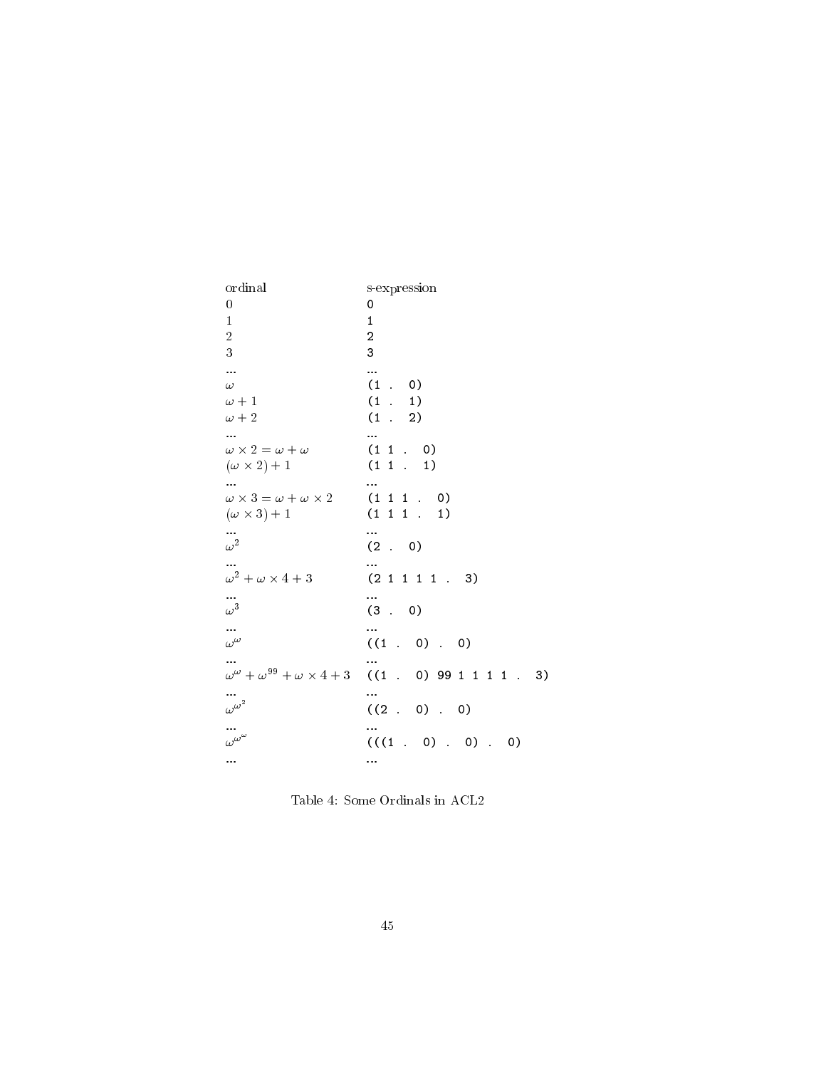| ordinal | s-expression |
|---|---|
| $0$ | `0` |
| $1$ | `1` |
| $2$ | `2` |
| $3$ | `3` |
| ... | ... |
| $\omega$ | `(1 . 0)` |
| $\omega + 1$ | `(1 . 1)` |
| $\omega + 2$ | `(1 . 2)` |
| ... | ... |
| $\omega \times 2 = \omega + \omega$ | `(1 1 . 0)` |
| $(\omega \times 2) + 1$ | `(1 1 . 1)` |
| ... | ... |
| $\omega \times 3 = \omega + \omega \times 2$ | `(1 1 1 . 0)` |
| $(\omega \times 3) + 1$ | `(1 1 1 . 1)` |
| ... | ... |
| $\omega^2$ | `(2 . 0)` |
| ... | ... |
| $\omega^2 + \omega \times 4 + 3$ | `(2 1 1 1 1 . 3)` |
| ... | ... |
| $\omega^3$ | `(3 . 0)` |
| ... | ... |
| $\omega^\omega$ | `((1 . 0) . 0)` |
| ... | ... |
| $\omega^\omega + \omega^{99} + \omega \times 4 + 3$ | `((1 . 0) 99 1 1 1 1 . 3)` |
| ... | ... |
| $\omega^{\omega^2}$ | `((2 . 0) . 0)` |
| ... | ... |
| $\omega^{\omega^\omega}$ | `(((1 . 0) . 0) . 0)` |
| ... | ... |

Table 4: Some Ordinals in ACL2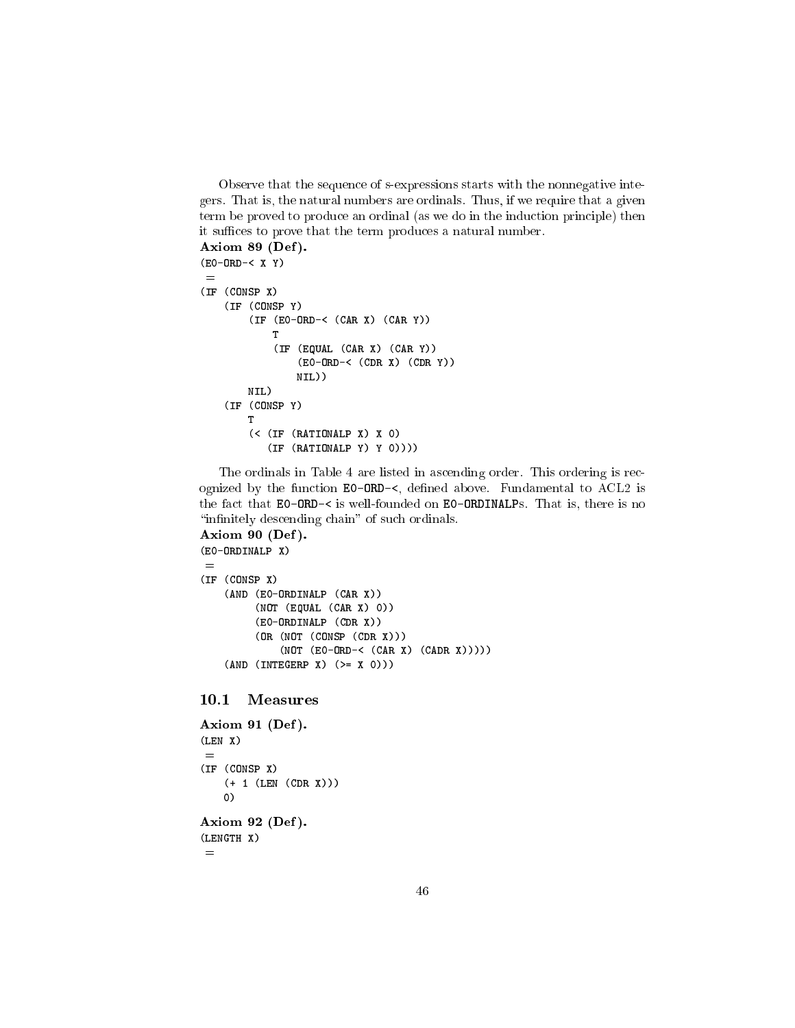Observe that the sequence of s-expressions starts with the nonnegative integers. That is, the natural numbers are ordinals. Thus, if we require that a given term be proved to produce an ordinal (as we do in the induction principle) then it suffices to prove that the term produces a natural number.

**Axiom 89 (Def).**

```
(E0-ORD-< X Y)
 =
(IF (CONSP X)
    (IF (CONSP Y)
        (IF (E0-ORD-< (CAR X) (CAR Y))
            T
            (IF (EQUAL (CAR X) (CAR Y))
                (E0-ORD-< (CDR X) (CDR Y))
                NIL))
        NIL)
    (IF (CONSP Y)
        T
        (< (IF (RATIONALP X) X 0)
           (IF (RATIONALP Y) Y 0))))
```

The ordinals in Table 4 are listed in ascending order. This ordering is recognized by the function `E0-ORD-<`, defined above. Fundamental to ACL2 is the fact that `E0-ORD-<` is well-founded on `E0-ORDINALP`s. That is, there is no "infinitely descending chain" of such ordinals.

**Axiom 90 (Def).**

```
(E0-ORDINALP X)
 =
(IF (CONSP X)
    (AND (E0-ORDINALP (CAR X))
         (NOT (EQUAL (CAR X) 0))
         (E0-ORDINALP (CDR X))
         (OR (NOT (CONSP (CDR X)))
             (NOT (E0-ORD-< (CAR X) (CADR X)))))
    (AND (INTEGERP X) (>= X 0)))
```

## 10.1 Measures

**Axiom 91 (Def).**

```
(LEN X)
 =
(IF (CONSP X)
    (+ 1 (LEN (CDR X)))
    0)
```

**Axiom 92 (Def).**

```
(LENGTH X)
 =
```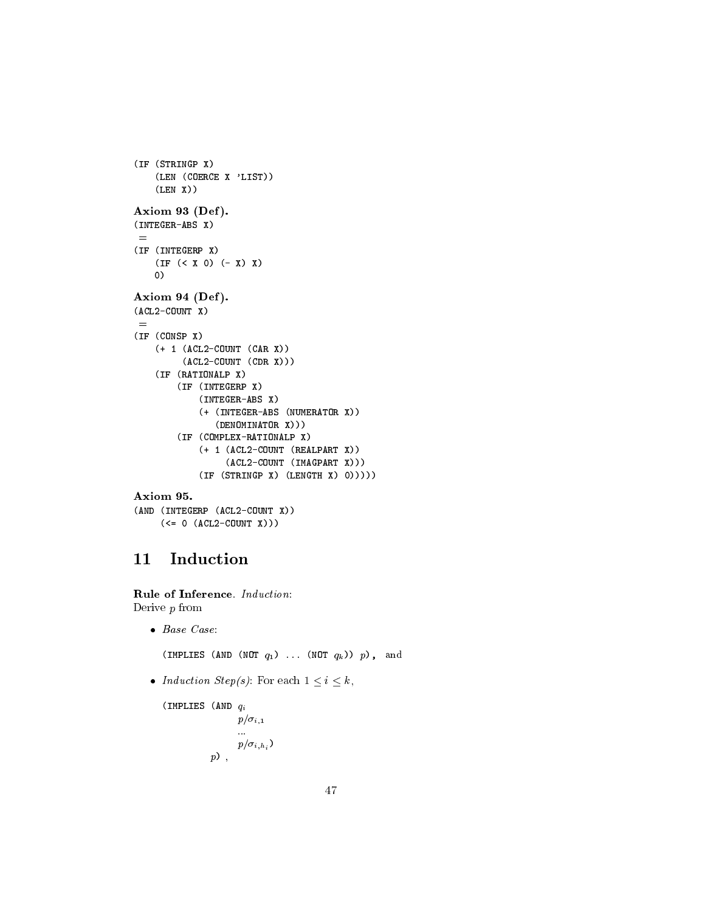```
(IF (STRINGP X)
    (LEN (COERCE X 'LIST))
    (LEN X))
```

**Axiom 93 (Def).**

```
(INTEGER-ABS X)
 =
(IF (INTEGERP X)
    (IF (< X 0) (- X) X)
    0)
```

**Axiom 94 (Def).**

```
(ACL2-COUNT X)
 =
(IF (CONSP X)
    (+ 1 (ACL2-COUNT (CAR X))
         (ACL2-COUNT (CDR X)))
    (IF (RATIONALP X)
        (IF (INTEGERP X)
            (INTEGER-ABS X)
            (+ (INTEGER-ABS (NUMERATOR X))
               (DENOMINATOR X)))
        (IF (COMPLEX-RATIONALP X)
            (+ 1 (ACL2-COUNT (REALPART X))
                 (ACL2-COUNT (IMAGPART X)))
            (IF (STRINGP X) (LENGTH X) 0)))))
```

**Axiom 95.**

```
(AND (INTEGERP (ACL2-COUNT X))
     (<= 0 (ACL2-COUNT X)))
```

# 11 Induction

**Rule of Inference**. *Induction*:
Derive $p$ from

- *Base Case*:

  (IMPLIES (AND (NOT $q_1$) ... (NOT $q_k$)) $p$), and

- *Induction Step(s)*: For each $1 \le i \le k$,

  (IMPLIES (AND $q_i$
  $p/\sigma_{i,1}$
  ...
  $p/\sigma_{i,h_i}$)
  $p$) ,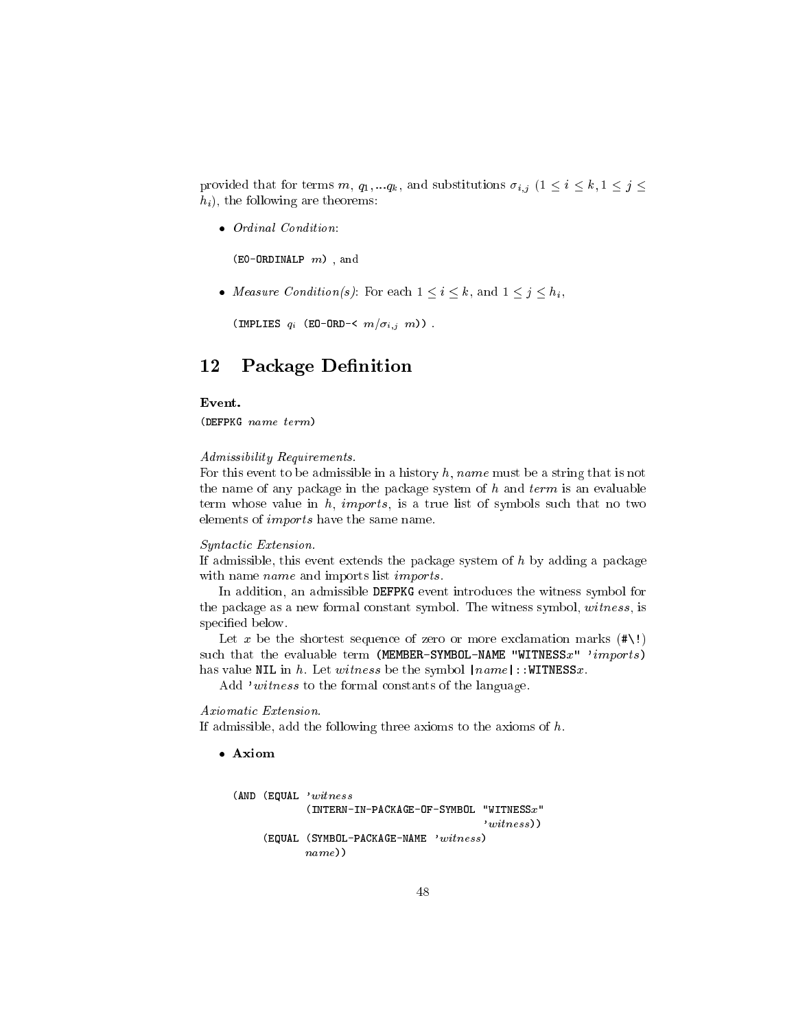provided that for terms $m$, $q_1, ...q_k$, and substitutions $\sigma_{i,j}$ $(1 \leq i \leq k, 1 \leq j \leq h_i)$, the following are theorems:

- *Ordinal Condition*:

  (EO-ORDINALP $m$) , and

- *Measure Condition(s)*: For each $1 \leq i \leq k$, and $1 \leq j \leq h_i$,

  (IMPLIES $q_i$ (EO-ORD-< $m/\sigma_{i,j}$ $m$)) .

# 12 Package Definition

**Event.**

(DEFPKG *name term*)

*Admissibility Requirements.*

For this event to be admissible in a history $h$, *name* must be a string that is not the name of any package in the package system of $h$ and *term* is an evaluable term whose value in $h$, *imports*, is a true list of symbols such that no two elements of *imports* have the same name.

*Syntactic Extension.*

If admissible, this event extends the package system of $h$ by adding a package with name *name* and imports list *imports*.

In addition, an admissible DEFPKG event introduces the witness symbol for the package as a new formal constant symbol. The witness symbol, *witness*, is specified below.

Let $x$ be the shortest sequence of zero or more exclamation marks (#\!) such that the evaluable term (MEMBER-SYMBOL-NAME "WITNESS$x$" '*imports*) has value NIL in $h$. Let *witness* be the symbol |*name*|::WITNESS$x$.

Add '*witness* to the formal constants of the language.

*Axiomatic Extension.*

If admissible, add the following three axioms to the axioms of $h$.

- **Axiom**

```
(AND (EQUAL 'witness
            (INTERN-IN-PACKAGE-OF-SYMBOL "WITNESSx"
                                         'witness))
     (EQUAL (SYMBOL-PACKAGE-NAME 'witness)
            name))
```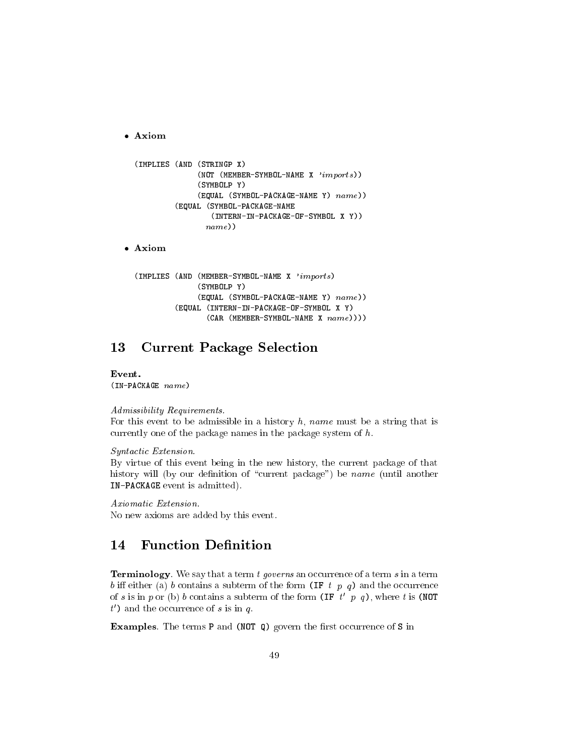- **Axiom**

```
(IMPLIES (AND (STRINGP X)
              (NOT (MEMBER-SYMBOL-NAME X 'imports))
              (SYMBOLP Y)
              (EQUAL (SYMBOL-PACKAGE-NAME Y) name))
         (EQUAL (SYMBOL-PACKAGE-NAME
                  (INTERN-IN-PACKAGE-OF-SYMBOL X Y))
                name))
```

- **Axiom**

```
(IMPLIES (AND (MEMBER-SYMBOL-NAME X 'imports)
              (SYMBOLP Y)
              (EQUAL (SYMBOL-PACKAGE-NAME Y) name))
         (EQUAL (INTERN-IN-PACKAGE-OF-SYMBOL X Y)
                (CAR (MEMBER-SYMBOL-NAME X name))))
```

# 13 Current Package Selection

**Event.**
`(IN-PACKAGE name)`

*Admissibility Requirements.*
For this event to be admissible in a history *h*, *name* must be a string that is currently one of the package names in the package system of *h*.

*Syntactic Extension.*
By virtue of this event being in the new history, the current package of that history will (by our definition of "current package") be *name* (until another `IN-PACKAGE` event is admitted).

*Axiomatic Extension.*
No new axioms are added by this event.

# 14 Function Definition

**Terminology**. We say that a term *t* *governs* an occurrence of a term *s* in a term *b* iff either (a) *b* contains a subterm of the form `(IF` *t p q*`)` and the occurrence of *s* is in *p* or (b) *b* contains a subterm of the form `(IF` $t'$ *p q*`)`, where *t* is `(NOT` $t'$`)` and the occurrence of *s* is in *q*.

**Examples**. The terms `P` and `(NOT Q)` govern the first occurrence of `S` in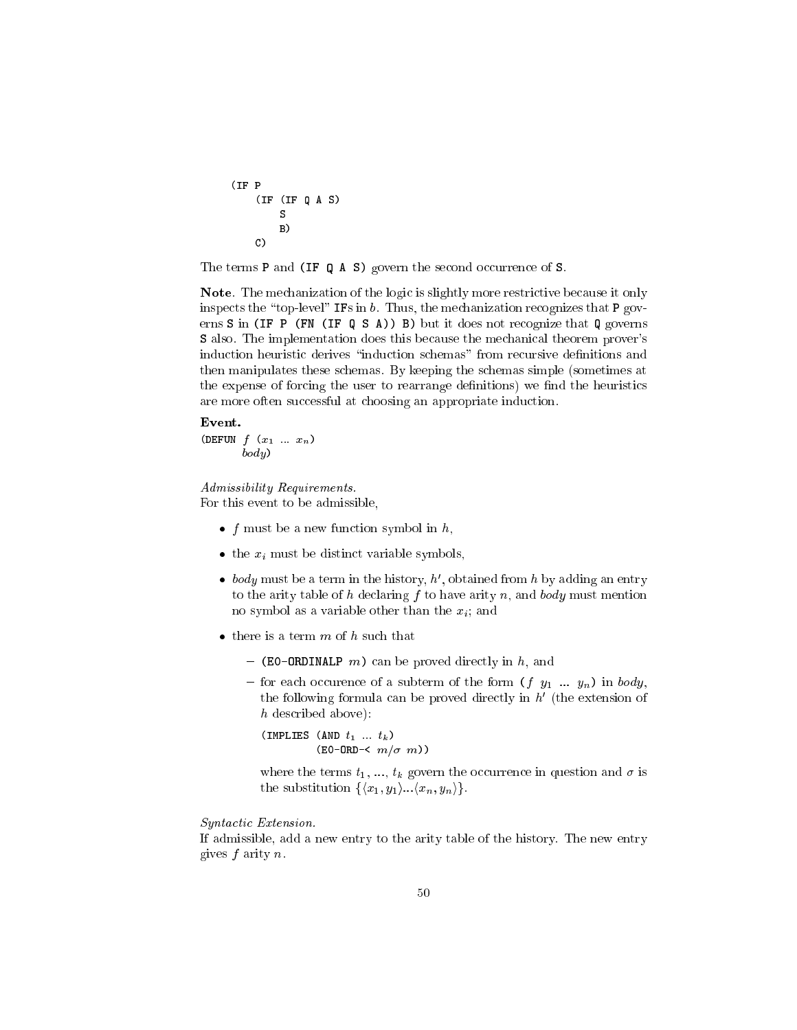```
(IF P
    (IF (IF Q A S)
        S
        B)
    C)
```

The terms `P` and `(IF Q A S)` govern the second occurrence of `S`.

**Note**. The mechanization of the logic is slightly more restrictive because it only inspects the "top-level" `IF`s in $b$. Thus, the mechanization recognizes that `P` governs `S` in `(IF P (FN (IF Q S A)) B)` but it does not recognize that `Q` governs `S` also. The implementation does this because the mechanical theorem prover's induction heuristic derives "induction schemas" from recursive definitions and then manipulates these schemas. By keeping the schemas simple (sometimes at the expense of forcing the user to rearrange definitions) we find the heuristics are more often successful at choosing an appropriate induction.

**Event.**

(DEFUN $f$ ($x_1$ ... $x_n$)
    *body*)

*Admissibility Requirements.*
For this event to be admissible,

- $f$ must be a new function symbol in $h$,
- the $x_i$ must be distinct variable symbols,
- *body* must be a term in the history, $h'$, obtained from $h$ by adding an entry to the arity table of $h$ declaring $f$ to have arity $n$, and *body* must mention no symbol as a variable other than the $x_i$; and
- there is a term $m$ of $h$ such that
  - (E0-ORDINALP $m$) can be proved directly in $h$, and
  - for each occurence of a subterm of the form ($f$ $y_1$ ... $y_n$) in *body*, the following formula can be proved directly in $h'$ (the extension of $h$ described above):

    (IMPLIES (AND $t_1$ ... $t_k$)
        (E0-ORD-< $m/\sigma$ $m$))

    where the terms $t_1$, ..., $t_k$ govern the occurrence in question and $\sigma$ is the substitution $\{\langle x_1, y_1\rangle ... \langle x_n, y_n\rangle\}$.

*Syntactic Extension.*
If admissible, add a new entry to the arity table of the history. The new entry gives $f$ arity $n$.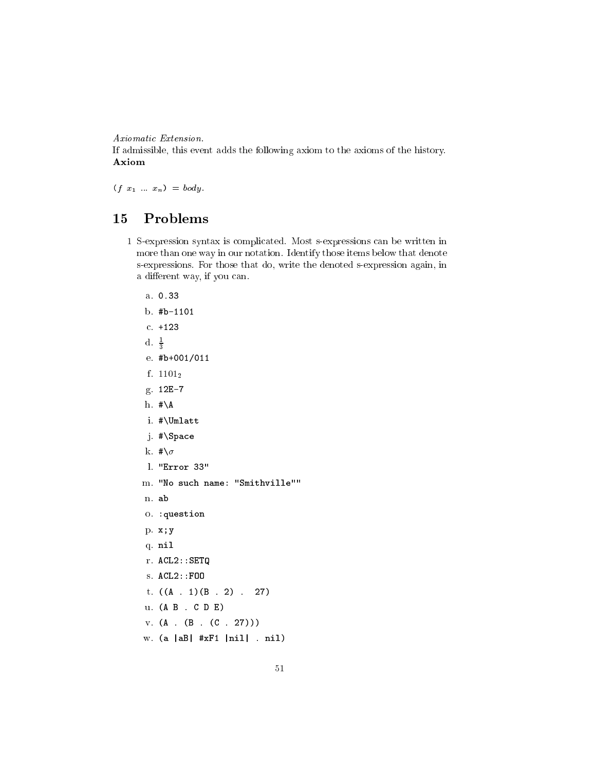*Axiomatic Extension.*
If admissible, this event adds the following axiom to the axioms of the history.
**Axiom**

$(f\ x_1\ \dots\ x_n) = body.$

# 15 Problems

1 S-expression syntax is complicated. Most s-expressions can be written in more than one way in our notation. Identify those items below that denote s-expressions. For those that do, write the denoted s-expression again, in a different way, if you can.

a. `0.33`

b. `#b-1101`

c. `+123`

d. $\frac{1}{3}$

e. `#b+001/011`

f. $1101_2$

g. `12E-7`

h. `#\A`

i. `#\Umlatt`

j. `#\Space`

k. `#\`$\sigma$

l. `"Error 33"`

m. `"No such name: "Smithville""`

n. `ab`

o. `:question`

p. `x;y`

q. `nil`

r. `ACL2::SETQ`

s. `ACL2::FOO`

t. `((A . 1)(B . 2) .  27)`

u. `(A B . C D E)`

v. `(A . (B . (C . 27)))`

w. `(a |aB| #xF1 |nil| . nil)`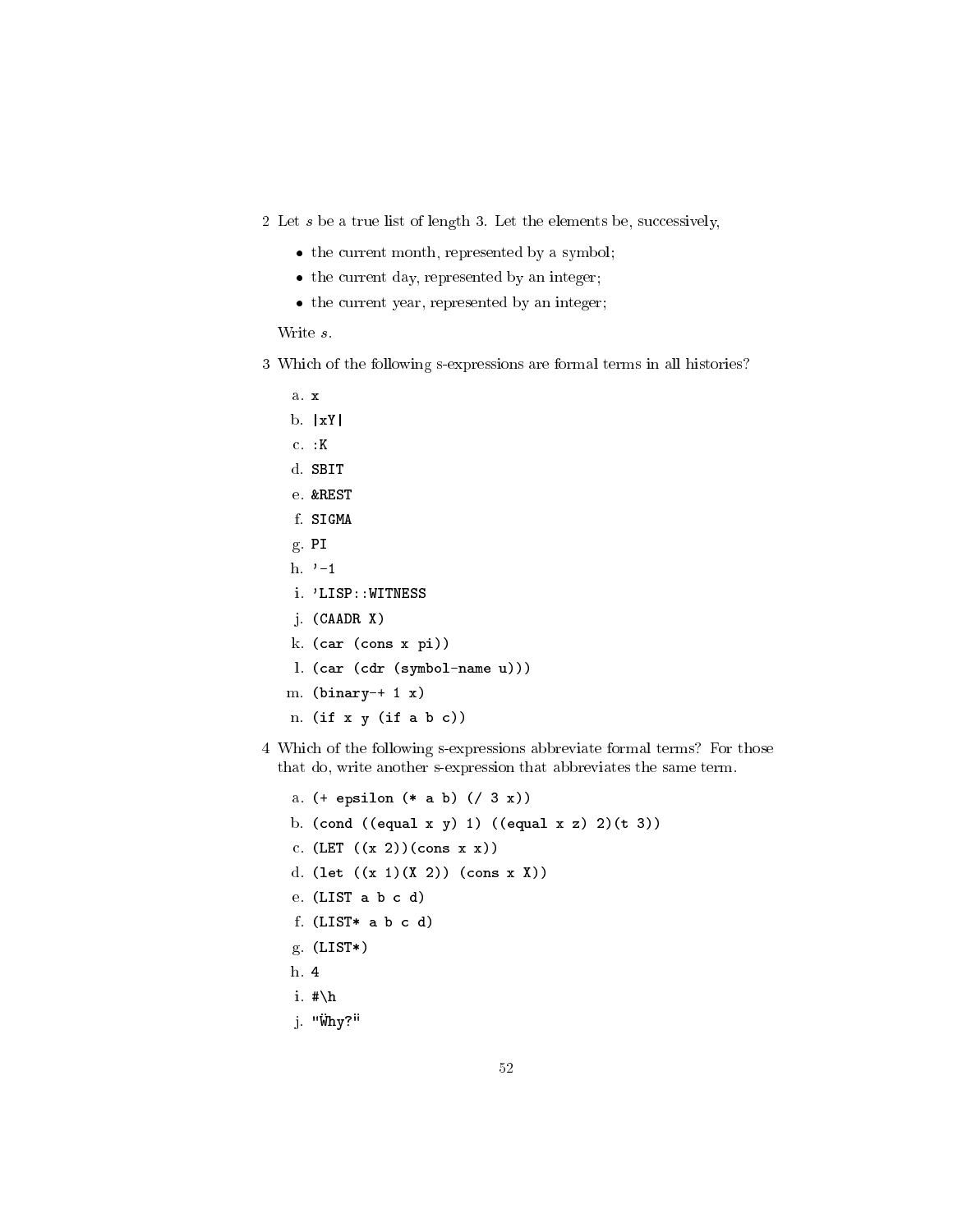2 Let $s$ be a true list of length 3. Let the elements be, successively,

- the current month, represented by a symbol;
- the current day, represented by an integer;
- the current year, represented by an integer;

Write $s$.

3 Which of the following s-expressions are formal terms in all histories?

a. `x`

b. `|xY|`

c. `:K`

d. `SBIT`

e. `&REST`

f. `SIGMA`

g. `PI`

h. `'-1`

i. `'LISP::WITNESS`

j. `(CAADR X)`

k. `(car (cons x pi))`

l. `(car (cdr (symbol-name u)))`

m. `(binary-+ 1 x)`

n. `(if x y (if a b c))`

4 Which of the following s-expressions abbreviate formal terms? For those that do, write another s-expression that abbreviates the same term.

a. `(+ epsilon (* a b) (/ 3 x))`

b. `(cond ((equal x y) 1) ((equal x z) 2)(t 3))`

c. `(LET ((x 2))(cons x x))`

d. `(let ((x 1)(X 2)) (cons x X))`

e. `(LIST a b c d)`

f. `(LIST* a b c d)`

g. `(LIST*)`

h. `4`

i. `#\h`

j. `"Why?"`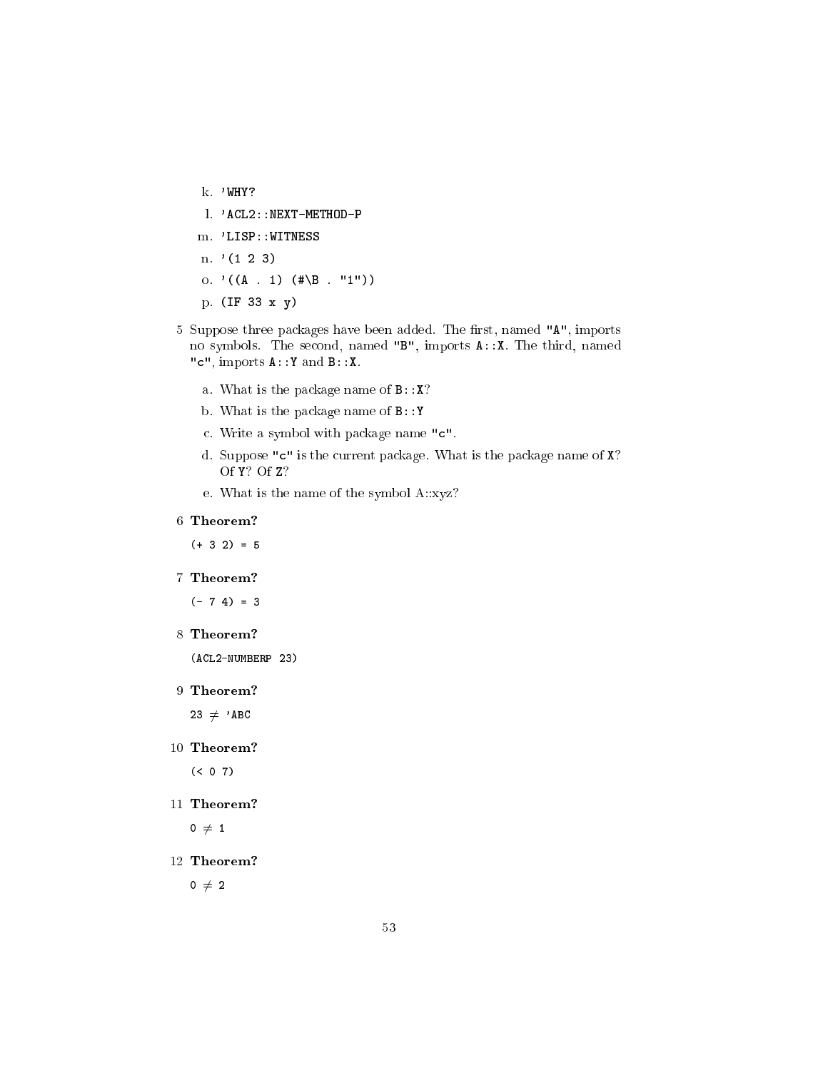k. `'WHY?`

l. `'ACL2::NEXT-METHOD-P`

m. `'LISP::WITNESS`

n. `'(1 2 3)`

o. `'((A . 1) (#\B . "1"))`

p. `(IF 33 x y)`

5 Suppose three packages have been added. The first, named `"A"`, imports no symbols. The second, named `"B"`, imports `A::X`. The third, named `"c"`, imports `A::Y` and `B::X`.

   a. What is the package name of `B::X`?

   b. What is the package name of `B::Y`

   c. Write a symbol with package name `"c"`.

   d. Suppose `"c"` is the current package. What is the package name of `X`? Of `Y`? Of `Z`?

   e. What is the name of the symbol A::xyz?

6 **Theorem?**

`(+ 3 2) = 5`

7 **Theorem?**

`(- 7 4) = 3`

8 **Theorem?**

`(ACL2-NUMBERP 23)`

9 **Theorem?**

`23` $\neq$ `'ABC`

10 **Theorem?**

`(< 0 7)`

11 **Theorem?**

`0` $\neq$ `1`

12 **Theorem?**

`0` $\neq$ `2`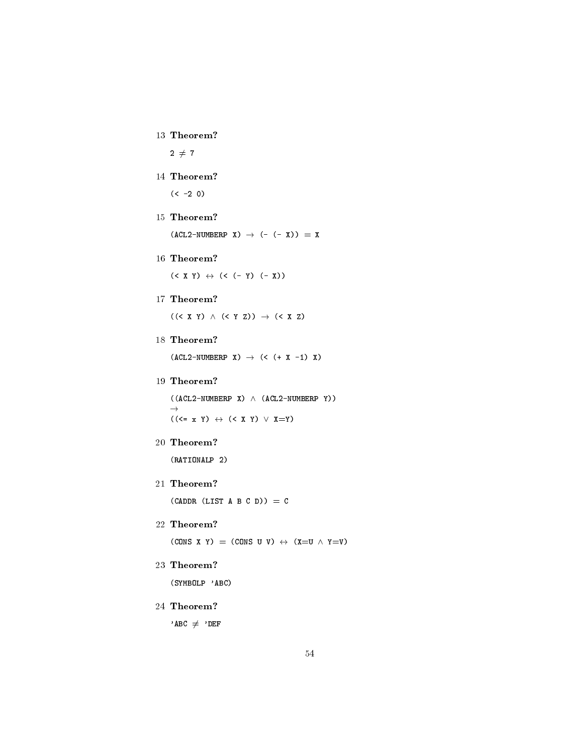**13 Theorem?**

$2 \neq 7$

**14 Theorem?**

```
(< -2 0)
```

**15 Theorem?**

(ACL2-NUMBERP X) $\rightarrow$ (- (- X)) = X

**16 Theorem?**

(< X Y) $\leftrightarrow$ (< (- Y) (- X))

**17 Theorem?**

((< X Y) $\wedge$ (< Y Z)) $\rightarrow$ (< X Z)

**18 Theorem?**

(ACL2-NUMBERP X) $\rightarrow$ (< (+ X -1) X)

**19 Theorem?**

((ACL2-NUMBERP X) $\wedge$ (ACL2-NUMBERP Y))
$\rightarrow$
((<= x Y) $\leftrightarrow$ (< X Y) $\vee$ X=Y)

**20 Theorem?**

```
(RATIONALP 2)
```

**21 Theorem?**

```
(CADDR (LIST A B C D)) = C
```

**22 Theorem?**

(CONS X Y) = (CONS U V) $\leftrightarrow$ (X=U $\wedge$ Y=V)

**23 Theorem?**

```
(SYMBOLP 'ABC)
```

**24 Theorem?**

'ABC $\neq$ 'DEF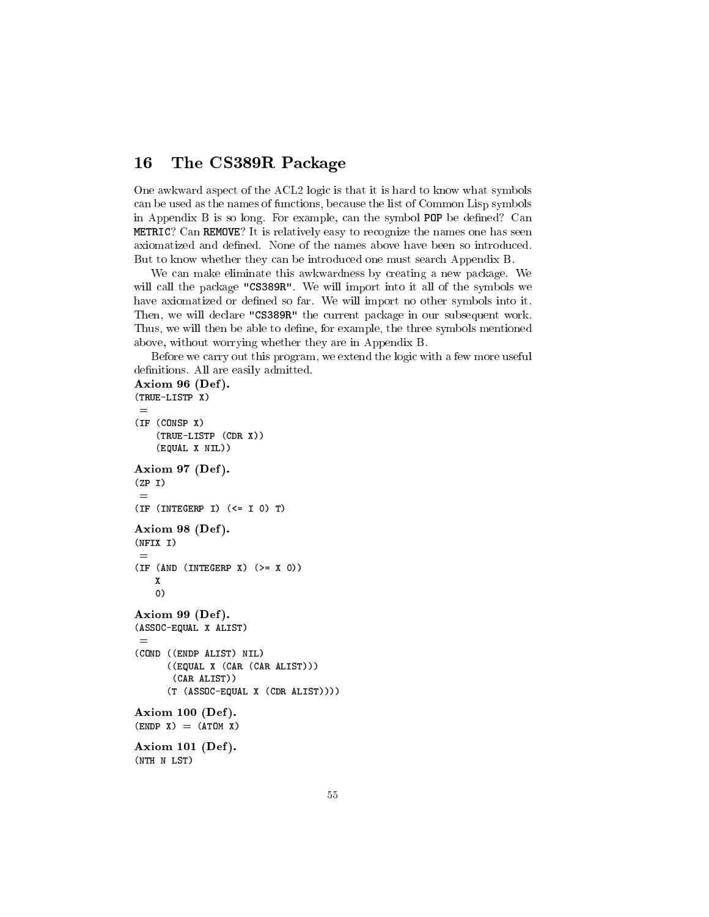## 16 The CS389R Package

One awkward aspect of the ACL2 logic is that it is hard to know what symbols can be used as the names of functions, because the list of Common Lisp symbols in Appendix B is so long. For example, can the symbol `POP` be defined? Can `METRIC`? Can `REMOVE`? It is relatively easy to recognize the names one has seen axiomatized and defined. None of the names above have been so introduced. But to know whether they can be introduced one must search Appendix B.

We can make eliminate this awkwardness by creating a new package. We will call the package `"CS389R"`. We will import into it all of the symbols we have axiomatized or defined so far. We will import no other symbols into it. Then, we will declare `"CS389R"` the current package in our subsequent work. Thus, we will then be able to define, for example, the three symbols mentioned above, without worrying whether they are in Appendix B.

Before we carry out this program, we extend the logic with a few more useful definitions. All are easily admitted.

**Axiom 96 (Def).**

```
(TRUE-LISTP X)
 =
(IF (CONSP X)
    (TRUE-LISTP (CDR X))
    (EQUAL X NIL))
```

**Axiom 97 (Def).**

```
(ZP I)
 =
(IF (INTEGERP I) (<= I 0) T)
```

**Axiom 98 (Def).**

```
(NFIX I)
 =
(IF (AND (INTEGERP X) (>= X 0))
    X
    0)
```

**Axiom 99 (Def).**

```
(ASSOC-EQUAL X ALIST)
 =
(COND ((ENDP ALIST) NIL)
      ((EQUAL X (CAR (CAR ALIST)))
       (CAR ALIST))
      (T (ASSOC-EQUAL X (CDR ALIST))))
```

**Axiom 100 (Def).**

```
(ENDP X) = (ATOM X)
```

**Axiom 101 (Def).**

```
(NTH N LST)
```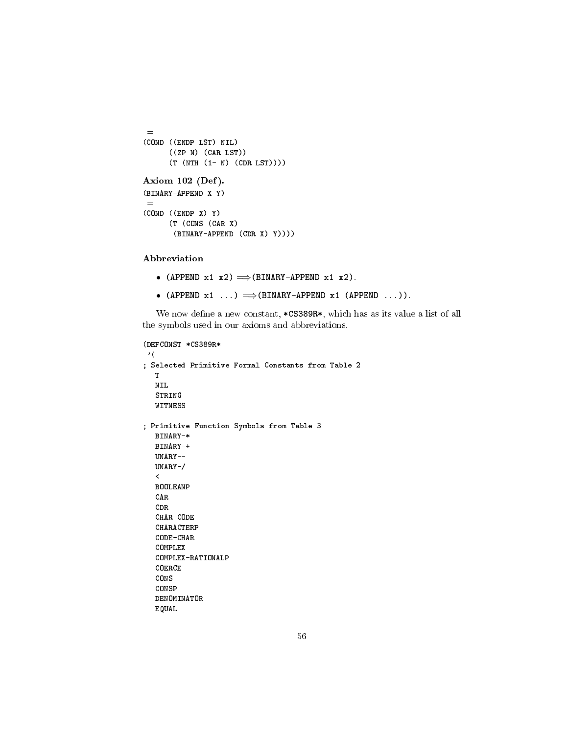```
 =
(COND ((ENDP LST) NIL)
      ((ZP N) (CAR LST))
      (T (NTH (1- N) (CDR LST))))
```

**Axiom 102 (Def).**

```
(BINARY-APPEND X Y)
 =
(COND ((ENDP X) Y)
      (T (CONS (CAR X)
        (BINARY-APPEND (CDR X) Y))))
```

### Abbreviation

- `(APPEND x1 x2)` $\Longrightarrow$ `(BINARY-APPEND x1 x2)`.
- `(APPEND x1 ...)` $\Longrightarrow$ `(BINARY-APPEND x1 (APPEND ...))`.

We now define a new constant, `*CS389R*`, which has as its value a list of all the symbols used in our axioms and abbreviations.

```
(DEFCONST *CS389R*
 '(
; Selected Primitive Formal Constants from Table 2
   T
   NIL
   STRING
   WITNESS

; Primitive Function Symbols from Table 3
   BINARY-*
   BINARY-+
   UNARY--
   UNARY-/
   <
   BOOLEANP
   CAR
   CDR
   CHAR-CODE
   CHARACTERP
   CODE-CHAR
   COMPLEX
   COMPLEX-RATIONALP
   COERCE
   CONS
   CONSP
   DENOMINATOR
   EQUAL
```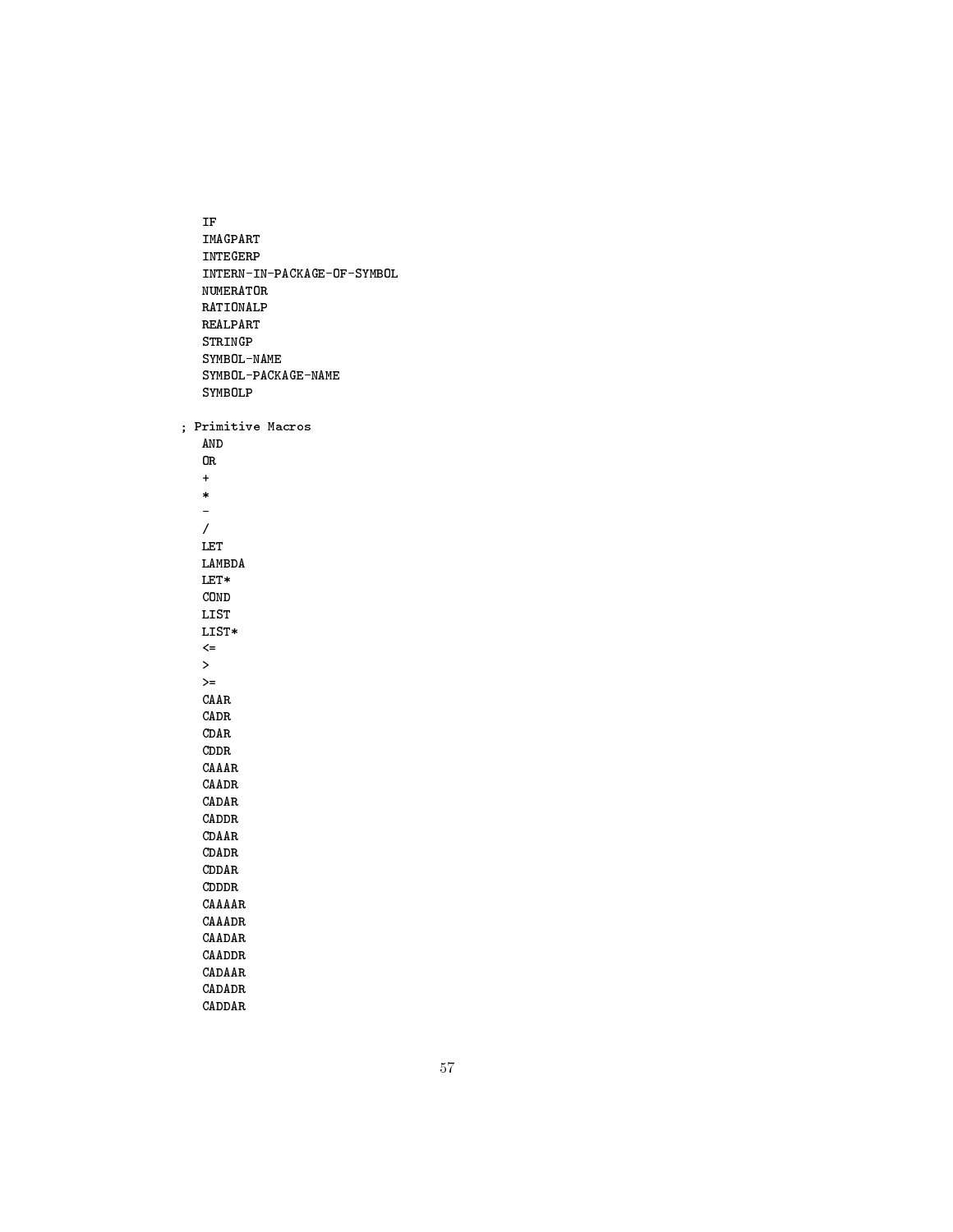```
   IF
   IMAGPART
   INTEGERP
   INTERN-IN-PACKAGE-OF-SYMBOL
   NUMERATOR
   RATIONALP
   REALPART
   STRINGP
   SYMBOL-NAME
   SYMBOL-PACKAGE-NAME
   SYMBOLP

; Primitive Macros
   AND
   OR
   +
   *
   -
   /
   LET
   LAMBDA
   LET*
   COND
   LIST
   LIST*
   <=
   >
   >=
   CAAR
   CADR
   CDAR
   CDDR
   CAAAR
   CAADR
   CADAR
   CADDR
   CDAAR
   CDADR
   CDDAR
   CDDDR
   CAAAAR
   CAAADR
   CAADAR
   CAADDR
   CADAAR
   CADADR
   CADDAR
```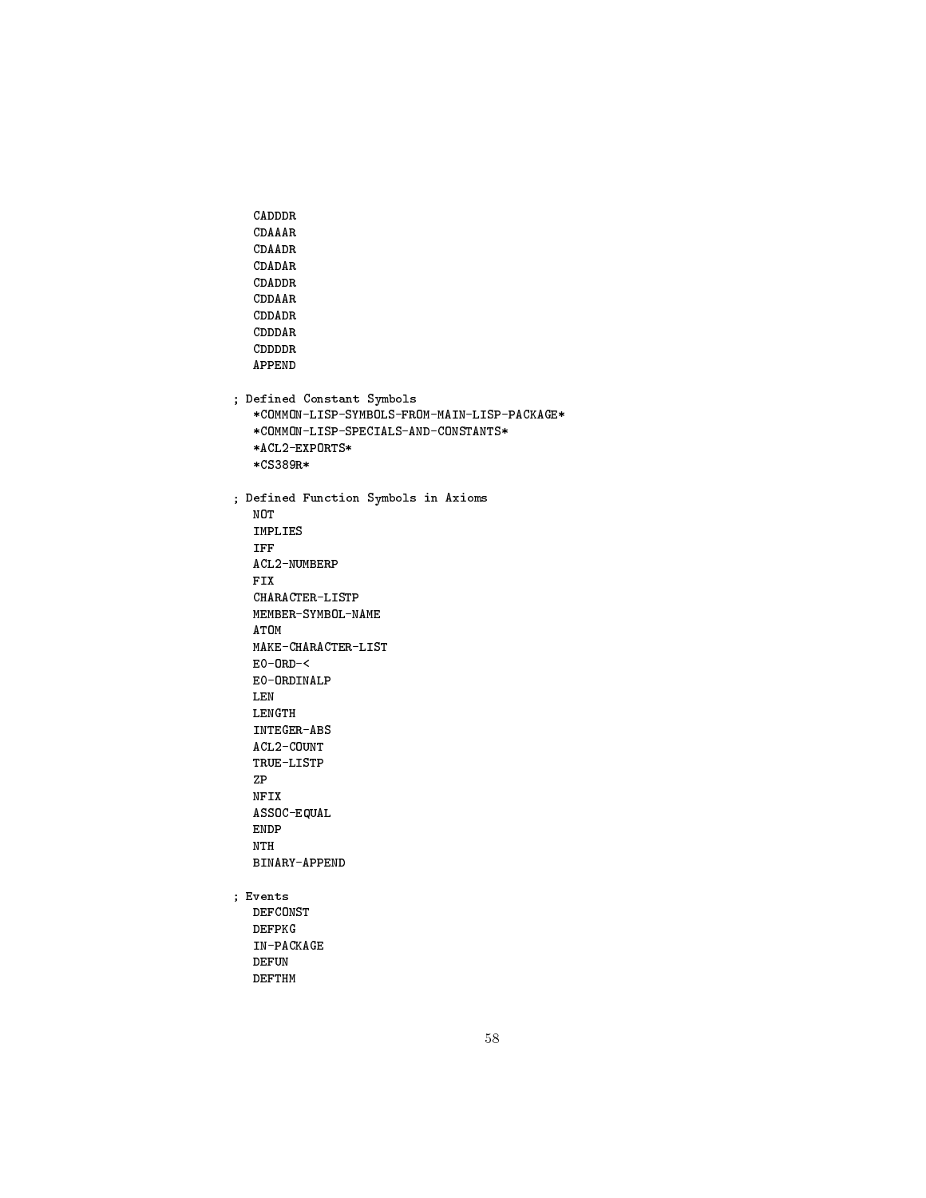```
   CADDDR
   CDAAAR
   CDAADR
   CDADAR
   CDADDR
   CDDAAR
   CDDADR
   CDDDAR
   CDDDDR
   APPEND

; Defined Constant Symbols
   *COMMON-LISP-SYMBOLS-FROM-MAIN-LISP-PACKAGE*
   *COMMON-LISP-SPECIALS-AND-CONSTANTS*
   *ACL2-EXPORTS*
   *CS389R*

; Defined Function Symbols in Axioms
   NOT
   IMPLIES
   IFF
   ACL2-NUMBERP
   FIX
   CHARACTER-LISTP
   MEMBER-SYMBOL-NAME
   ATOM
   MAKE-CHARACTER-LIST
   E0-ORD-<
   E0-ORDINALP
   LEN
   LENGTH
   INTEGER-ABS
   ACL2-COUNT
   TRUE-LISTP
   ZP
   NFIX
   ASSOC-EQUAL
   ENDP
   NTH
   BINARY-APPEND

; Events
   DEFCONST
   DEFPKG
   IN-PACKAGE
   DEFUN
   DEFTHM
```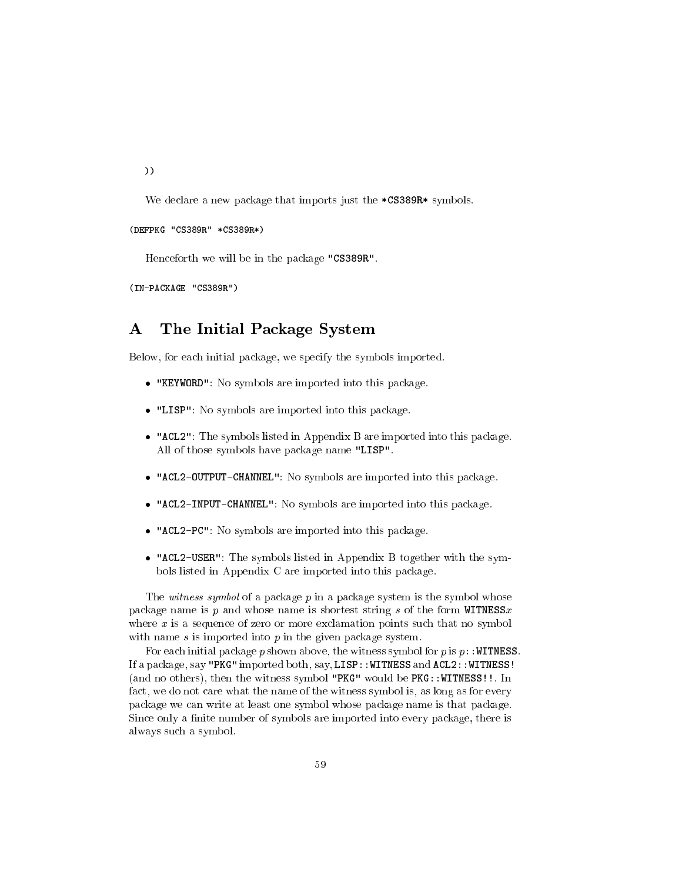```
))
```

We declare a new package that imports just the `*CS389R*` symbols.

```
(DEFPKG "CS389R" *CS389R*)
```

Henceforth we will be in the package `"CS389R"`.

```
(IN-PACKAGE "CS389R")
```

# A The Initial Package System

Below, for each initial package, we specify the symbols imported.

- `"KEYWORD"`: No symbols are imported into this package.
- `"LISP"`: No symbols are imported into this package.
- `"ACL2"`: The symbols listed in Appendix B are imported into this package. All of those symbols have package name `"LISP"`.
- `"ACL2-OUTPUT-CHANNEL"`: No symbols are imported into this package.
- `"ACL2-INPUT-CHANNEL"`: No symbols are imported into this package.
- `"ACL2-PC"`: No symbols are imported into this package.
- `"ACL2-USER"`: The symbols listed in Appendix B together with the symbols listed in Appendix C are imported into this package.

The *witness symbol* of a package $p$ in a package system is the symbol whose package name is $p$ and whose name is shortest string $s$ of the form `WITNESS`$x$ where $x$ is a sequence of zero or more exclamation points such that no symbol with name $s$ is imported into $p$ in the given package system.

For each initial package $p$ shown above, the witness symbol for $p$ is $p$`::WITNESS`. If a package, say `"PKG"` imported both, say, `LISP::WITNESS` and `ACL2::WITNESS!` (and no others), then the witness symbol `"PKG"` would be `PKG::WITNESS!!`. In fact, we do not care what the name of the witness symbol is, as long as for every package we can write at least one symbol whose package name is that package. Since only a finite number of symbols are imported into every package, there is always such a symbol.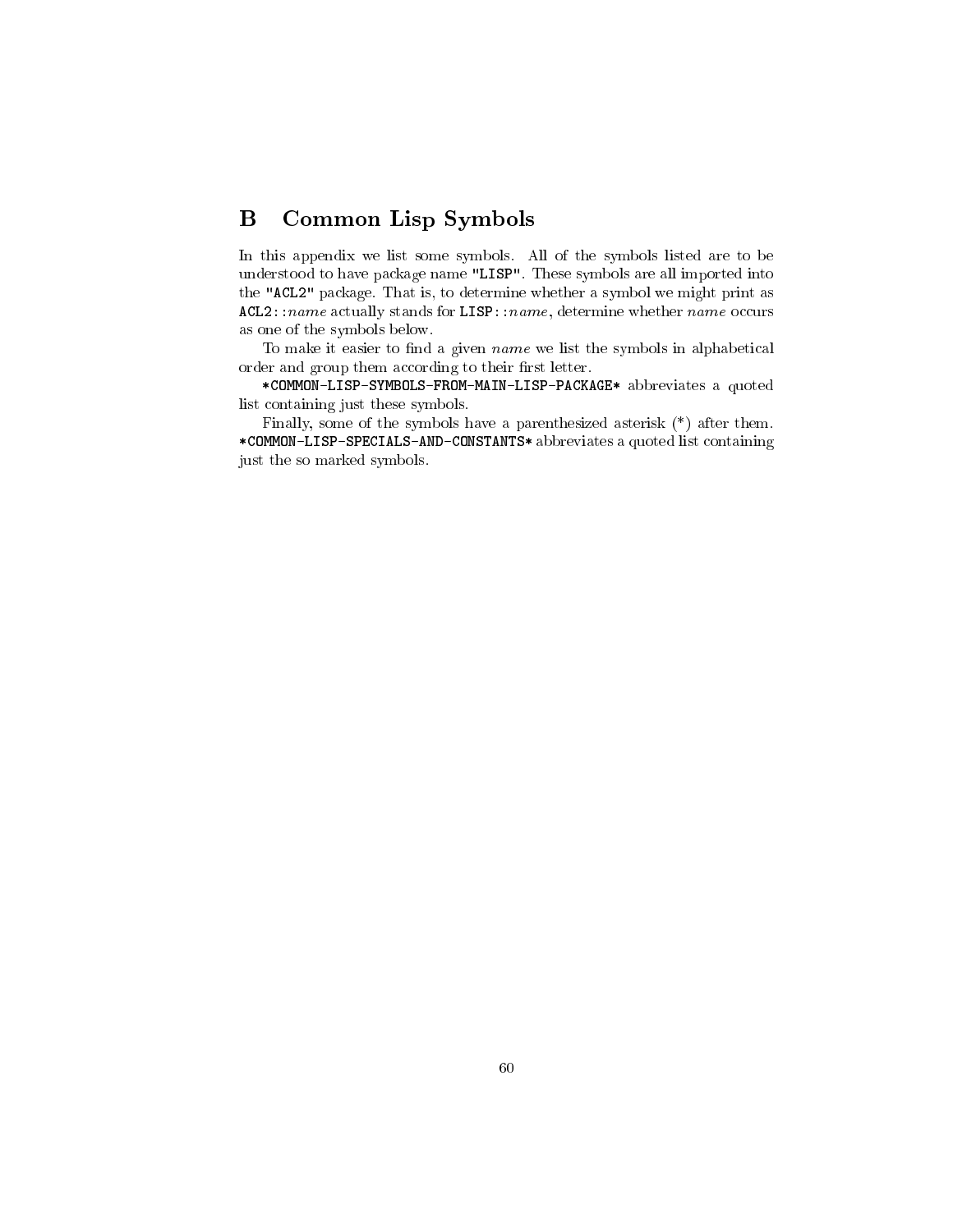# B Common Lisp Symbols

In this appendix we list some symbols. All of the symbols listed are to be understood to have package name `"LISP"`. These symbols are all imported into the `"ACL2"` package. That is, to determine whether a symbol we might print as `ACL2::`*name* actually stands for `LISP::`*name*, determine whether *name* occurs as one of the symbols below.

To make it easier to find a given *name* we list the symbols in alphabetical order and group them according to their first letter.

`*COMMON-LISP-SYMBOLS-FROM-MAIN-LISP-PACKAGE*` abbreviates a quoted list containing just these symbols.

Finally, some of the symbols have a parenthesized asterisk (*) after them. `*COMMON-LISP-SPECIALS-AND-CONSTANTS*` abbreviates a quoted list containing just the so marked symbols.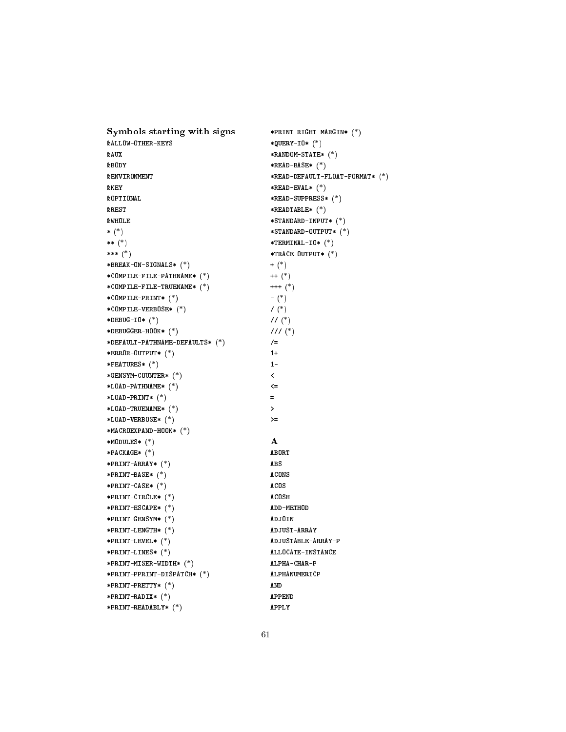### Symbols starting with signs

&ALLOW-OTHER-KEYS
&AUX
&BODY
&ENVIRONMENT
&KEY
&OPTIONAL
&REST
&WHOLE
* (*)
** (*)
*** (*)
*BREAK-ON-SIGNALS* (*)
*COMPILE-FILE-PATHNAME* (*)
*COMPILE-FILE-TRUENAME* (*)
*COMPILE-PRINT* (*)
*COMPILE-VERBOSE* (*)
*DEBUG-IO* (*)
*DEBUGGER-HOOK* (*)
*DEFAULT-PATHNAME-DEFAULTS* (*)
*ERROR-OUTPUT* (*)
*FEATURES* (*)
*GENSYM-COUNTER* (*)
*LOAD-PATHNAME* (*)
*LOAD-PRINT* (*)
*LOAD-TRUENAME* (*)
*LOAD-VERBOSE* (*)
*MACROEXPAND-HOOK* (*)
*MODULES* (*)
*PACKAGE* (*)
*PRINT-ARRAY* (*)
*PRINT-BASE* (*)
*PRINT-CASE* (*)
*PRINT-CIRCLE* (*)
*PRINT-ESCAPE* (*)
*PRINT-GENSYM* (*)
*PRINT-LENGTH* (*)
*PRINT-LEVEL* (*)
*PRINT-LINES* (*)
*PRINT-MISER-WIDTH* (*)
*PRINT-PPRINT-DISPATCH* (*)
*PRINT-PRETTY* (*)
*PRINT-RADIX* (*)
*PRINT-READABLY* (*)
*PRINT-RIGHT-MARGIN* (*)
*QUERY-IO* (*)
*RANDOM-STATE* (*)
*READ-BASE* (*)
*READ-DEFAULT-FLOAT-FORMAT* (*)
*READ-EVAL* (*)
*READ-SUPPRESS* (*)
*READTABLE* (*)
*STANDARD-INPUT* (*)
*STANDARD-OUTPUT* (*)
*TERMINAL-IO* (*)
*TRACE-OUTPUT* (*)
+ (*)
++ (*)
+++ (*)
- (*)
/ (*)
// (*)
/// (*)
/=
1+
1-
<
<=
=
>
>=

### A

ABORT
ABS
ACONS
ACOS
ACOSH
ADD-METHOD
ADJOIN
ADJUST-ARRAY
ADJUSTABLE-ARRAY-P
ALLOCATE-INSTANCE
ALPHA-CHAR-P
ALPHANUMERICP
AND
APPEND
APPLY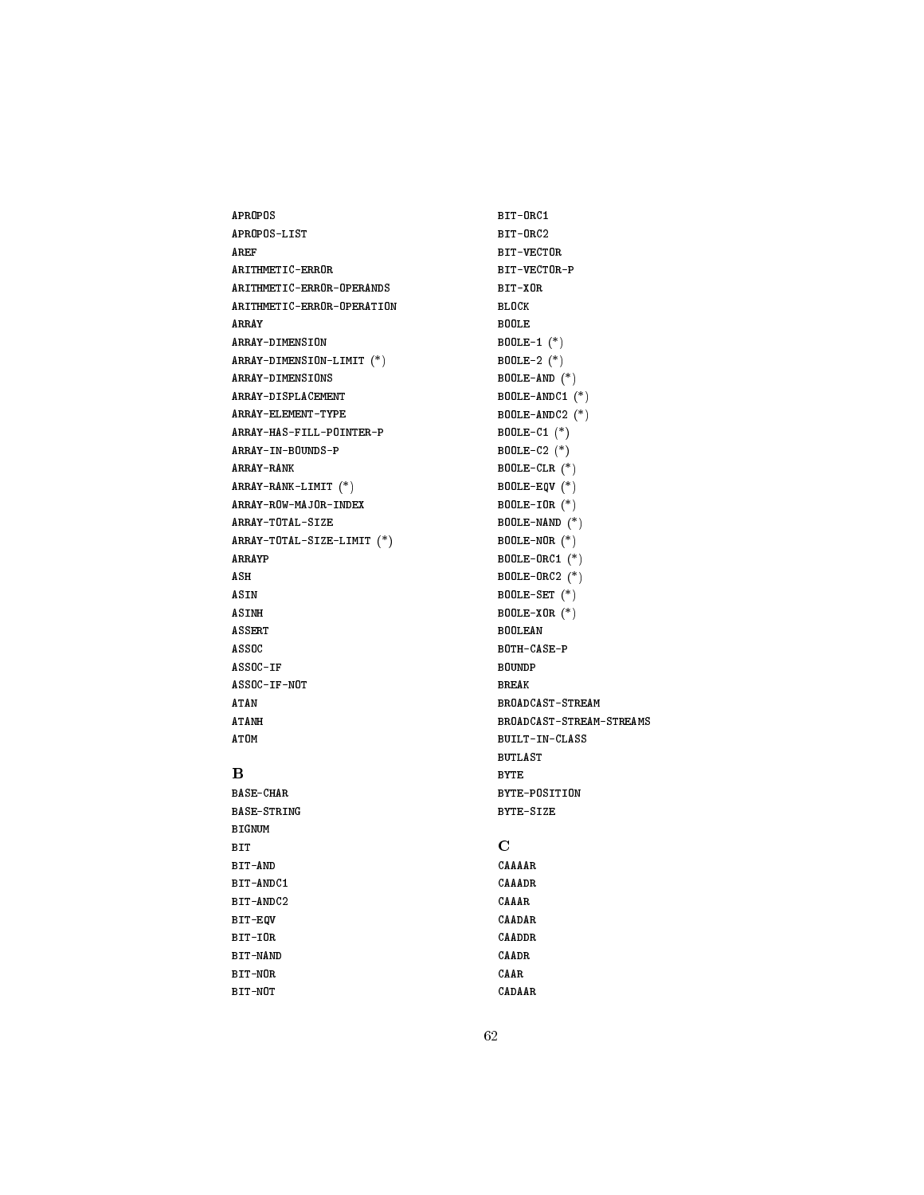APROPOS
APROPOS-LIST
AREF
ARITHMETIC-ERROR
ARITHMETIC-ERROR-OPERANDS
ARITHMETIC-ERROR-OPERATION
ARRAY
ARRAY-DIMENSION
ARRAY-DIMENSION-LIMIT (*)
ARRAY-DIMENSIONS
ARRAY-DISPLACEMENT
ARRAY-ELEMENT-TYPE
ARRAY-HAS-FILL-POINTER-P
ARRAY-IN-BOUNDS-P
ARRAY-RANK
ARRAY-RANK-LIMIT (*)
ARRAY-ROW-MAJOR-INDEX
ARRAY-TOTAL-SIZE
ARRAY-TOTAL-SIZE-LIMIT (*)
ARRAYP
ASH
ASIN
ASINH
ASSERT
ASSOC
ASSOC-IF
ASSOC-IF-NOT
ATAN
ATANH
ATOM

**B**

BASE-CHAR
BASE-STRING
BIGNUM
BIT
BIT-AND
BIT-ANDC1
BIT-ANDC2
BIT-EQV
BIT-IOR
BIT-NAND
BIT-NOR
BIT-NOT
BIT-ORC1
BIT-ORC2
BIT-VECTOR
BIT-VECTOR-P
BIT-XOR
BLOCK
BOOLE
BOOLE-1 (*)
BOOLE-2 (*)
BOOLE-AND (*)
BOOLE-ANDC1 (*)
BOOLE-ANDC2 (*)
BOOLE-C1 (*)
BOOLE-C2 (*)
BOOLE-CLR (*)
BOOLE-EQV (*)
BOOLE-IOR (*)
BOOLE-NAND (*)
BOOLE-NOR (*)
BOOLE-ORC1 (*)
BOOLE-ORC2 (*)
BOOLE-SET (*)
BOOLE-XOR (*)
BOOLEAN
BOTH-CASE-P
BOUNDP
BREAK
BROADCAST-STREAM
BROADCAST-STREAM-STREAMS
BUILT-IN-CLASS
BUTLAST
BYTE
BYTE-POSITION
BYTE-SIZE

**C**

CAAAAR
CAAADR
CAAAR
CAADAR
CAADDR
CAADR
CAAR
CADAAR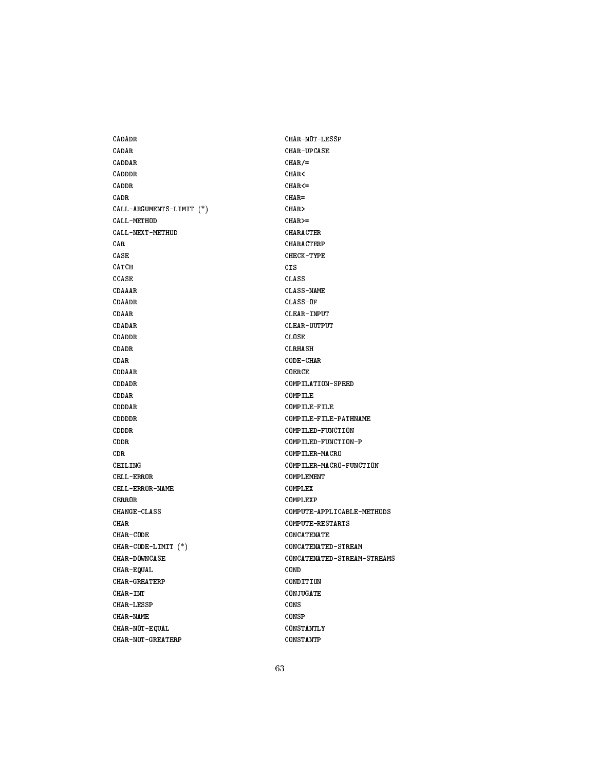CADADR
CADAR
CADDAR
CADDDR
CADDR
CADR
CALL-ARGUMENTS-LIMIT (*)
CALL-METHOD
CALL-NEXT-METHOD
CAR
CASE
CATCH
CCASE
CDAAAR
CDAADR
CDAAR
CDADAR
CDADDR
CDADR
CDAR
CDDAAR
CDDADR
CDDAR
CDDDAR
CDDDDR
CDDDR
CDDR
CDR
CEILING
CELL-ERROR
CELL-ERROR-NAME
CERROR
CHANGE-CLASS
CHAR
CHAR-CODE
CHAR-CODE-LIMIT (*)
CHAR-DOWNCASE
CHAR-EQUAL
CHAR-GREATERP
CHAR-INT
CHAR-LESSP
CHAR-NAME
CHAR-NOT-EQUAL
CHAR-NOT-GREATERP
CHAR-NOT-LESSP
CHAR-UPCASE
CHAR/=
CHAR<
CHAR<=
CHAR=
CHAR>
CHAR>=
CHARACTER
CHARACTERP
CHECK-TYPE
CIS
CLASS
CLASS-NAME
CLASS-OF
CLEAR-INPUT
CLEAR-OUTPUT
CLOSE
CLRHASH
CODE-CHAR
COERCE
COMPILATION-SPEED
COMPILE
COMPILE-FILE
COMPILE-FILE-PATHNAME
COMPILED-FUNCTION
COMPILED-FUNCTION-P
COMPILER-MACRO
COMPILER-MACRO-FUNCTION
COMPLEMENT
COMPLEX
COMPLEXP
COMPUTE-APPLICABLE-METHODS
COMPUTE-RESTARTS
CONCATENATE
CONCATENATED-STREAM
CONCATENATED-STREAM-STREAMS
COND
CONDITION
CONJUGATE
CONS
CONSP
CONSTANTLY
CONSTANTP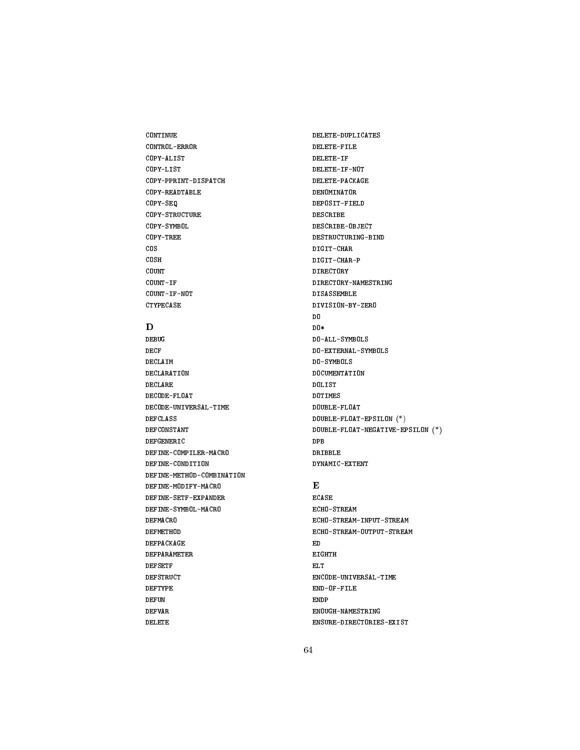CONTINUE
CONTROL-ERROR
COPY-ALIST
COPY-LIST
COPY-PPRINT-DISPATCH
COPY-READTABLE
COPY-SEQ
COPY-STRUCTURE
COPY-SYMBOL
COPY-TREE
COS
COSH
COUNT
COUNT-IF
COUNT-IF-NOT
CTYPECASE

## D

DEBUG
DECF
DECLAIM
DECLARATION
DECLARE
DECODE-FLOAT
DECODE-UNIVERSAL-TIME
DEFCLASS
DEFCONSTANT
DEFGENERIC
DEFINE-COMPILER-MACRO
DEFINE-CONDITION
DEFINE-METHOD-COMBINATION
DEFINE-MODIFY-MACRO
DEFINE-SETF-EXPANDER
DEFINE-SYMBOL-MACRO
DEFMACRO
DEFMETHOD
DEFPACKAGE
DEFPARAMETER
DEFSETF
DEFSTRUCT
DEFTYPE
DEFUN
DEFVAR
DELETE
DELETE-DUPLICATES
DELETE-FILE
DELETE-IF
DELETE-IF-NOT
DELETE-PACKAGE
DENOMINATOR
DEPOSIT-FIELD
DESCRIBE
DESCRIBE-OBJECT
DESTRUCTURING-BIND
DIGIT-CHAR
DIGIT-CHAR-P
DIRECTORY
DIRECTORY-NAMESTRING
DISASSEMBLE
DIVISION-BY-ZERO
DO
DO*
DO-ALL-SYMBOLS
DO-EXTERNAL-SYMBOLS
DO-SYMBOLS
DOCUMENTATION
DOLIST
DOTIMES
DOUBLE-FLOAT
DOUBLE-FLOAT-EPSILON (*)
DOUBLE-FLOAT-NEGATIVE-EPSILON (*)
DPB
DRIBBLE
DYNAMIC-EXTENT

## E

ECASE
ECHO-STREAM
ECHO-STREAM-INPUT-STREAM
ECHO-STREAM-OUTPUT-STREAM
ED
EIGHTH
ELT
ENCODE-UNIVERSAL-TIME
END-OF-FILE
ENDP
ENOUGH-NAMESTRING
ENSURE-DIRECTORIES-EXIST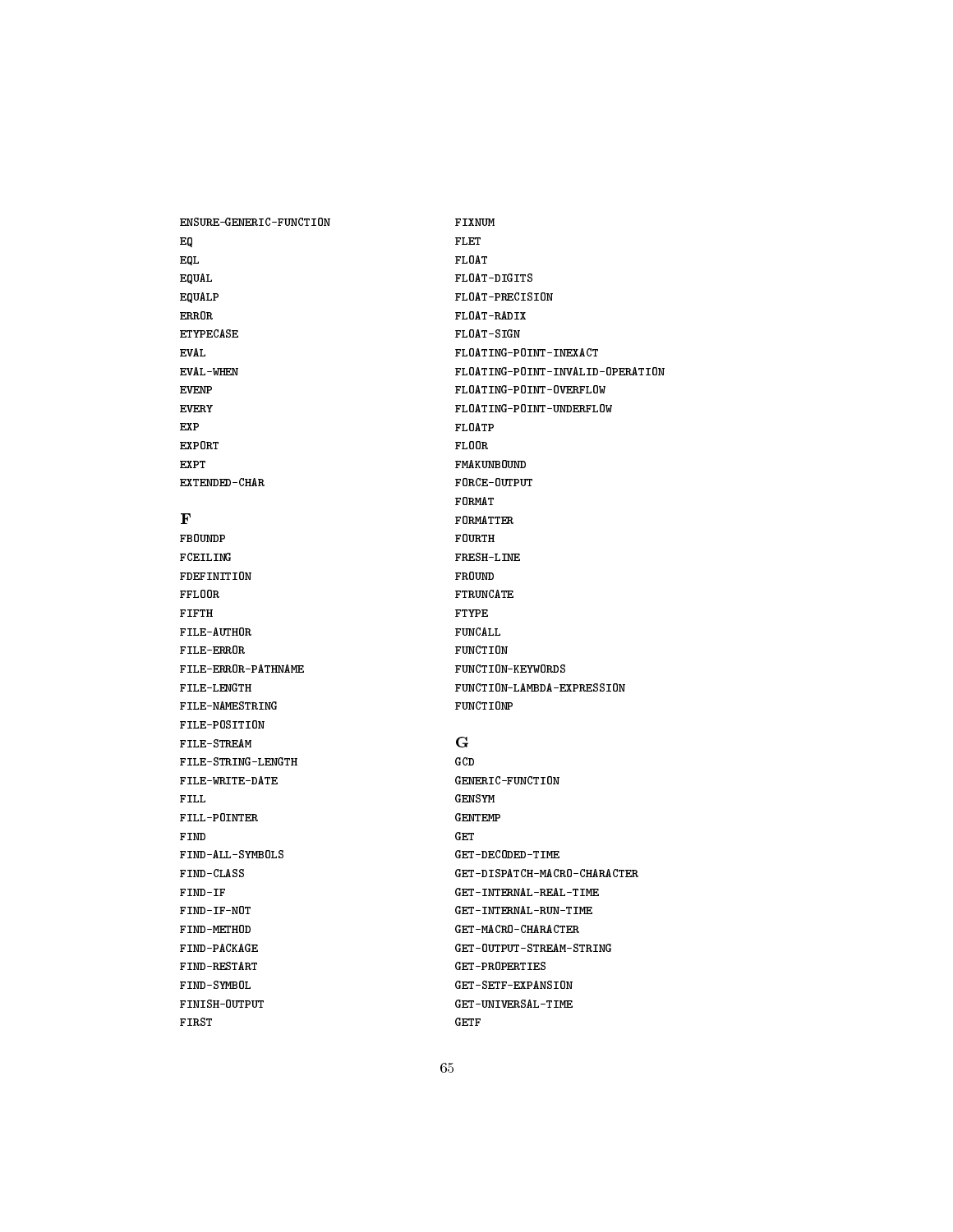ENSURE-GENERIC-FUNCTION
EQ
EQL
EQUAL
EQUALP
ERROR
ETYPECASE
EVAL
EVAL-WHEN
EVENP
EVERY
EXP
EXPORT
EXPT
EXTENDED-CHAR

### F

FBOUNDP
FCEILING
FDEFINITION
FFLOOR
FIFTH
FILE-AUTHOR
FILE-ERROR
FILE-ERROR-PATHNAME
FILE-LENGTH
FILE-NAMESTRING
FILE-POSITION
FILE-STREAM
FILE-STRING-LENGTH
FILE-WRITE-DATE
FILL
FILL-POINTER
FIND
FIND-ALL-SYMBOLS
FIND-CLASS
FIND-IF
FIND-IF-NOT
FIND-METHOD
FIND-PACKAGE
FIND-RESTART
FIND-SYMBOL
FINISH-OUTPUT
FIRST
FIXNUM
FLET
FLOAT
FLOAT-DIGITS
FLOAT-PRECISION
FLOAT-RADIX
FLOAT-SIGN
FLOATING-POINT-INEXACT
FLOATING-POINT-INVALID-OPERATION
FLOATING-POINT-OVERFLOW
FLOATING-POINT-UNDERFLOW
FLOATP
FLOOR
FMAKUNBOUND
FORCE-OUTPUT
FORMAT
FORMATTER
FOURTH
FRESH-LINE
FROUND
FTRUNCATE
FTYPE
FUNCALL
FUNCTION
FUNCTION-KEYWORDS
FUNCTION-LAMBDA-EXPRESSION
FUNCTIONP

### G

GCD
GENERIC-FUNCTION
GENSYM
GENTEMP
GET
GET-DECODED-TIME
GET-DISPATCH-MACRO-CHARACTER
GET-INTERNAL-REAL-TIME
GET-INTERNAL-RUN-TIME
GET-MACRO-CHARACTER
GET-OUTPUT-STREAM-STRING
GET-PROPERTIES
GET-SETF-EXPANSION
GET-UNIVERSAL-TIME
GETF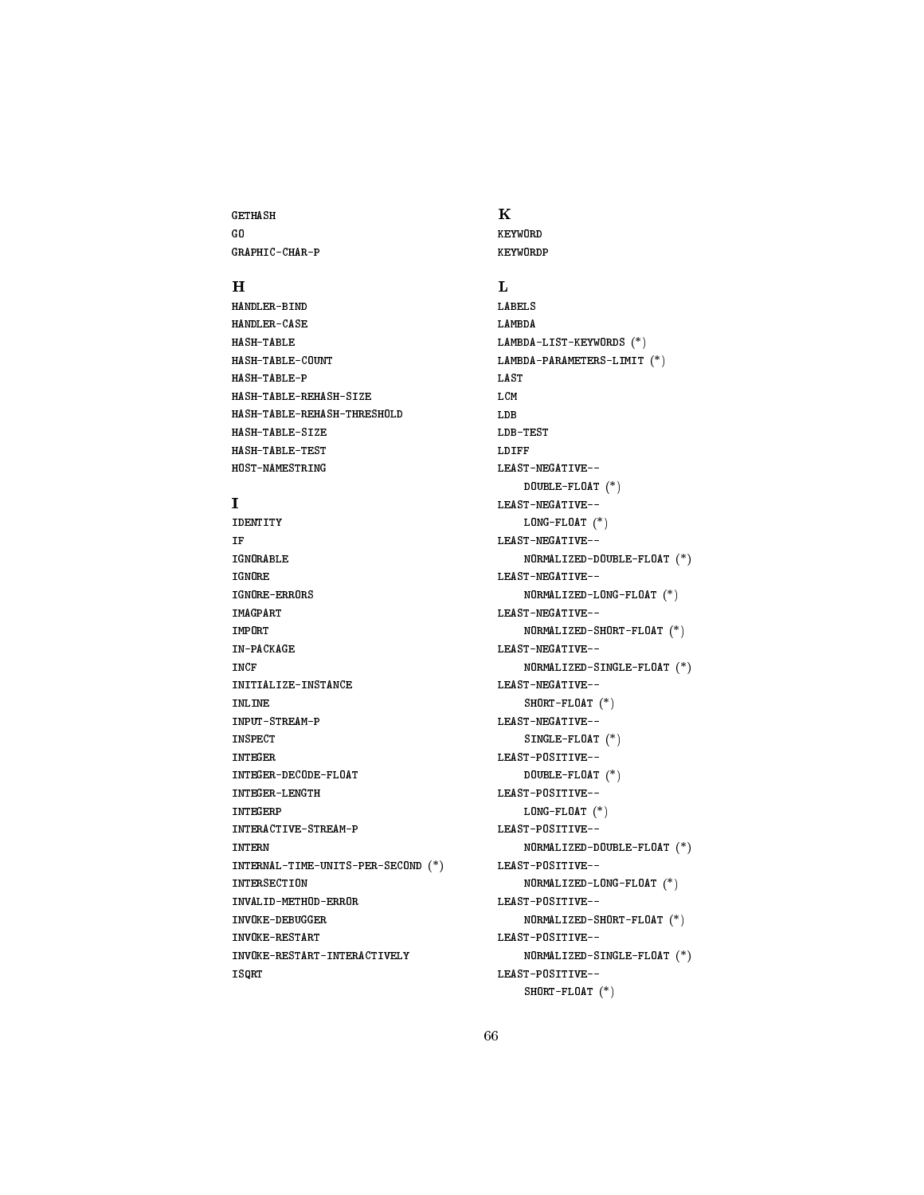GETHASH
GO
GRAPHIC-CHAR-P

### H

HANDLER-BIND
HANDLER-CASE
HASH-TABLE
HASH-TABLE-COUNT
HASH-TABLE-P
HASH-TABLE-REHASH-SIZE
HASH-TABLE-REHASH-THRESHOLD
HASH-TABLE-SIZE
HASH-TABLE-TEST
HOST-NAMESTRING

### I

IDENTITY
IF
IGNORABLE
IGNORE
IGNORE-ERRORS
IMAGPART
IMPORT
IN-PACKAGE
INCF
INITIALIZE-INSTANCE
INLINE
INPUT-STREAM-P
INSPECT
INTEGER
INTEGER-DECODE-FLOAT
INTEGER-LENGTH
INTEGERP
INTERACTIVE-STREAM-P
INTERN
INTERNAL-TIME-UNITS-PER-SECOND (*)
INTERSECTION
INVALID-METHOD-ERROR
INVOKE-DEBUGGER
INVOKE-RESTART
INVOKE-RESTART-INTERACTIVELY
ISQRT

### K

KEYWORD
KEYWORDP

### L

LABELS
LAMBDA
LAMBDA-LIST-KEYWORDS (*)
LAMBDA-PARAMETERS-LIMIT (*)
LAST
LCM
LDB
LDB-TEST
LDIFF
LEAST-NEGATIVE--
    DOUBLE-FLOAT (*)
LEAST-NEGATIVE--
    LONG-FLOAT (*)
LEAST-NEGATIVE--
    NORMALIZED-DOUBLE-FLOAT (*)
LEAST-NEGATIVE--
    NORMALIZED-LONG-FLOAT (*)
LEAST-NEGATIVE--
    NORMALIZED-SHORT-FLOAT (*)
LEAST-NEGATIVE--
    NORMALIZED-SINGLE-FLOAT (*)
LEAST-NEGATIVE--
    SHORT-FLOAT (*)
LEAST-NEGATIVE--
    SINGLE-FLOAT (*)
LEAST-POSITIVE--
    DOUBLE-FLOAT (*)
LEAST-POSITIVE--
    LONG-FLOAT (*)
LEAST-POSITIVE--
    NORMALIZED-DOUBLE-FLOAT (*)
LEAST-POSITIVE--
    NORMALIZED-LONG-FLOAT (*)
LEAST-POSITIVE--
    NORMALIZED-SHORT-FLOAT (*)
LEAST-POSITIVE--
    NORMALIZED-SINGLE-FLOAT (*)
LEAST-POSITIVE--
    SHORT-FLOAT (*)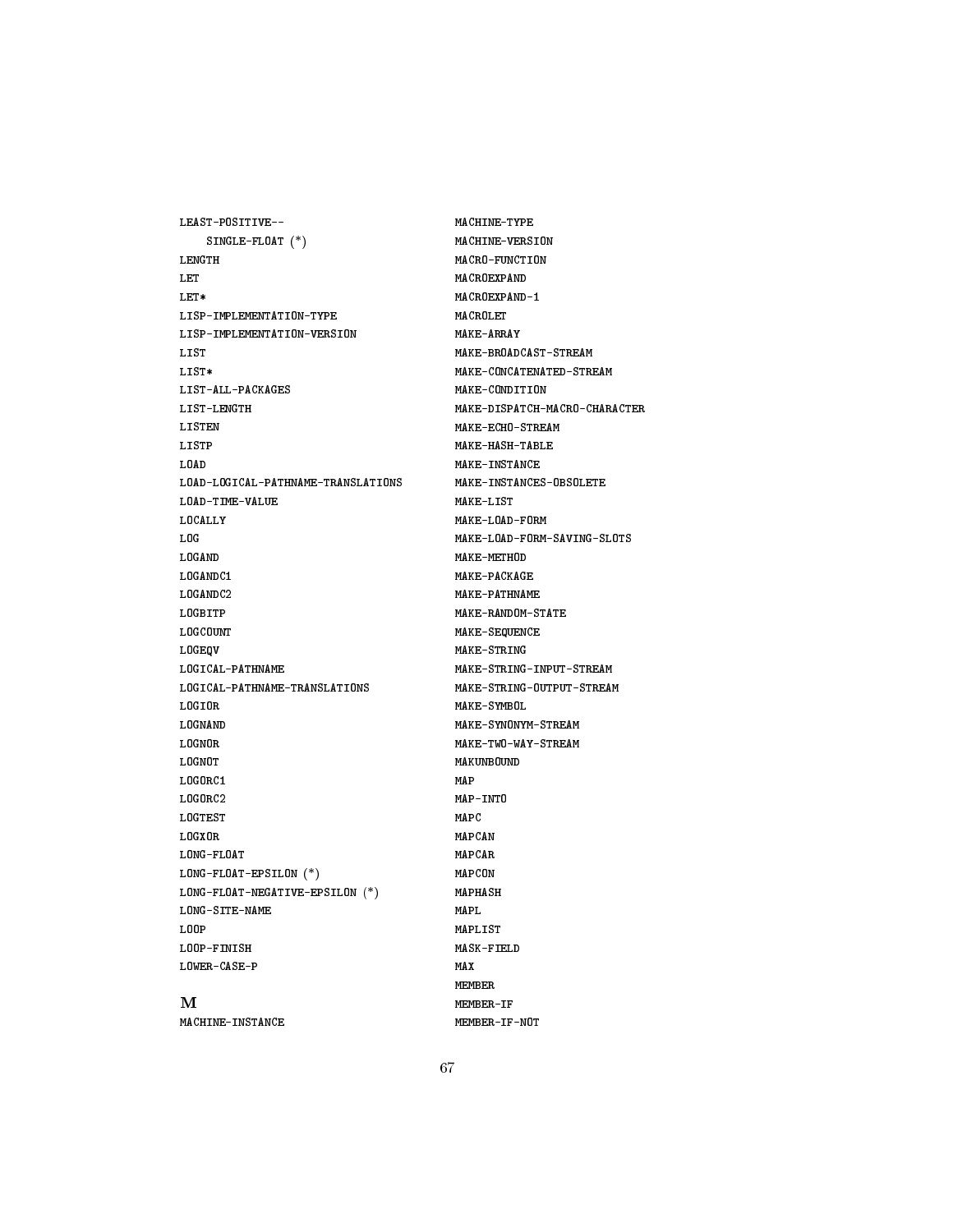LEAST-POSITIVE--
    SINGLE-FLOAT (*)
LENGTH
LET
LET*
LISP-IMPLEMENTATION-TYPE
LISP-IMPLEMENTATION-VERSION
LIST
LIST*
LIST-ALL-PACKAGES
LIST-LENGTH
LISTEN
LISTP
LOAD
LOAD-LOGICAL-PATHNAME-TRANSLATIONS
LOAD-TIME-VALUE
LOCALLY
LOG
LOGAND
LOGANDC1
LOGANDC2
LOGBITP
LOGCOUNT
LOGEQV
LOGICAL-PATHNAME
LOGICAL-PATHNAME-TRANSLATIONS
LOGIOR
LOGNAND
LOGNOR
LOGNOT
LOGORC1
LOGORC2
LOGTEST
LOGXOR
LONG-FLOAT
LONG-FLOAT-EPSILON (*)
LONG-FLOAT-NEGATIVE-EPSILON (*)
LONG-SITE-NAME
LOOP
LOOP-FINISH
LOWER-CASE-P

## M

MACHINE-INSTANCE
MACHINE-TYPE
MACHINE-VERSION
MACRO-FUNCTION
MACROEXPAND
MACROEXPAND-1
MACROLET
MAKE-ARRAY
MAKE-BROADCAST-STREAM
MAKE-CONCATENATED-STREAM
MAKE-CONDITION
MAKE-DISPATCH-MACRO-CHARACTER
MAKE-ECHO-STREAM
MAKE-HASH-TABLE
MAKE-INSTANCE
MAKE-INSTANCES-OBSOLETE
MAKE-LIST
MAKE-LOAD-FORM
MAKE-LOAD-FORM-SAVING-SLOTS
MAKE-METHOD
MAKE-PACKAGE
MAKE-PATHNAME
MAKE-RANDOM-STATE
MAKE-SEQUENCE
MAKE-STRING
MAKE-STRING-INPUT-STREAM
MAKE-STRING-OUTPUT-STREAM
MAKE-SYMBOL
MAKE-SYNONYM-STREAM
MAKE-TWO-WAY-STREAM
MAKUNBOUND
MAP
MAP-INTO
MAPC
MAPCAN
MAPCAR
MAPCON
MAPHASH
MAPL
MAPLIST
MASK-FIELD
MAX
MEMBER
MEMBER-IF
MEMBER-IF-NOT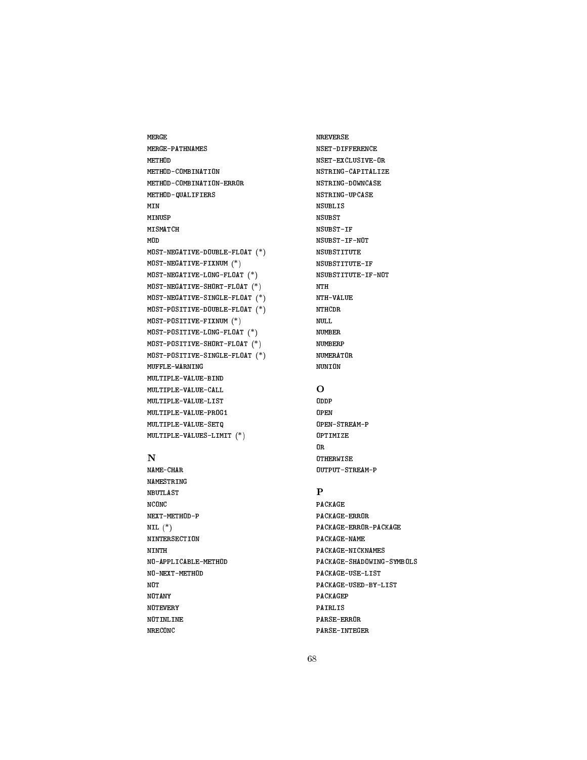MERGE
MERGE-PATHNAMES
METHOD
METHOD-COMBINATION
METHOD-COMBINATION-ERROR
METHOD-QUALIFIERS
MIN
MINUSP
MISMATCH
MOD
MOST-NEGATIVE-DOUBLE-FLOAT (*)
MOST-NEGATIVE-FIXNUM (*)
MOST-NEGATIVE-LONG-FLOAT (*)
MOST-NEGATIVE-SHORT-FLOAT (*)
MOST-NEGATIVE-SINGLE-FLOAT (*)
MOST-POSITIVE-DOUBLE-FLOAT (*)
MOST-POSITIVE-FIXNUM (*)
MOST-POSITIVE-LONG-FLOAT (*)
MOST-POSITIVE-SHORT-FLOAT (*)
MOST-POSITIVE-SINGLE-FLOAT (*)
MUFFLE-WARNING
MULTIPLE-VALUE-BIND
MULTIPLE-VALUE-CALL
MULTIPLE-VALUE-LIST
MULTIPLE-VALUE-PROG1
MULTIPLE-VALUE-SETQ
MULTIPLE-VALUES-LIMIT (*)

### N

NAME-CHAR
NAMESTRING
NBUTLAST
NCONC
NEXT-METHOD-P
NIL (*)
NINTERSECTION
NINTH
NO-APPLICABLE-METHOD
NO-NEXT-METHOD
NOT
NOTANY
NOTEVERY
NOTINLINE
NRECONC
NREVERSE
NSET-DIFFERENCE
NSET-EXCLUSIVE-OR
NSTRING-CAPITALIZE
NSTRING-DOWNCASE
NSTRING-UPCASE
NSUBLIS
NSUBST
NSUBST-IF
NSUBST-IF-NOT
NSUBSTITUTE
NSUBSTITUTE-IF
NSUBSTITUTE-IF-NOT
NTH
NTH-VALUE
NTHCDR
NULL
NUMBER
NUMBERP
NUMERATOR
NUNION

### O

ODDP
OPEN
OPEN-STREAM-P
OPTIMIZE
OR
OTHERWISE
OUTPUT-STREAM-P

### P

PACKAGE
PACKAGE-ERROR
PACKAGE-ERROR-PACKAGE
PACKAGE-NAME
PACKAGE-NICKNAMES
PACKAGE-SHADOWING-SYMBOLS
PACKAGE-USE-LIST
PACKAGE-USED-BY-LIST
PACKAGEP
PAIRLIS
PARSE-ERROR
PARSE-INTEGER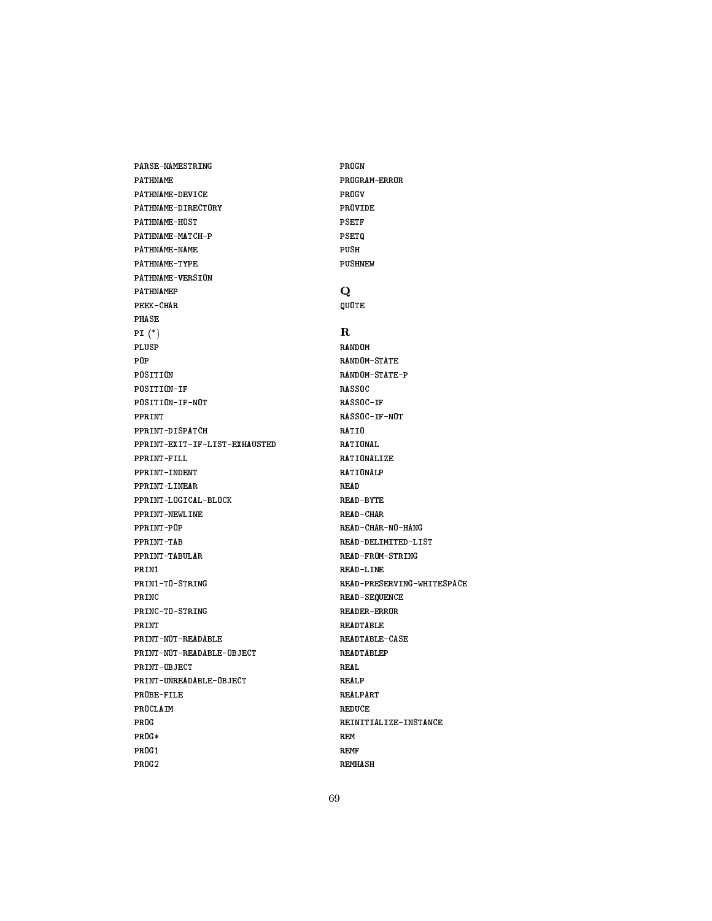PARSE-NAMESTRING
PATHNAME
PATHNAME-DEVICE
PATHNAME-DIRECTORY
PATHNAME-HOST
PATHNAME-MATCH-P
PATHNAME-NAME
PATHNAME-TYPE
PATHNAME-VERSION
PATHNAMEP
PEEK-CHAR
PHASE
PI (*)
PLUSP
POP
POSITION
POSITION-IF
POSITION-IF-NOT
PPRINT
PPRINT-DISPATCH
PPRINT-EXIT-IF-LIST-EXHAUSTED
PPRINT-FILL
PPRINT-INDENT
PPRINT-LINEAR
PPRINT-LOGICAL-BLOCK
PPRINT-NEWLINE
PPRINT-POP
PPRINT-TAB
PPRINT-TABULAR
PRIN1
PRIN1-TO-STRING
PRINC
PRINC-TO-STRING
PRINT
PRINT-NOT-READABLE
PRINT-NOT-READABLE-OBJECT
PRINT-OBJECT
PRINT-UNREADABLE-OBJECT
PROBE-FILE
PROCLAIM
PROG
PROG*
PROG1
PROG2
PROGN
PROGRAM-ERROR
PROGV
PROVIDE
PSETF
PSETQ
PUSH
PUSHNEW

## Q

QUOTE

## R

RANDOM
RANDOM-STATE
RANDOM-STATE-P
RASSOC
RASSOC-IF
RASSOC-IF-NOT
RATIO
RATIONAL
RATIONALIZE
RATIONALP
READ
READ-BYTE
READ-CHAR
READ-CHAR-NO-HANG
READ-DELIMITED-LIST
READ-FROM-STRING
READ-LINE
READ-PRESERVING-WHITESPACE
READ-SEQUENCE
READER-ERROR
READTABLE
READTABLE-CASE
READTABLEP
REAL
REALP
REALPART
REDUCE
REINITIALIZE-INSTANCE
REM
REMF
REMHASH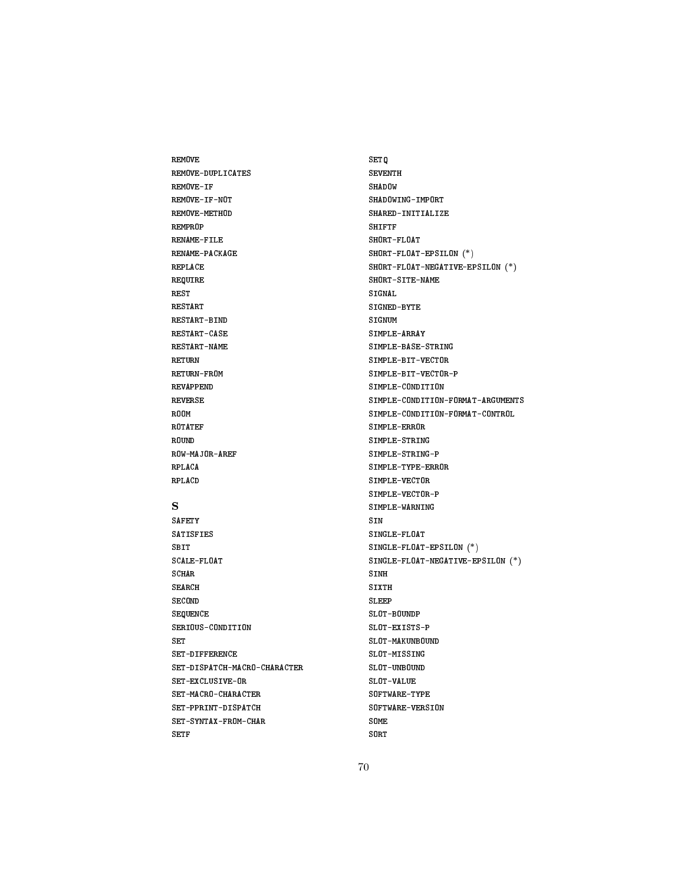REMOVE
REMOVE-DUPLICATES
REMOVE-IF
REMOVE-IF-NOT
REMOVE-METHOD
REMPROP
RENAME-FILE
RENAME-PACKAGE
REPLACE
REQUIRE
REST
RESTART
RESTART-BIND
RESTART-CASE
RESTART-NAME
RETURN
RETURN-FROM
REVAPPEND
REVERSE
ROOM
ROTATEF
ROUND
ROW-MAJOR-AREF
RPLACA
RPLACD

## S

SAFETY
SATISFIES
SBIT
SCALE-FLOAT
SCHAR
SEARCH
SECOND
SEQUENCE
SERIOUS-CONDITION
SET
SET-DIFFERENCE
SET-DISPATCH-MACRO-CHARACTER
SET-EXCLUSIVE-OR
SET-MACRO-CHARACTER
SET-PPRINT-DISPATCH
SET-SYNTAX-FROM-CHAR
SETF
SETQ
SEVENTH
SHADOW
SHADOWING-IMPORT
SHARED-INITIALIZE
SHIFTF
SHORT-FLOAT
SHORT-FLOAT-EPSILON (*)
SHORT-FLOAT-NEGATIVE-EPSILON (*)
SHORT-SITE-NAME
SIGNAL
SIGNED-BYTE
SIGNUM
SIMPLE-ARRAY
SIMPLE-BASE-STRING
SIMPLE-BIT-VECTOR
SIMPLE-BIT-VECTOR-P
SIMPLE-CONDITION
SIMPLE-CONDITION-FORMAT-ARGUMENTS
SIMPLE-CONDITION-FORMAT-CONTROL
SIMPLE-ERROR
SIMPLE-STRING
SIMPLE-STRING-P
SIMPLE-TYPE-ERROR
SIMPLE-VECTOR
SIMPLE-VECTOR-P
SIMPLE-WARNING
SIN
SINGLE-FLOAT
SINGLE-FLOAT-EPSILON (*)
SINGLE-FLOAT-NEGATIVE-EPSILON (*)
SINH
SIXTH
SLEEP
SLOT-BOUNDP
SLOT-EXISTS-P
SLOT-MAKUNBOUND
SLOT-MISSING
SLOT-UNBOUND
SLOT-VALUE
SOFTWARE-TYPE
SOFTWARE-VERSION
SOME
SORT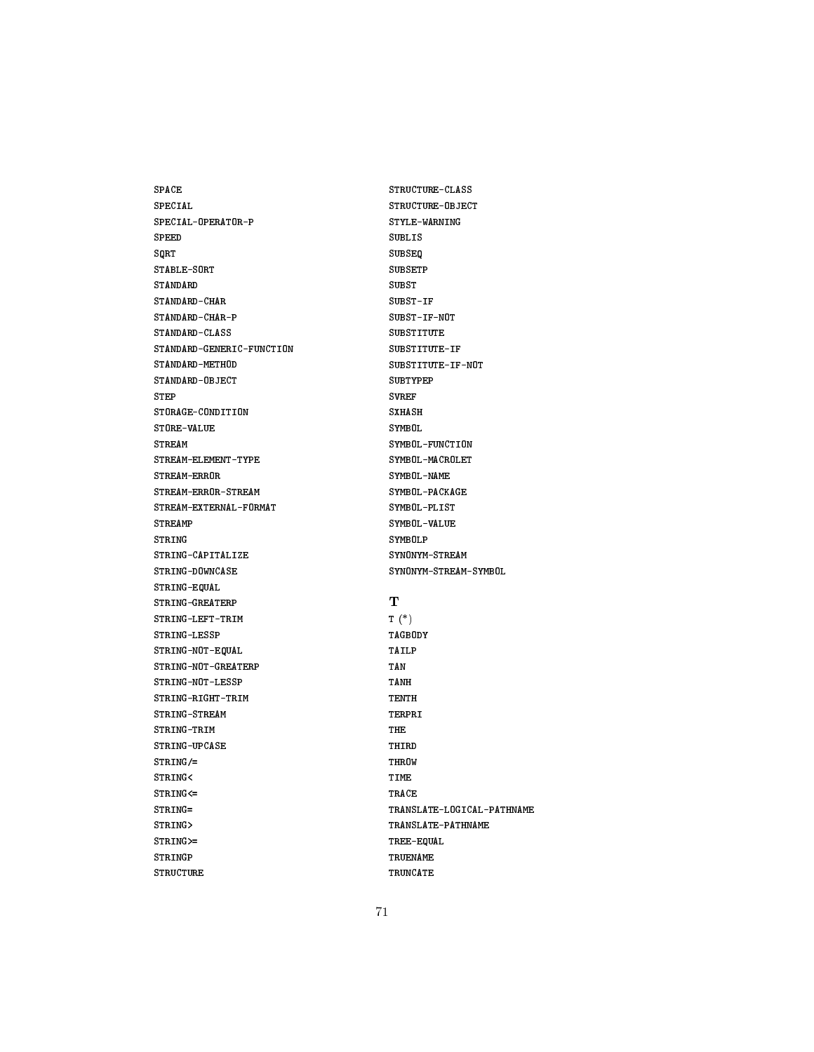SPACE
SPECIAL
SPECIAL-OPERATOR-P
SPEED
SQRT
STABLE-SORT
STANDARD
STANDARD-CHAR
STANDARD-CHAR-P
STANDARD-CLASS
STANDARD-GENERIC-FUNCTION
STANDARD-METHOD
STANDARD-OBJECT
STEP
STORAGE-CONDITION
STORE-VALUE
STREAM
STREAM-ELEMENT-TYPE
STREAM-ERROR
STREAM-ERROR-STREAM
STREAM-EXTERNAL-FORMAT
STREAMP
STRING
STRING-CAPITALIZE
STRING-DOWNCASE
STRING-EQUAL
STRING-GREATERP
STRING-LEFT-TRIM
STRING-LESSP
STRING-NOT-EQUAL
STRING-NOT-GREATERP
STRING-NOT-LESSP
STRING-RIGHT-TRIM
STRING-STREAM
STRING-TRIM
STRING-UPCASE
STRING/=
STRING<
STRING<=
STRING=
STRING>
STRING>=
STRINGP
STRUCTURE
STRUCTURE-CLASS
STRUCTURE-OBJECT
STYLE-WARNING
SUBLIS
SUBSEQ
SUBSETP
SUBST
SUBST-IF
SUBST-IF-NOT
SUBSTITUTE
SUBSTITUTE-IF
SUBSTITUTE-IF-NOT
SUBTYPEP
SVREF
SXHASH
SYMBOL
SYMBOL-FUNCTION
SYMBOL-MACROLET
SYMBOL-NAME
SYMBOL-PACKAGE
SYMBOL-PLIST
SYMBOL-VALUE
SYMBOLP
SYNONYM-STREAM
SYNONYM-STREAM-SYMBOL

**T**

T (*)
TAGBODY
TAILP
TAN
TANH
TENTH
TERPRI
THE
THIRD
THROW
TIME
TRACE
TRANSLATE-LOGICAL-PATHNAME
TRANSLATE-PATHNAME
TREE-EQUAL
TRUENAME
TRUNCATE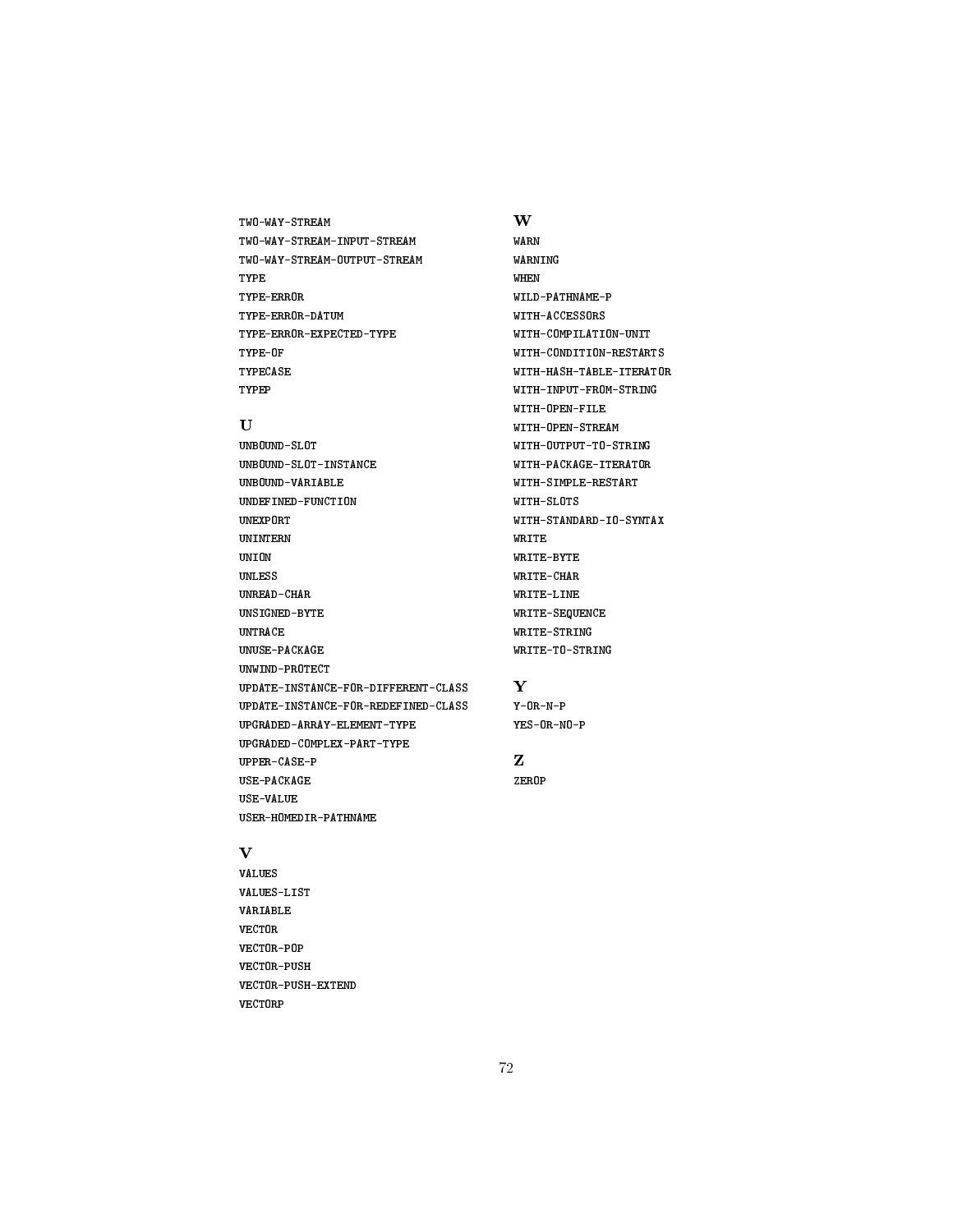TWO-WAY-STREAM
TWO-WAY-STREAM-INPUT-STREAM
TWO-WAY-STREAM-OUTPUT-STREAM
TYPE
TYPE-ERROR
TYPE-ERROR-DATUM
TYPE-ERROR-EXPECTED-TYPE
TYPE-OF
TYPECASE
TYPEP

## U

UNBOUND-SLOT
UNBOUND-SLOT-INSTANCE
UNBOUND-VARIABLE
UNDEFINED-FUNCTION
UNEXPORT
UNINTERN
UNION
UNLESS
UNREAD-CHAR
UNSIGNED-BYTE
UNTRACE
UNUSE-PACKAGE
UNWIND-PROTECT
UPDATE-INSTANCE-FOR-DIFFERENT-CLASS
UPDATE-INSTANCE-FOR-REDEFINED-CLASS
UPGRADED-ARRAY-ELEMENT-TYPE
UPGRADED-COMPLEX-PART-TYPE
UPPER-CASE-P
USE-PACKAGE
USE-VALUE
USER-HOMEDIR-PATHNAME

## V

VALUES
VALUES-LIST
VARIABLE
VECTOR
VECTOR-POP
VECTOR-PUSH
VECTOR-PUSH-EXTEND
VECTORP

## W

WARN
WARNING
WHEN
WILD-PATHNAME-P
WITH-ACCESSORS
WITH-COMPILATION-UNIT
WITH-CONDITION-RESTARTS
WITH-HASH-TABLE-ITERATOR
WITH-INPUT-FROM-STRING
WITH-OPEN-FILE
WITH-OPEN-STREAM
WITH-OUTPUT-TO-STRING
WITH-PACKAGE-ITERATOR
WITH-SIMPLE-RESTART
WITH-SLOTS
WITH-STANDARD-IO-SYNTAX
WRITE
WRITE-BYTE
WRITE-CHAR
WRITE-LINE
WRITE-SEQUENCE
WRITE-STRING
WRITE-TO-STRING

## Y

Y-OR-N-P
YES-OR-NO-P

## Z

ZEROP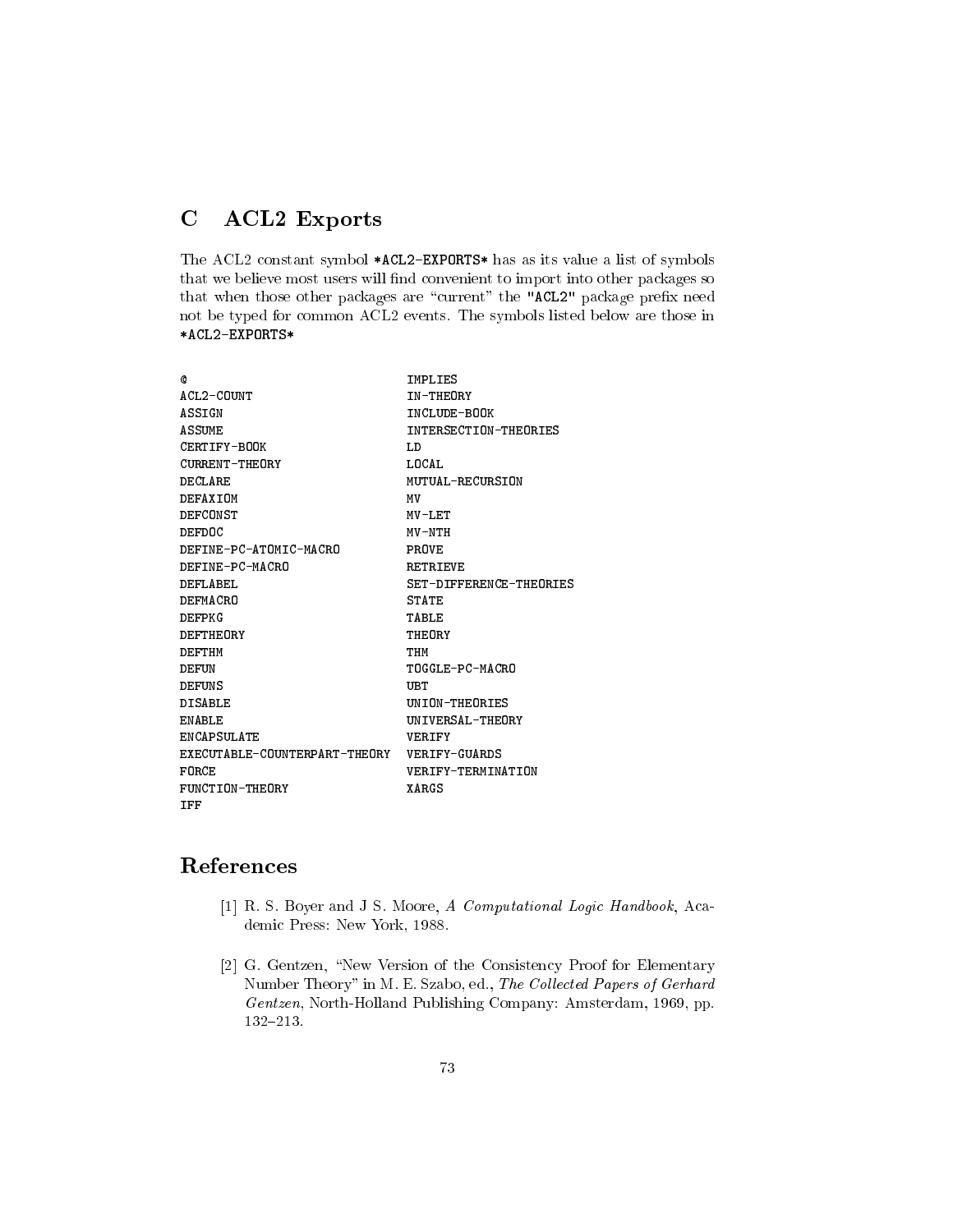## C ACL2 Exports

The ACL2 constant symbol `*ACL2-EXPORTS*` has as its value a list of symbols that we believe most users will find convenient to import into other packages so that when those other packages are "current" the `"ACL2"` package prefix need not be typed for common ACL2 events. The symbols listed below are those in `*ACL2-EXPORTS*`

```
@                               IMPLIES
ACL2-COUNT                      IN-THEORY
ASSIGN                          INCLUDE-BOOK
ASSUME                          INTERSECTION-THEORIES
CERTIFY-BOOK                    LD
CURRENT-THEORY                  LOCAL
DECLARE                         MUTUAL-RECURSION
DEFAXIOM                        MV
DEFCONST                        MV-LET
DEFDOC                          MV-NTH
DEFINE-PC-ATOMIC-MACRO          PROVE
DEFINE-PC-MACRO                 RETRIEVE
DEFLABEL                        SET-DIFFERENCE-THEORIES
DEFMACRO                        STATE
DEFPKG                          TABLE
DEFTHEORY                       THEORY
DEFTHM                          THM
DEFUN                           TOGGLE-PC-MACRO
DEFUNS                          UBT
DISABLE                         UNION-THEORIES
ENABLE                          UNIVERSAL-THEORY
ENCAPSULATE                     VERIFY
EXECUTABLE-COUNTERPART-THEORY   VERIFY-GUARDS
FORCE                           VERIFY-TERMINATION
FUNCTION-THEORY                 XARGS
IFF
```

# References

[1] R. S. Boyer and J S. Moore, *A Computational Logic Handbook*, Academic Press: New York, 1988.

[2] G. Gentzen, "New Version of the Consistency Proof for Elementary Number Theory" in M. E. Szabo, ed., *The Collected Papers of Gerhard Gentzen*, North-Holland Publishing Company: Amsterdam, 1969, pp. 132–213.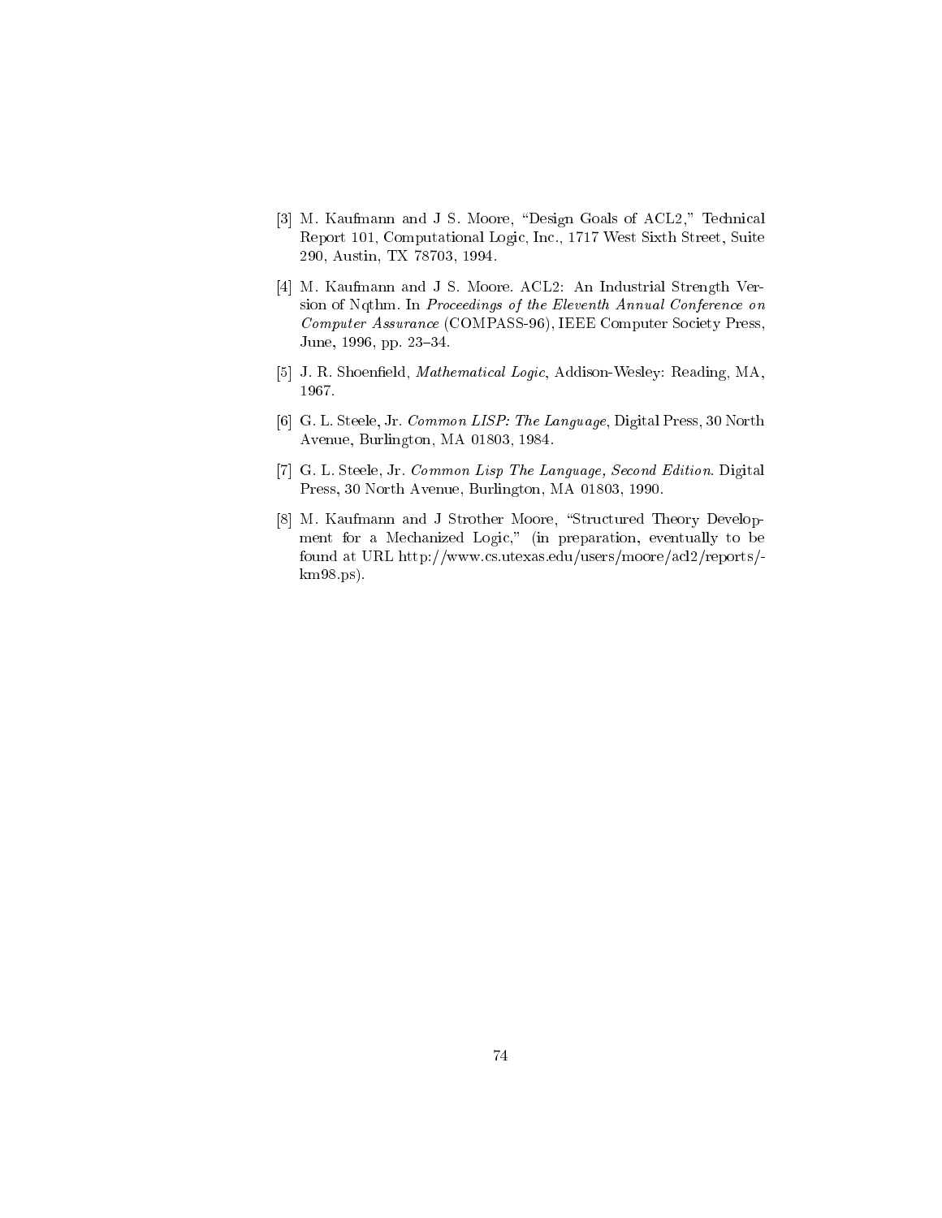[3] M. Kaufmann and J S. Moore, "Design Goals of ACL2," Technical Report 101, Computational Logic, Inc., 1717 West Sixth Street, Suite 290, Austin, TX 78703, 1994.

[4] M. Kaufmann and J S. Moore. ACL2: An Industrial Strength Version of Nqthm. In *Proceedings of the Eleventh Annual Conference on Computer Assurance* (COMPASS-96), IEEE Computer Society Press, June, 1996, pp. 23–34.

[5] J. R. Shoenfield, *Mathematical Logic*, Addison-Wesley: Reading, MA, 1967.

[6] G. L. Steele, Jr. *Common LISP: The Language*, Digital Press, 30 North Avenue, Burlington, MA 01803, 1984.

[7] G. L. Steele, Jr. *Common Lisp The Language, Second Edition*. Digital Press, 30 North Avenue, Burlington, MA 01803, 1990.

[8] M. Kaufmann and J Strother Moore, "Structured Theory Development for a Mechanized Logic," (in preparation, eventually to be found at URL http://www.cs.utexas.edu/users/moore/acl2/reports/-km98.ps).